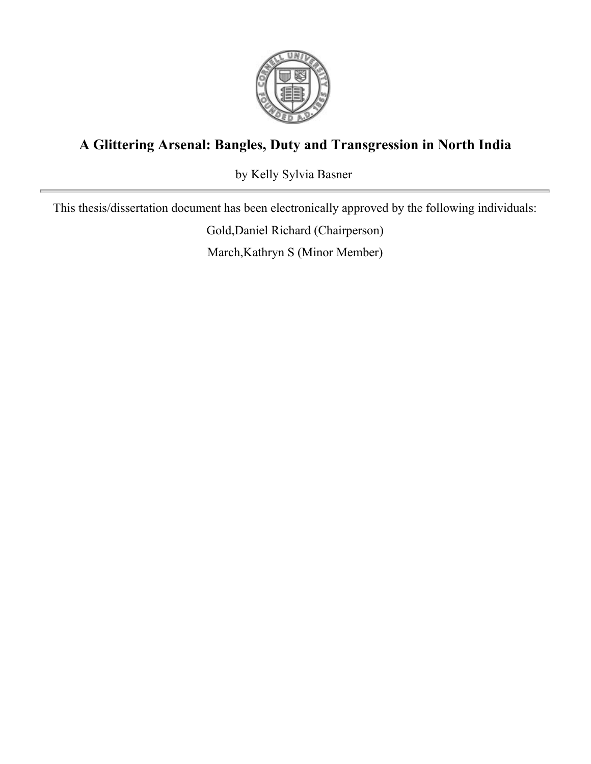# A Glittering Arsenal: Bangles, Duty and Transgression in North India

by Kelly Sylvia Basner

---

This thesis/dissertation document has been electronically approved by the following individuals:

Gold,Daniel Richard (Chairperson)

March,Kathryn S (Minor Member)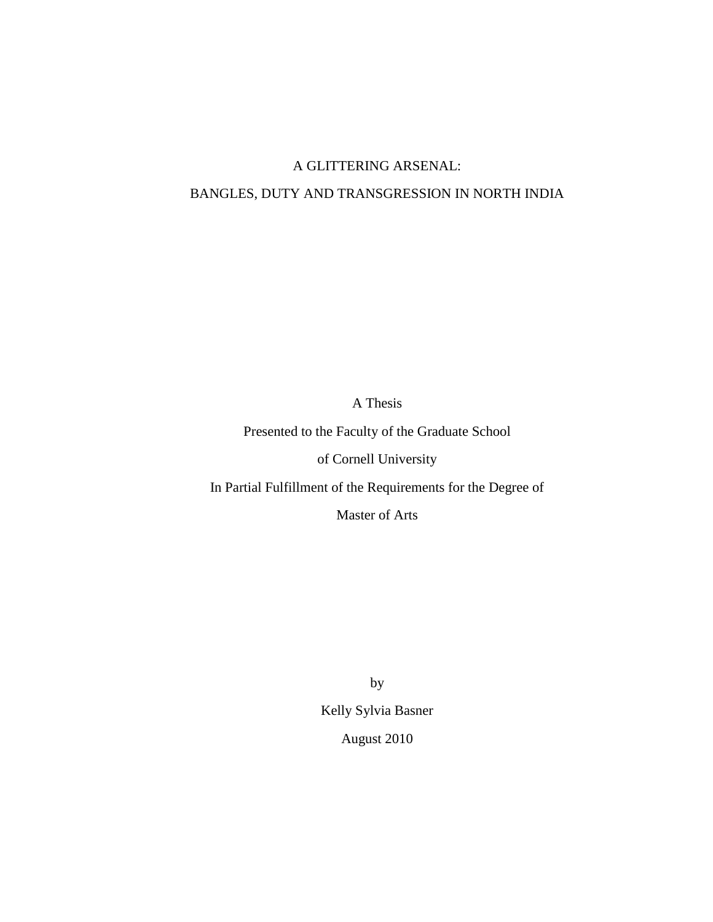# A GLITTERING ARSENAL:

# BANGLES, DUTY AND TRANSGRESSION IN NORTH INDIA

A Thesis

Presented to the Faculty of the Graduate School

of Cornell University

In Partial Fulfillment of the Requirements for the Degree of

Master of Arts

by

Kelly Sylvia Basner

August 2010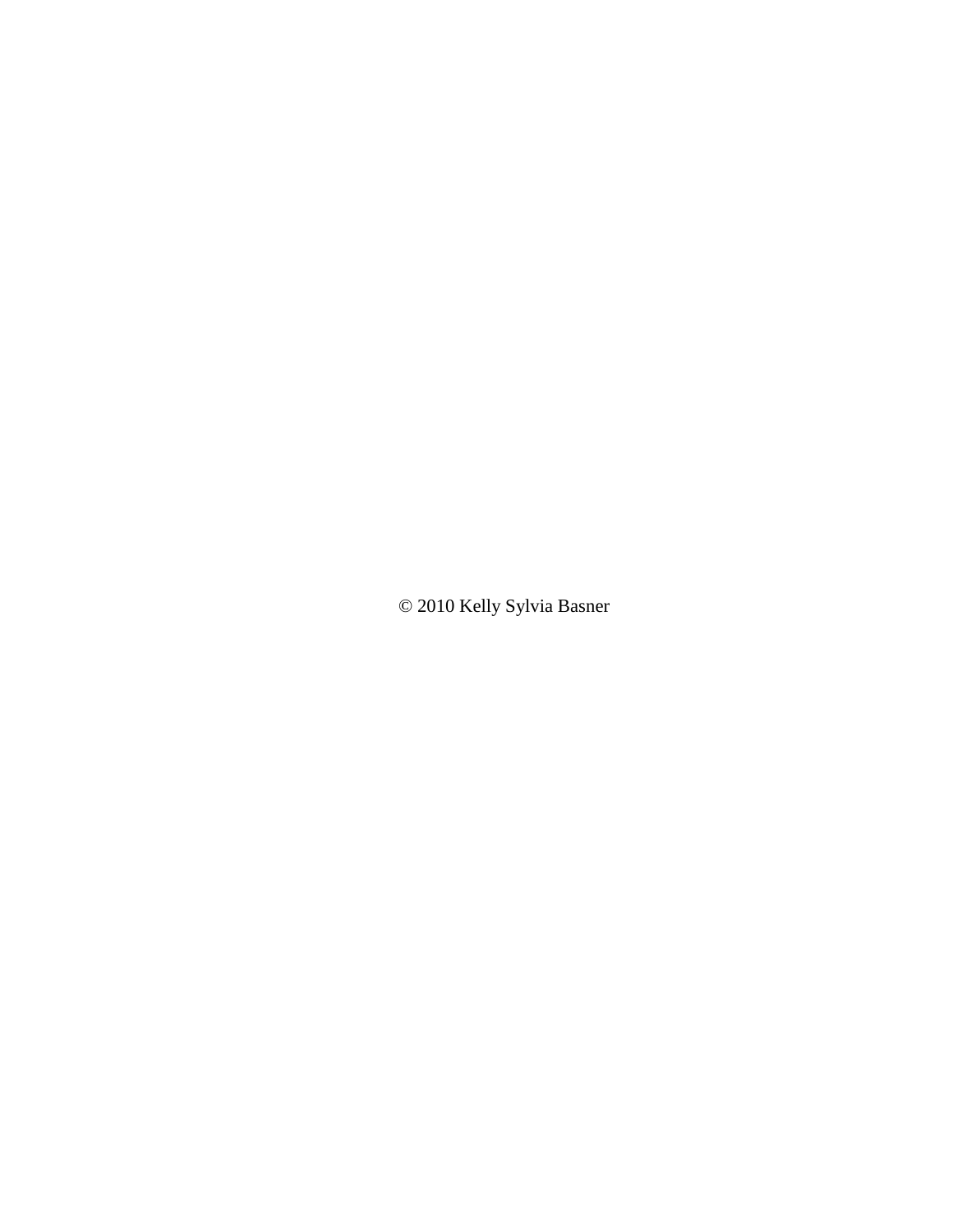© 2010 Kelly Sylvia Basner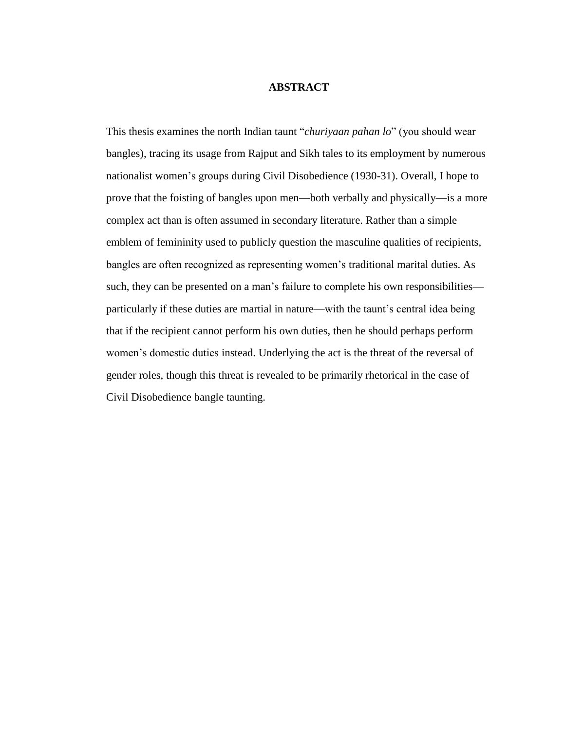# ABSTRACT

This thesis examines the north Indian taunt "*churiyaan pahan lo*" (you should wear bangles), tracing its usage from Rajput and Sikh tales to its employment by numerous nationalist women's groups during Civil Disobedience (1930-31). Overall, I hope to prove that the foisting of bangles upon men—both verbally and physically—is a more complex act than is often assumed in secondary literature. Rather than a simple emblem of femininity used to publicly question the masculine qualities of recipients, bangles are often recognized as representing women's traditional marital duties. As such, they can be presented on a man's failure to complete his own responsibilities—particularly if these duties are martial in nature—with the taunt's central idea being that if the recipient cannot perform his own duties, then he should perhaps perform women's domestic duties instead. Underlying the act is the threat of the reversal of gender roles, though this threat is revealed to be primarily rhetorical in the case of Civil Disobedience bangle taunting.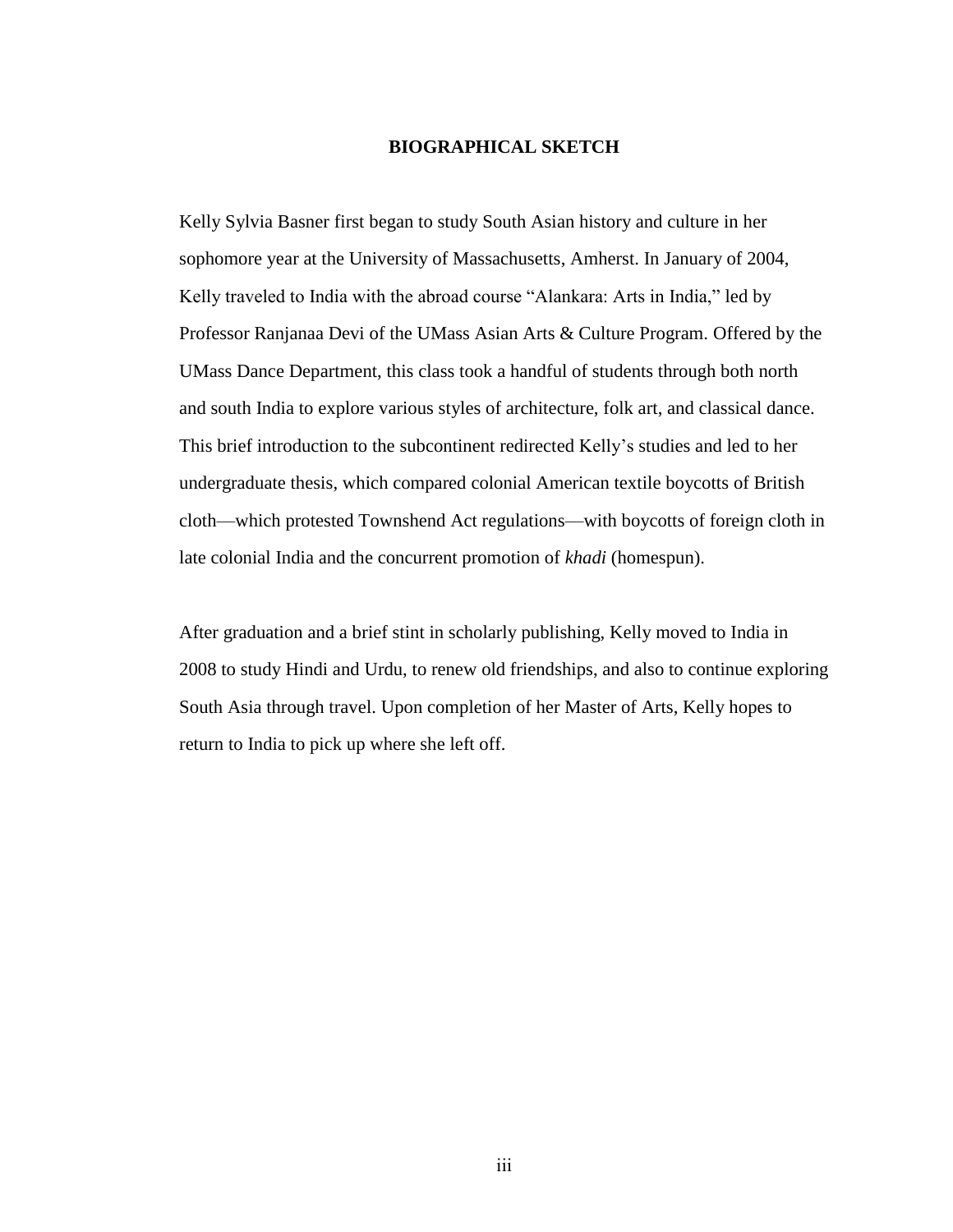## BIOGRAPHICAL SKETCH

Kelly Sylvia Basner first began to study South Asian history and culture in her sophomore year at the University of Massachusetts, Amherst. In January of 2004, Kelly traveled to India with the abroad course “Alankara: Arts in India,” led by Professor Ranjanaa Devi of the UMass Asian Arts & Culture Program. Offered by the UMass Dance Department, this class took a handful of students through both north and south India to explore various styles of architecture, folk art, and classical dance. This brief introduction to the subcontinent redirected Kelly’s studies and led to her undergraduate thesis, which compared colonial American textile boycotts of British cloth—which protested Townshend Act regulations—with boycotts of foreign cloth in late colonial India and the concurrent promotion of *khadi* (homespun).

After graduation and a brief stint in scholarly publishing, Kelly moved to India in 2008 to study Hindi and Urdu, to renew old friendships, and also to continue exploring South Asia through travel. Upon completion of her Master of Arts, Kelly hopes to return to India to pick up where she left off.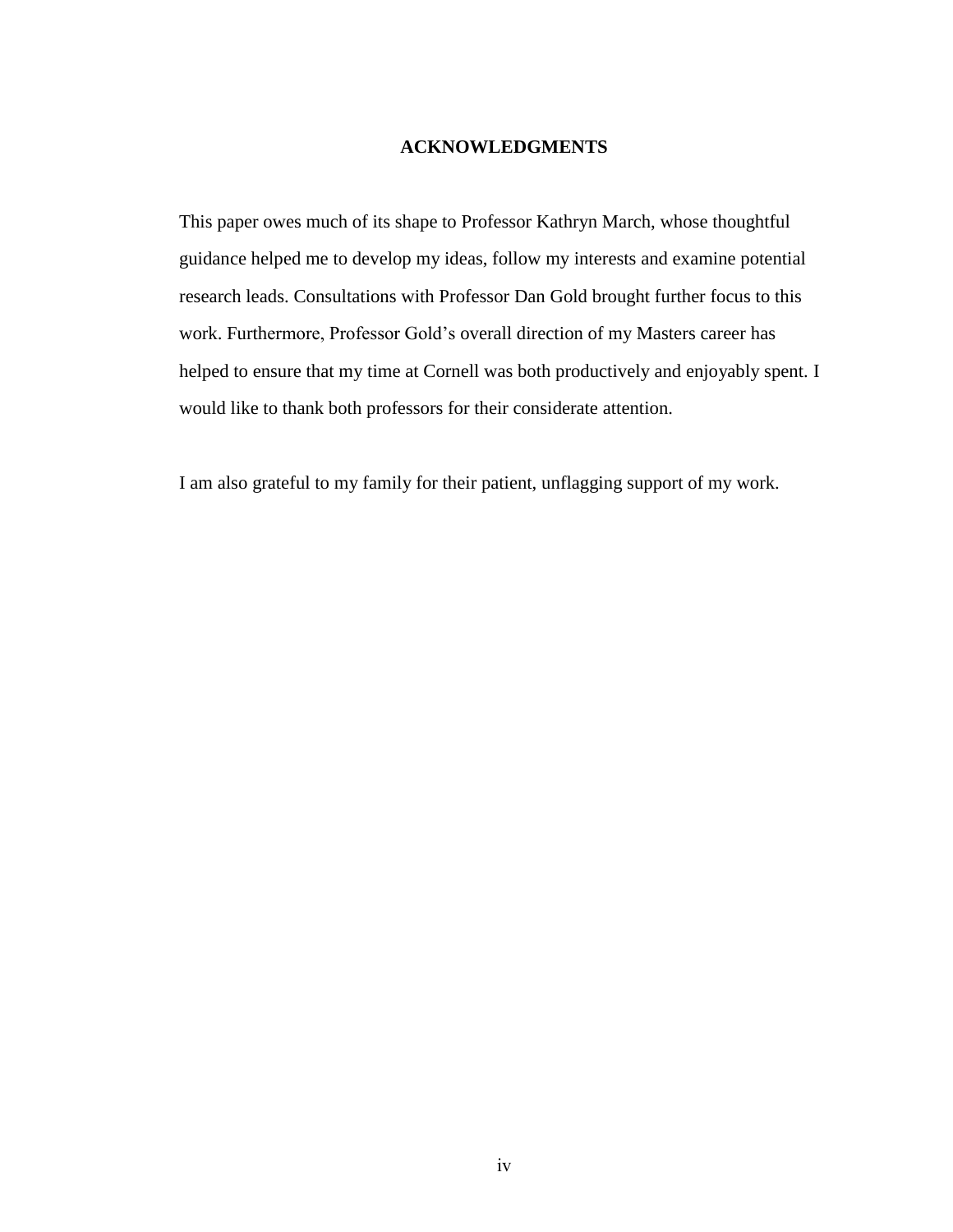## ACKNOWLEDGMENTS

This paper owes much of its shape to Professor Kathryn March, whose thoughtful guidance helped me to develop my ideas, follow my interests and examine potential research leads. Consultations with Professor Dan Gold brought further focus to this work. Furthermore, Professor Gold's overall direction of my Masters career has helped to ensure that my time at Cornell was both productively and enjoyably spent. I would like to thank both professors for their considerate attention.

I am also grateful to my family for their patient, unflagging support of my work.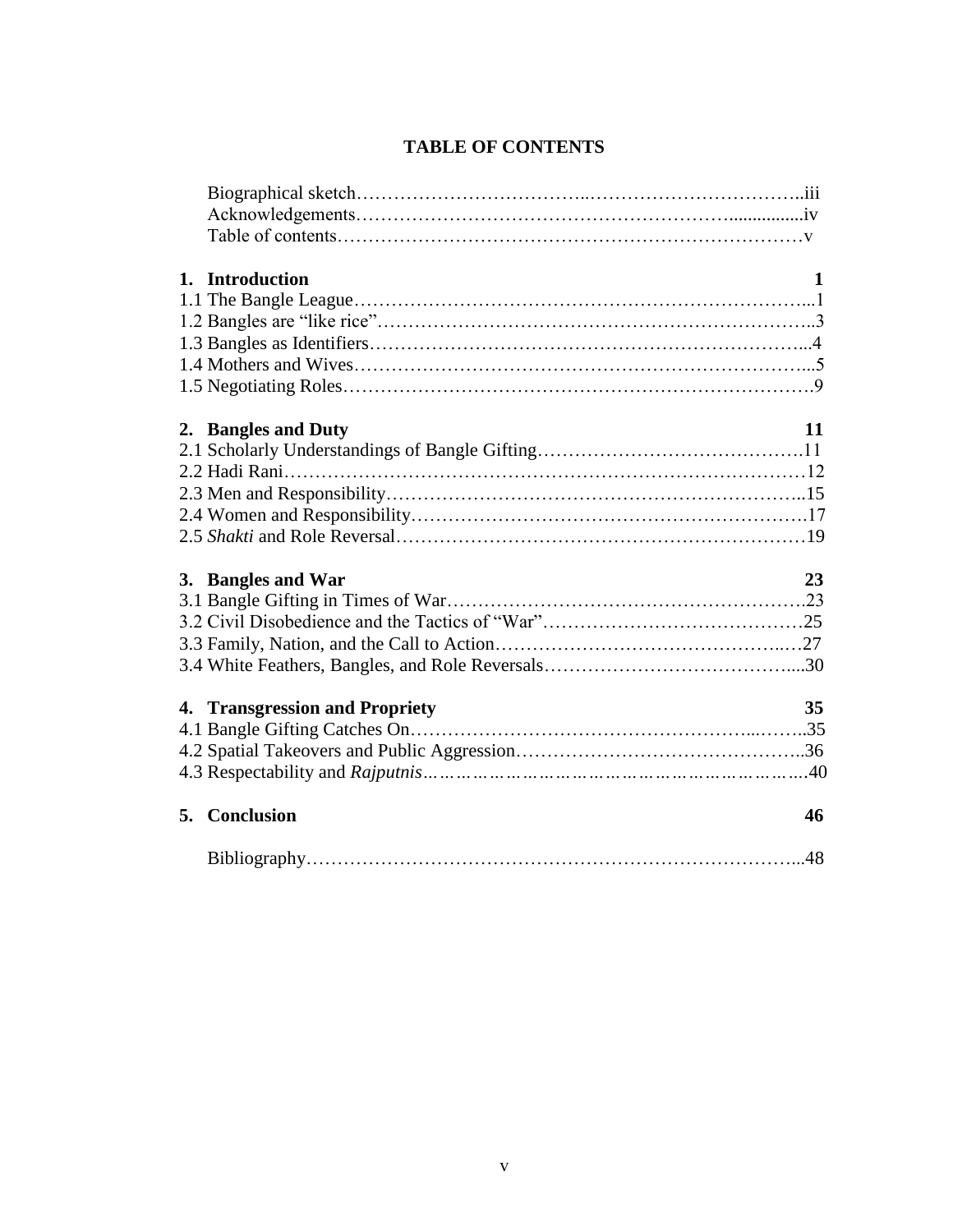# TABLE OF CONTENTS

Biographical sketch ... iii
Acknowledgements ... iv
Table of contents ... v

**1. Introduction** **1**

1.1 The Bangle League ... 1
1.2 Bangles are "like rice" ... 3
1.3 Bangles as Identifiers ... 4
1.4 Mothers and Wives ... 5
1.5 Negotiating Roles ... 9

**2. Bangles and Duty** **11**

2.1 Scholarly Understandings of Bangle Gifting ... 11
2.2 Hadi Rani ... 12
2.3 Men and Responsibility ... 15
2.4 Women and Responsibility ... 17
2.5 *Shakti* and Role Reversal ... 19

**3. Bangles and War** **23**

3.1 Bangle Gifting in Times of War ... 23
3.2 Civil Disobedience and the Tactics of "War" ... 25
3.3 Family, Nation, and the Call to Action ... 27
3.4 White Feathers, Bangles, and Role Reversals ... 30

**4. Transgression and Propriety** **35**

4.1 Bangle Gifting Catches On ... 35
4.2 Spatial Takeovers and Public Aggression ... 36
4.3 Respectability and *Rajputnis* ... 40

**5. Conclusion** **46**

Bibliography ... 48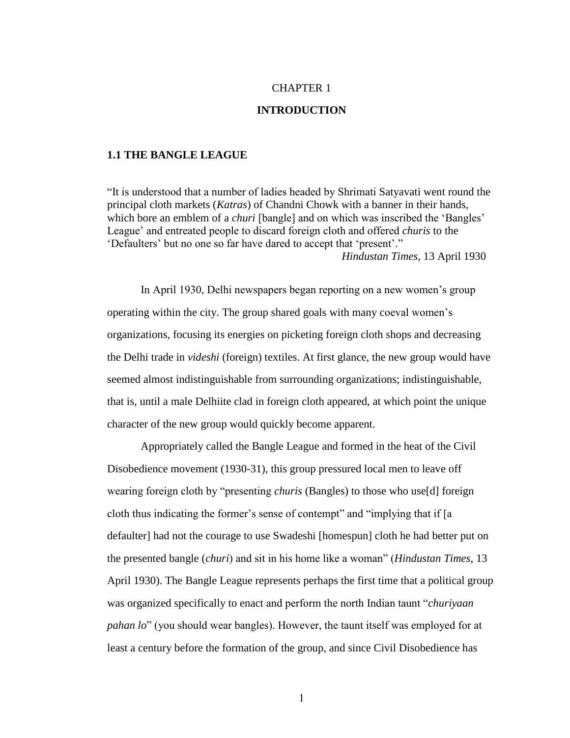# CHAPTER 1

# INTRODUCTION

## 1.1 THE BANGLE LEAGUE

"It is understood that a number of ladies headed by Shrimati Satyavati went round the principal cloth markets (*Katras*) of Chandni Chowk with a banner in their hands, which bore an emblem of a *churi* [bangle] and on which was inscribed the 'Bangles' League' and entreated people to discard foreign cloth and offered *churis* to the 'Defaulters' but no one so far have dared to accept that 'present'."

*Hindustan Times*, 13 April 1930

In April 1930, Delhi newspapers began reporting on a new women's group operating within the city. The group shared goals with many coeval women's organizations, focusing its energies on picketing foreign cloth shops and decreasing the Delhi trade in *videshi* (foreign) textiles. At first glance, the new group would have seemed almost indistinguishable from surrounding organizations; indistinguishable, that is, until a male Delhiite clad in foreign cloth appeared, at which point the unique character of the new group would quickly become apparent.

Appropriately called the Bangle League and formed in the heat of the Civil Disobedience movement (1930-31), this group pressured local men to leave off wearing foreign cloth by "presenting *churis* (Bangles) to those who use[d] foreign cloth thus indicating the former's sense of contempt" and "implying that if [a defaulter] had not the courage to use Swadeshi [homespun] cloth he had better put on the presented bangle (*churi*) and sit in his home like a woman" (*Hindustan Times*, 13 April 1930). The Bangle League represents perhaps the first time that a political group was organized specifically to enact and perform the north Indian taunt "*churiyaan pahan lo*" (you should wear bangles). However, the taunt itself was employed for at least a century before the formation of the group, and since Civil Disobedience has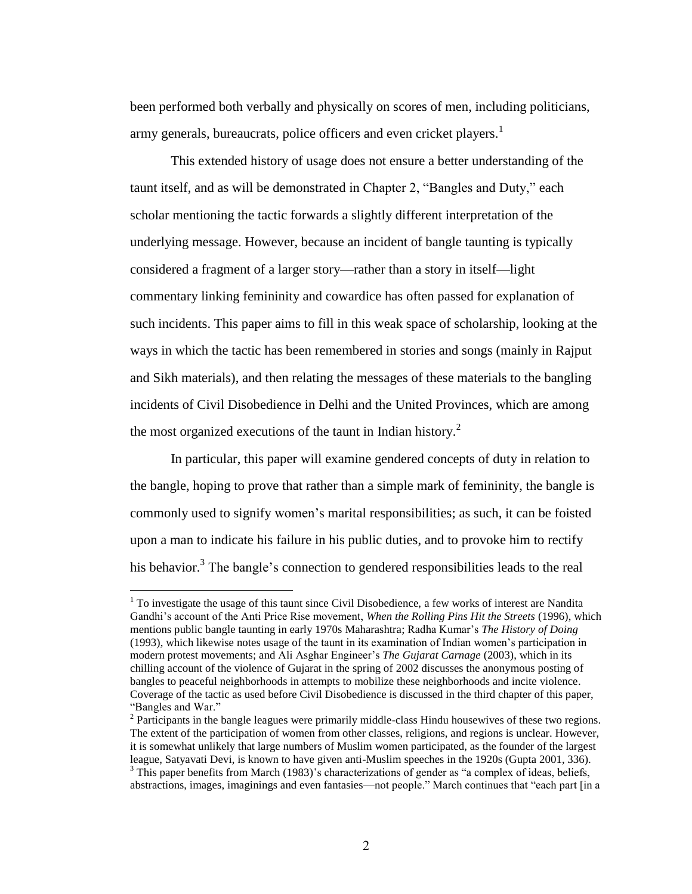been performed both verbally and physically on scores of men, including politicians, army generals, bureaucrats, police officers and even cricket players.[1]

This extended history of usage does not ensure a better understanding of the taunt itself, and as will be demonstrated in Chapter 2, "Bangles and Duty," each scholar mentioning the tactic forwards a slightly different interpretation of the underlying message. However, because an incident of bangle taunting is typically considered a fragment of a larger story—rather than a story in itself—light commentary linking femininity and cowardice has often passed for explanation of such incidents. This paper aims to fill in this weak space of scholarship, looking at the ways in which the tactic has been remembered in stories and songs (mainly in Rajput and Sikh materials), and then relating the messages of these materials to the bangling incidents of Civil Disobedience in Delhi and the United Provinces, which are among the most organized executions of the taunt in Indian history.[2]

In particular, this paper will examine gendered concepts of duty in relation to the bangle, hoping to prove that rather than a simple mark of femininity, the bangle is commonly used to signify women's marital responsibilities; as such, it can be foisted upon a man to indicate his failure in his public duties, and to provoke him to rectify his behavior.[3] The bangle's connection to gendered responsibilities leads to the real

---

[1] To investigate the usage of this taunt since Civil Disobedience, a few works of interest are Nandita Gandhi's account of the Anti Price Rise movement, *When the Rolling Pins Hit the Streets* (1996), which mentions public bangle taunting in early 1970s Maharashtra; Radha Kumar's *The History of Doing* (1993), which likewise notes usage of the taunt in its examination of Indian women's participation in modern protest movements; and Ali Asghar Engineer's *The Gujarat Carnage* (2003), which in its chilling account of the violence of Gujarat in the spring of 2002 discusses the anonymous posting of bangles to peaceful neighborhoods in attempts to mobilize these neighborhoods and incite violence. Coverage of the tactic as used before Civil Disobedience is discussed in the third chapter of this paper, "Bangles and War."

[2] Participants in the bangle leagues were primarily middle-class Hindu housewives of these two regions. The extent of the participation of women from other classes, religions, and regions is unclear. However, it is somewhat unlikely that large numbers of Muslim women participated, as the founder of the largest league, Satyavati Devi, is known to have given anti-Muslim speeches in the 1920s (Gupta 2001, 336).

[3] This paper benefits from March (1983)'s characterizations of gender as "a complex of ideas, beliefs, abstractions, images, imaginings and even fantasies—not people." March continues that "each part [in a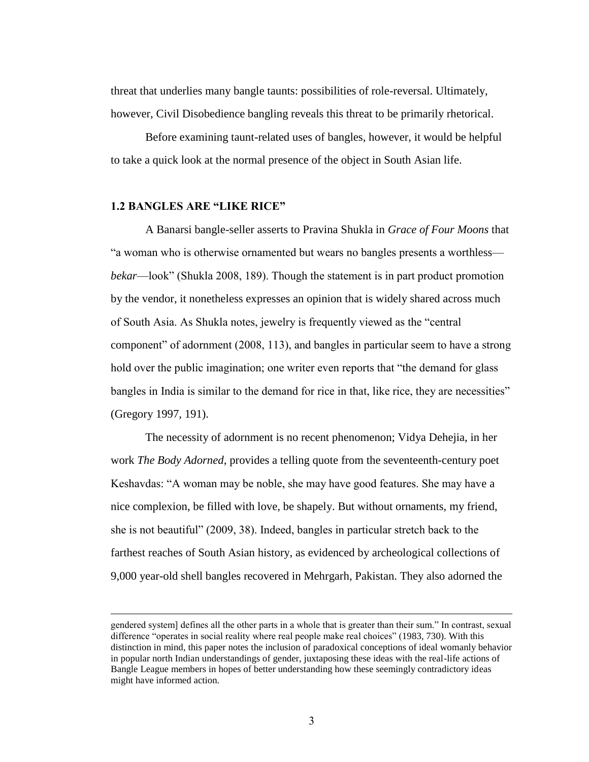threat that underlies many bangle taunts: possibilities of role-reversal. Ultimately, however, Civil Disobedience bangling reveals this threat to be primarily rhetorical.

Before examining taunt-related uses of bangles, however, it would be helpful to take a quick look at the normal presence of the object in South Asian life.

### 1.2 BANGLES ARE "LIKE RICE"

A Banarsi bangle-seller asserts to Pravina Shukla in *Grace of Four Moons* that "a woman who is otherwise ornamented but wears no bangles presents a worthless—*bekar*—look" (Shukla 2008, 189). Though the statement is in part product promotion by the vendor, it nonetheless expresses an opinion that is widely shared across much of South Asia. As Shukla notes, jewelry is frequently viewed as the "central component" of adornment (2008, 113), and bangles in particular seem to have a strong hold over the public imagination; one writer even reports that "the demand for glass bangles in India is similar to the demand for rice in that, like rice, they are necessities" (Gregory 1997, 191).

The necessity of adornment is no recent phenomenon; Vidya Dehejia, in her work *The Body Adorned*, provides a telling quote from the seventeenth-century poet Keshavdas: "A woman may be noble, she may have good features. She may have a nice complexion, be filled with love, be shapely. But without ornaments, my friend, she is not beautiful" (2009, 38). Indeed, bangles in particular stretch back to the farthest reaches of South Asian history, as evidenced by archeological collections of 9,000 year-old shell bangles recovered in Mehrgarh, Pakistan. They also adorned the

---

gendered system] defines all the other parts in a whole that is greater than their sum." In contrast, sexual difference "operates in social reality where real people make real choices" (1983, 730). With this distinction in mind, this paper notes the inclusion of paradoxical conceptions of ideal womanly behavior in popular north Indian understandings of gender, juxtaposing these ideas with the real-life actions of Bangle League members in hopes of better understanding how these seemingly contradictory ideas might have informed action.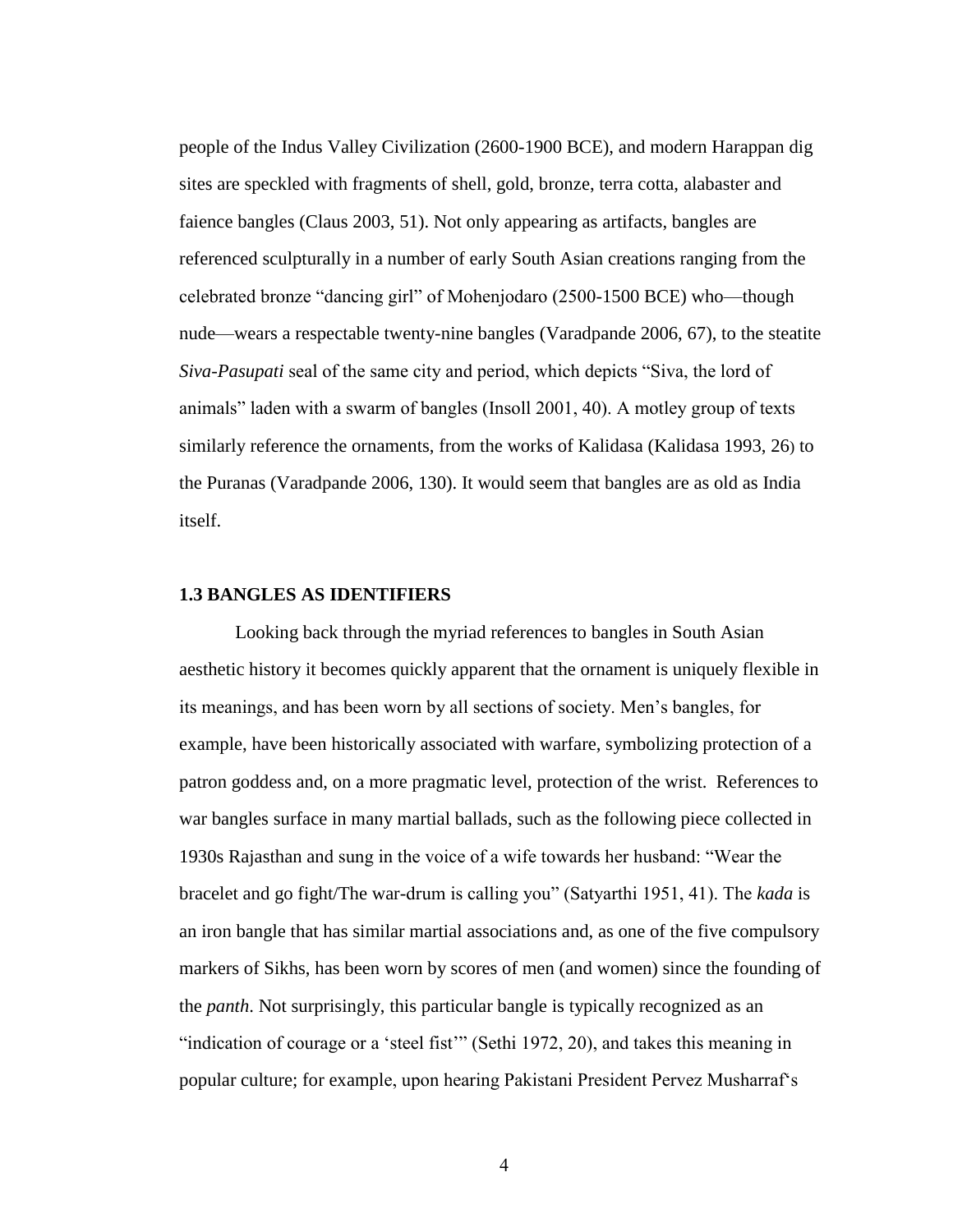people of the Indus Valley Civilization (2600-1900 BCE), and modern Harappan dig sites are speckled with fragments of shell, gold, bronze, terra cotta, alabaster and faience bangles (Claus 2003, 51). Not only appearing as artifacts, bangles are referenced sculpturally in a number of early South Asian creations ranging from the celebrated bronze "dancing girl" of Mohenjodaro (2500-1500 BCE) who—though nude—wears a respectable twenty-nine bangles (Varadpande 2006, 67), to the steatite *Siva-Pasupati* seal of the same city and period, which depicts "Siva, the lord of animals" laden with a swarm of bangles (Insoll 2001, 40). A motley group of texts similarly reference the ornaments, from the works of Kalidasa (Kalidasa 1993, 26) to the Puranas (Varadpande 2006, 130). It would seem that bangles are as old as India itself.

### 1.3 BANGLES AS IDENTIFIERS

Looking back through the myriad references to bangles in South Asian aesthetic history it becomes quickly apparent that the ornament is uniquely flexible in its meanings, and has been worn by all sections of society. Men's bangles, for example, have been historically associated with warfare, symbolizing protection of a patron goddess and, on a more pragmatic level, protection of the wrist. References to war bangles surface in many martial ballads, such as the following piece collected in 1930s Rajasthan and sung in the voice of a wife towards her husband: "Wear the bracelet and go fight/The war-drum is calling you" (Satyarthi 1951, 41). The *kada* is an iron bangle that has similar martial associations and, as one of the five compulsory markers of Sikhs, has been worn by scores of men (and women) since the founding of the *panth*. Not surprisingly, this particular bangle is typically recognized as an "indication of courage or a 'steel fist'" (Sethi 1972, 20), and takes this meaning in popular culture; for example, upon hearing Pakistani President Pervez Musharraf's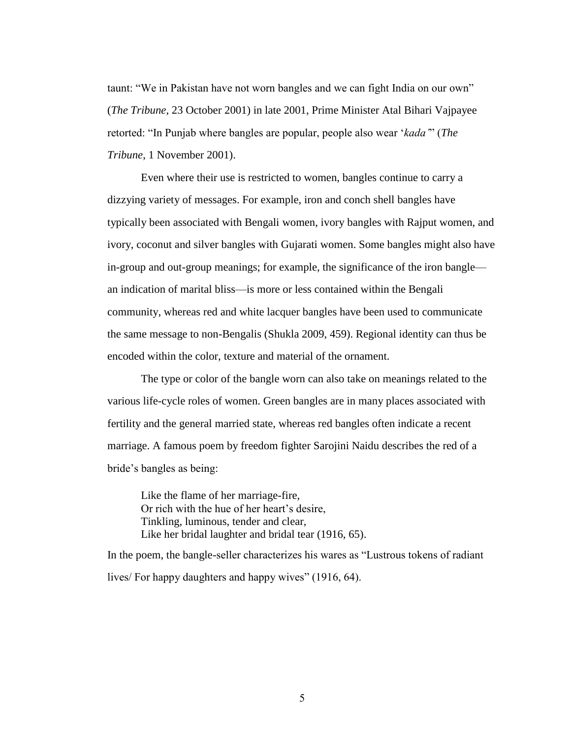taunt: "We in Pakistan have not worn bangles and we can fight India on our own" (*The Tribune*, 23 October 2001) in late 2001, Prime Minister Atal Bihari Vajpayee retorted: "In Punjab where bangles are popular, people also wear '*kada*'" (*The Tribune*, 1 November 2001).

Even where their use is restricted to women, bangles continue to carry a dizzying variety of messages. For example, iron and conch shell bangles have typically been associated with Bengali women, ivory bangles with Rajput women, and ivory, coconut and silver bangles with Gujarati women. Some bangles might also have in-group and out-group meanings; for example, the significance of the iron bangle—an indication of marital bliss—is more or less contained within the Bengali community, whereas red and white lacquer bangles have been used to communicate the same message to non-Bengalis (Shukla 2009, 459). Regional identity can thus be encoded within the color, texture and material of the ornament.

The type or color of the bangle worn can also take on meanings related to the various life-cycle roles of women. Green bangles are in many places associated with fertility and the general married state, whereas red bangles often indicate a recent marriage. A famous poem by freedom fighter Sarojini Naidu describes the red of a bride's bangles as being:

> Like the flame of her marriage-fire,
> Or rich with the hue of her heart's desire,
> Tinkling, luminous, tender and clear,
> Like her bridal laughter and bridal tear (1916, 65).

In the poem, the bangle-seller characterizes his wares as "Lustrous tokens of radiant lives/ For happy daughters and happy wives" (1916, 64).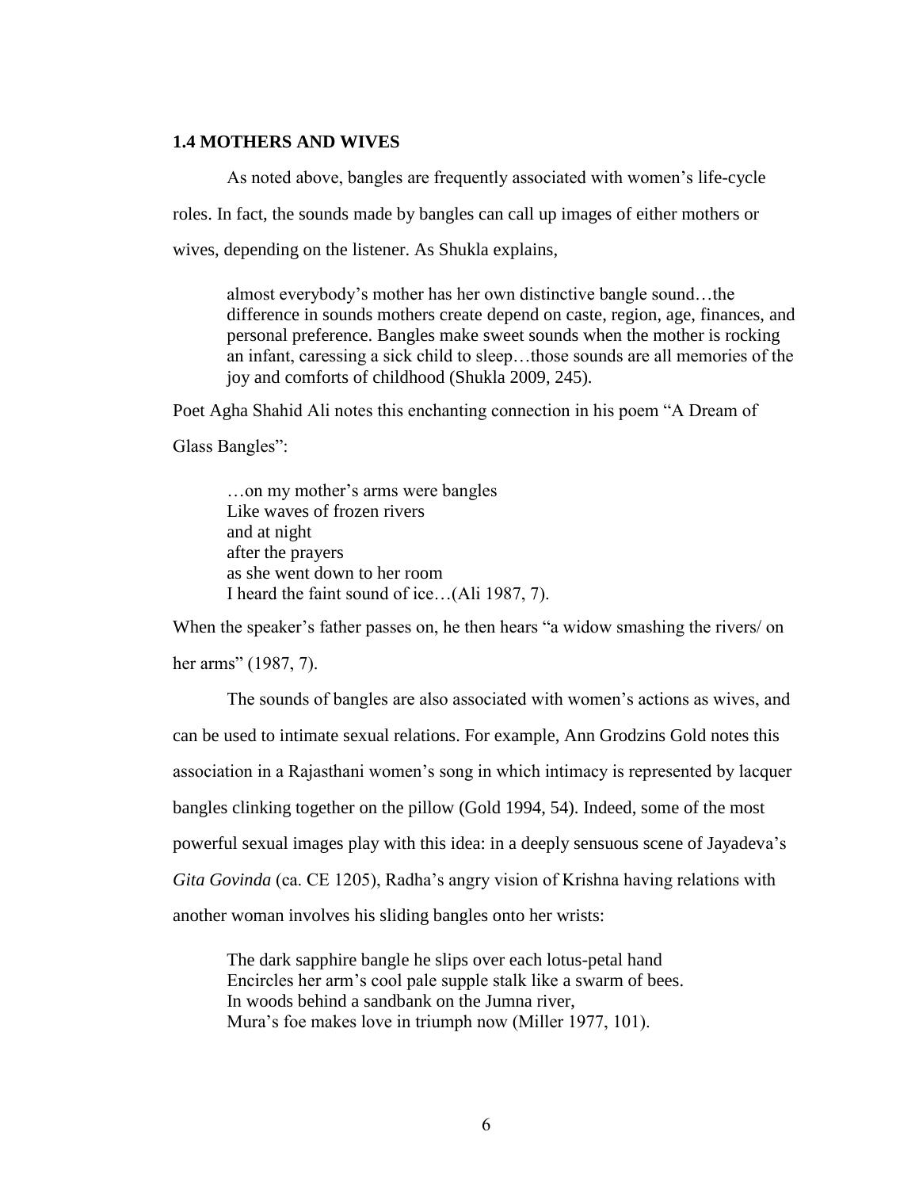### 1.4 MOTHERS AND WIVES

As noted above, bangles are frequently associated with women's life-cycle roles. In fact, the sounds made by bangles can call up images of either mothers or wives, depending on the listener. As Shukla explains,

> almost everybody's mother has her own distinctive bangle sound…the difference in sounds mothers create depend on caste, region, age, finances, and personal preference. Bangles make sweet sounds when the mother is rocking an infant, caressing a sick child to sleep…those sounds are all memories of the joy and comforts of childhood (Shukla 2009, 245).

Poet Agha Shahid Ali notes this enchanting connection in his poem "A Dream of Glass Bangles":

> …on my mother's arms were bangles  
> Like waves of frozen rivers  
> and at night  
> after the prayers  
> as she went down to her room  
> I heard the faint sound of ice…(Ali 1987, 7).

When the speaker's father passes on, he then hears "a widow smashing the rivers/ on her arms" (1987, 7).

The sounds of bangles are also associated with women's actions as wives, and can be used to intimate sexual relations. For example, Ann Grodzins Gold notes this association in a Rajasthani women's song in which intimacy is represented by lacquer bangles clinking together on the pillow (Gold 1994, 54). Indeed, some of the most powerful sexual images play with this idea: in a deeply sensuous scene of Jayadeva's *Gita Govinda* (ca. CE 1205), Radha's angry vision of Krishna having relations with another woman involves his sliding bangles onto her wrists:

> The dark sapphire bangle he slips over each lotus-petal hand  
> Encircles her arm's cool pale supple stalk like a swarm of bees.  
> In woods behind a sandbank on the Jumna river,  
> Mura's foe makes love in triumph now (Miller 1977, 101).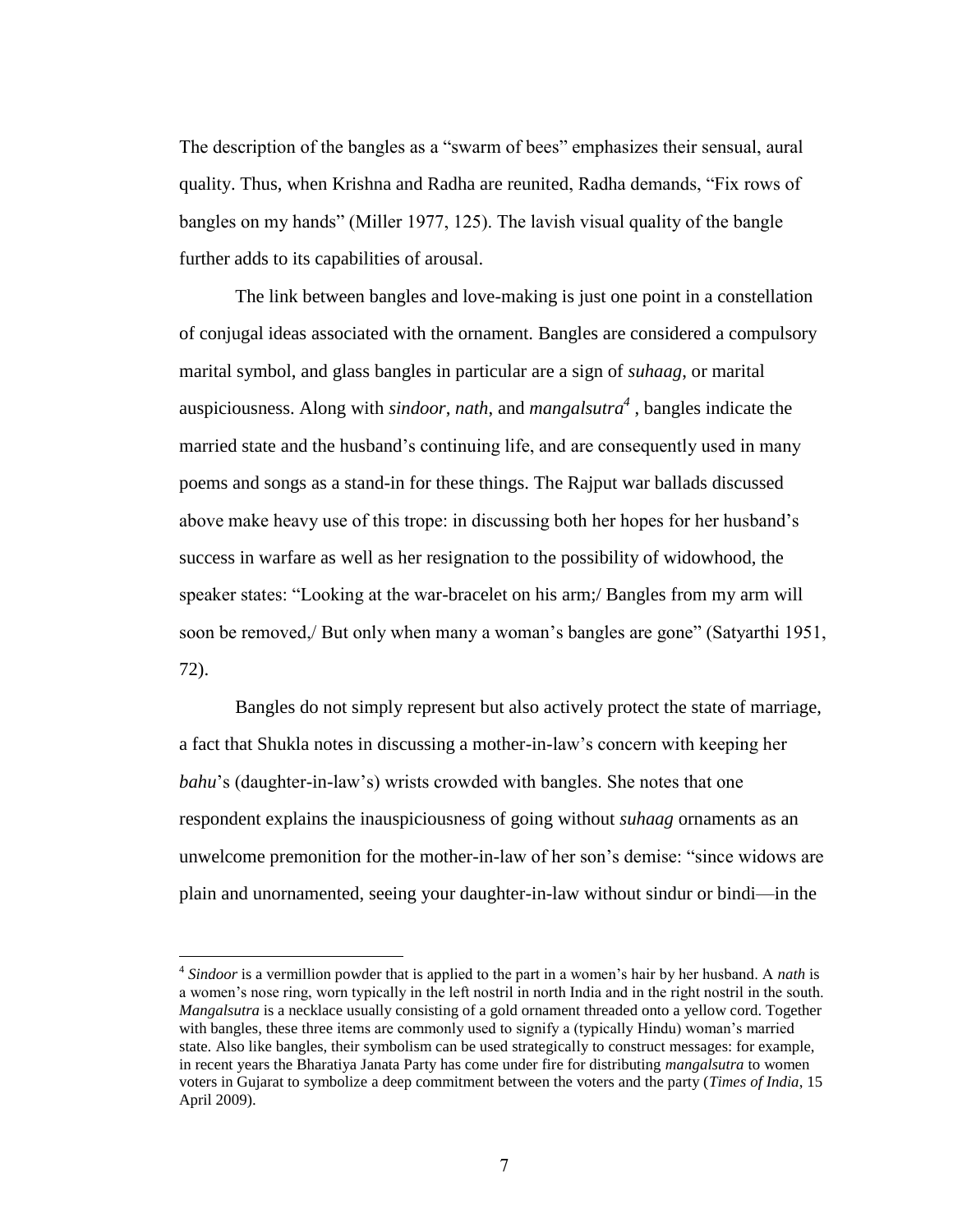The description of the bangles as a "swarm of bees" emphasizes their sensual, aural quality. Thus, when Krishna and Radha are reunited, Radha demands, "Fix rows of bangles on my hands" (Miller 1977, 125). The lavish visual quality of the bangle further adds to its capabilities of arousal.

The link between bangles and love-making is just one point in a constellation of conjugal ideas associated with the ornament. Bangles are considered a compulsory marital symbol, and glass bangles in particular are a sign of *suhaag*, or marital auspiciousness. Along with *sindoor*, *nath,* and *mangalsutra*[4] , bangles indicate the married state and the husband's continuing life, and are consequently used in many poems and songs as a stand-in for these things. The Rajput war ballads discussed above make heavy use of this trope: in discussing both her hopes for her husband's success in warfare as well as her resignation to the possibility of widowhood, the speaker states: "Looking at the war-bracelet on his arm;/ Bangles from my arm will soon be removed,/ But only when many a woman's bangles are gone" (Satyarthi 1951, 72).

Bangles do not simply represent but also actively protect the state of marriage, a fact that Shukla notes in discussing a mother-in-law's concern with keeping her *bahu*'s (daughter-in-law's) wrists crowded with bangles. She notes that one respondent explains the inauspiciousness of going without *suhaag* ornaments as an unwelcome premonition for the mother-in-law of her son's demise: "since widows are plain and unornamented, seeing your daughter-in-law without sindur or bindi—in the

[4] *Sindoor* is a vermillion powder that is applied to the part in a women's hair by her husband. A *nath* is a women's nose ring, worn typically in the left nostril in north India and in the right nostril in the south. *Mangalsutra* is a necklace usually consisting of a gold ornament threaded onto a yellow cord. Together with bangles, these three items are commonly used to signify a (typically Hindu) woman's married state. Also like bangles, their symbolism can be used strategically to construct messages: for example, in recent years the Bharatiya Janata Party has come under fire for distributing *mangalsutra* to women voters in Gujarat to symbolize a deep commitment between the voters and the party (*Times of India*, 15 April 2009).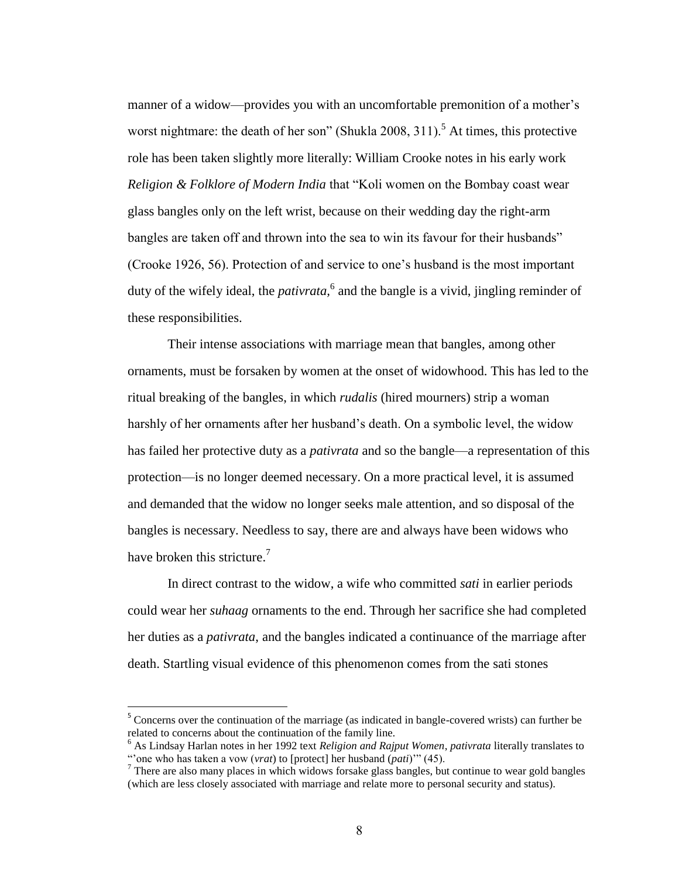manner of a widow—provides you with an uncomfortable premonition of a mother's worst nightmare: the death of her son" (Shukla 2008, 311).[5] At times, this protective role has been taken slightly more literally: William Crooke notes in his early work *Religion & Folklore of Modern India* that "Koli women on the Bombay coast wear glass bangles only on the left wrist, because on their wedding day the right-arm bangles are taken off and thrown into the sea to win its favour for their husbands" (Crooke 1926, 56). Protection of and service to one's husband is the most important duty of the wifely ideal, the *pativrata*,[6] and the bangle is a vivid, jingling reminder of these responsibilities.

Their intense associations with marriage mean that bangles, among other ornaments, must be forsaken by women at the onset of widowhood. This has led to the ritual breaking of the bangles, in which *rudalis* (hired mourners) strip a woman harshly of her ornaments after her husband's death. On a symbolic level, the widow has failed her protective duty as a *pativrata* and so the bangle—a representation of this protection—is no longer deemed necessary. On a more practical level, it is assumed and demanded that the widow no longer seeks male attention, and so disposal of the bangles is necessary. Needless to say, there are and always have been widows who have broken this stricture.[7]

In direct contrast to the widow, a wife who committed *sati* in earlier periods could wear her *suhaag* ornaments to the end. Through her sacrifice she had completed her duties as a *pativrata*, and the bangles indicated a continuance of the marriage after death. Startling visual evidence of this phenomenon comes from the sati stones

---

[5] Concerns over the continuation of the marriage (as indicated in bangle-covered wrists) can further be related to concerns about the continuation of the family line.

[6] As Lindsay Harlan notes in her 1992 text *Religion and Rajput Women*, *pativrata* literally translates to "'one who has taken a vow (*vrat*) to [protect] her husband (*pati*)'" (45).

[7] There are also many places in which widows forsake glass bangles, but continue to wear gold bangles (which are less closely associated with marriage and relate more to personal security and status).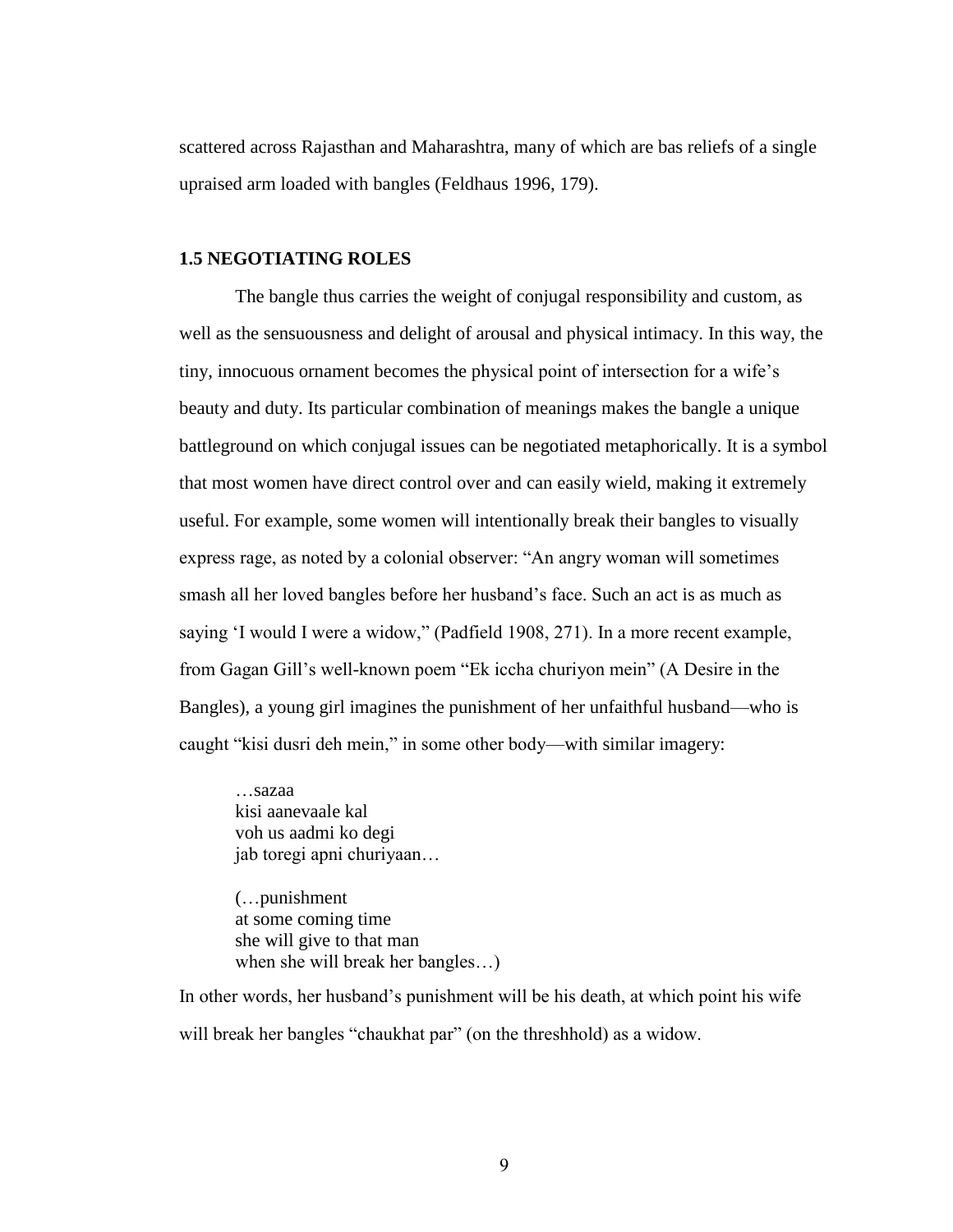scattered across Rajasthan and Maharashtra, many of which are bas reliefs of a single upraised arm loaded with bangles (Feldhaus 1996, 179).

### 1.5 NEGOTIATING ROLES

The bangle thus carries the weight of conjugal responsibility and custom, as well as the sensuousness and delight of arousal and physical intimacy. In this way, the tiny, innocuous ornament becomes the physical point of intersection for a wife's beauty and duty. Its particular combination of meanings makes the bangle a unique battleground on which conjugal issues can be negotiated metaphorically. It is a symbol that most women have direct control over and can easily wield, making it extremely useful. For example, some women will intentionally break their bangles to visually express rage, as noted by a colonial observer: "An angry woman will sometimes smash all her loved bangles before her husband's face. Such an act is as much as saying 'I would I were a widow," (Padfield 1908, 271). In a more recent example, from Gagan Gill's well-known poem "Ek iccha churiyon mein" (A Desire in the Bangles), a young girl imagines the punishment of her unfaithful husband—who is caught "kisi dusri deh mein," in some other body—with similar imagery:

> …sazaa
> kisi aanevaale kal
> voh us aadmi ko degi
> jab toregi apni churiyaan…
>
> (…punishment
> at some coming time
> she will give to that man
> when she will break her bangles…)

In other words, her husband's punishment will be his death, at which point his wife will break her bangles "chaukhat par" (on the threshhold) as a widow.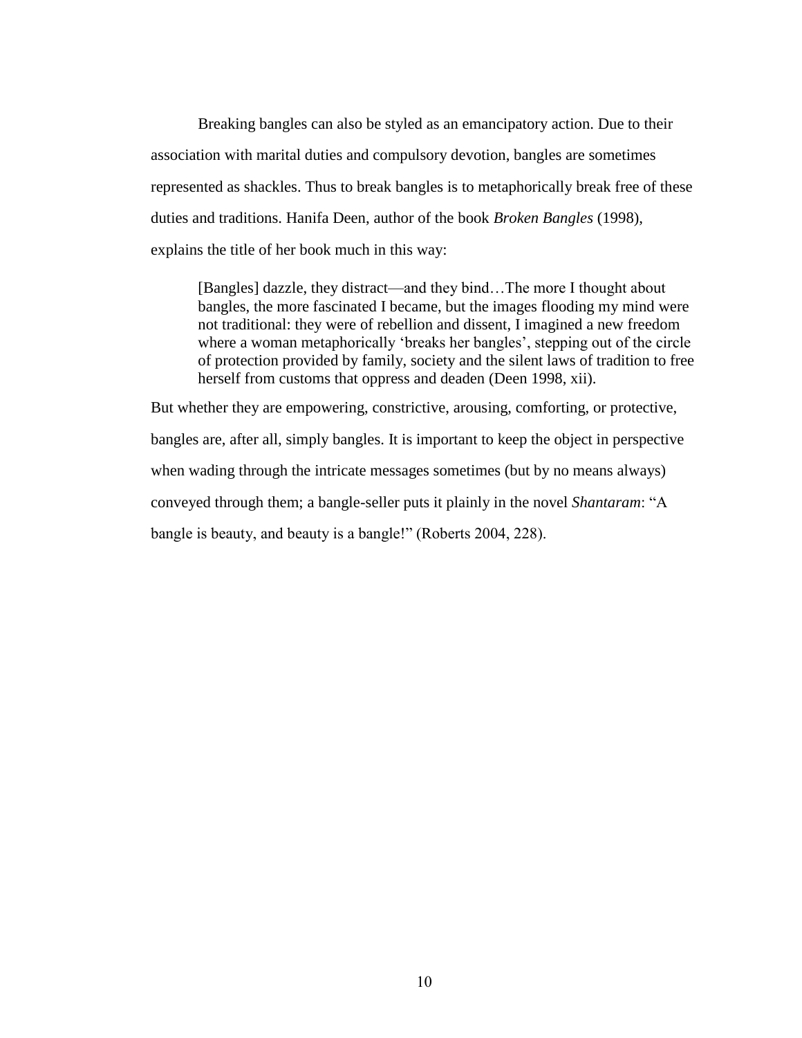Breaking bangles can also be styled as an emancipatory action. Due to their association with marital duties and compulsory devotion, bangles are sometimes represented as shackles. Thus to break bangles is to metaphorically break free of these duties and traditions. Hanifa Deen, author of the book *Broken Bangles* (1998), explains the title of her book much in this way:

> [Bangles] dazzle, they distract—and they bind…The more I thought about bangles, the more fascinated I became, but the images flooding my mind were not traditional: they were of rebellion and dissent, I imagined a new freedom where a woman metaphorically 'breaks her bangles', stepping out of the circle of protection provided by family, society and the silent laws of tradition to free herself from customs that oppress and deaden (Deen 1998, xii).

But whether they are empowering, constrictive, arousing, comforting, or protective, bangles are, after all, simply bangles. It is important to keep the object in perspective when wading through the intricate messages sometimes (but by no means always) conveyed through them; a bangle-seller puts it plainly in the novel *Shantaram*: "A bangle is beauty, and beauty is a bangle!" (Roberts 2004, 228).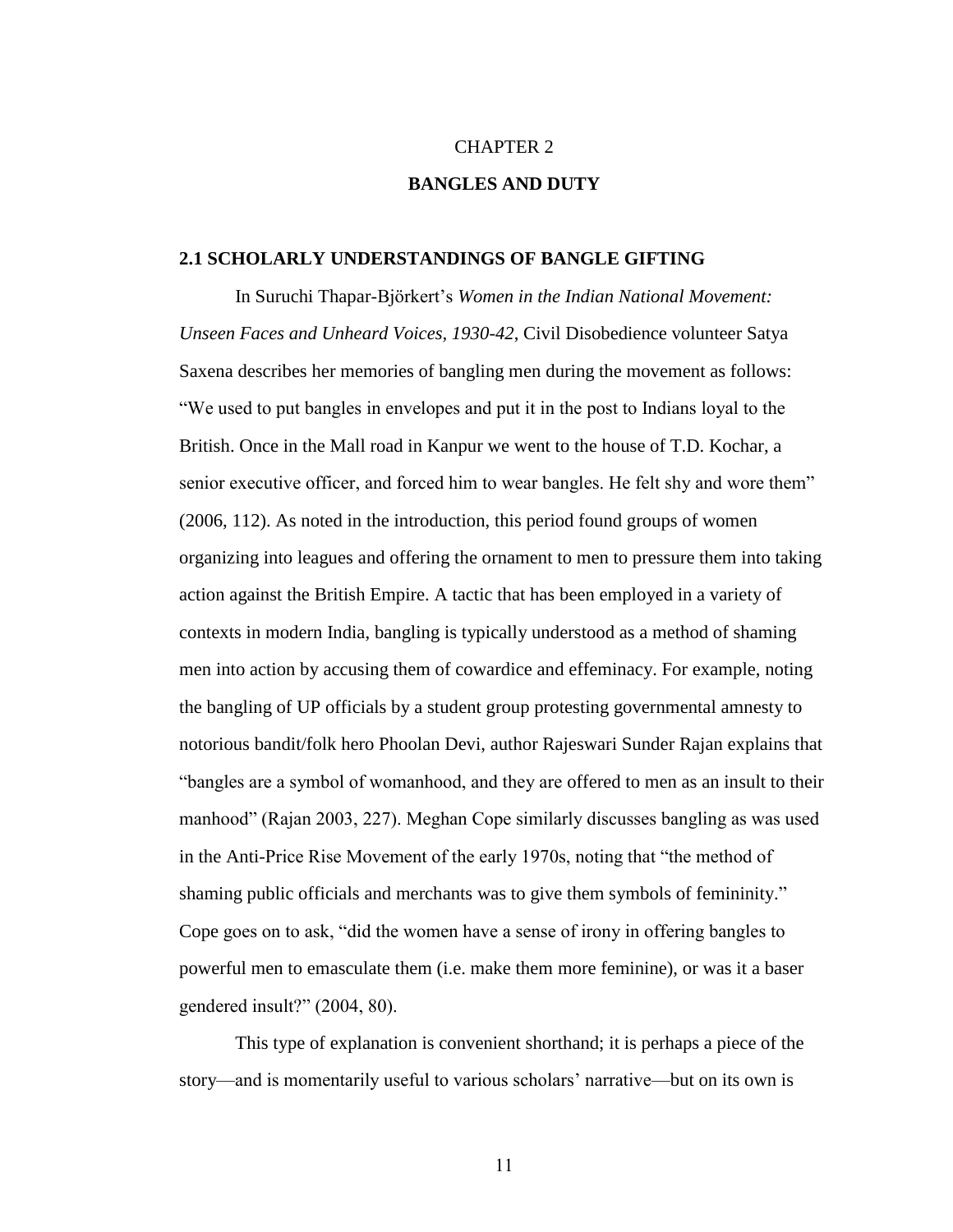# CHAPTER 2

# BANGLES AND DUTY

## 2.1 SCHOLARLY UNDERSTANDINGS OF BANGLE GIFTING

In Suruchi Thapar-Björkert's *Women in the Indian National Movement: Unseen Faces and Unheard Voices, 1930-42*, Civil Disobedience volunteer Satya Saxena describes her memories of bangling men during the movement as follows: "We used to put bangles in envelopes and put it in the post to Indians loyal to the British. Once in the Mall road in Kanpur we went to the house of T.D. Kochar, a senior executive officer, and forced him to wear bangles. He felt shy and wore them" (2006, 112). As noted in the introduction, this period found groups of women organizing into leagues and offering the ornament to men to pressure them into taking action against the British Empire. A tactic that has been employed in a variety of contexts in modern India, bangling is typically understood as a method of shaming men into action by accusing them of cowardice and effeminacy. For example, noting the bangling of UP officials by a student group protesting governmental amnesty to notorious bandit/folk hero Phoolan Devi, author Rajeswari Sunder Rajan explains that "bangles are a symbol of womanhood, and they are offered to men as an insult to their manhood" (Rajan 2003, 227). Meghan Cope similarly discusses bangling as was used in the Anti-Price Rise Movement of the early 1970s, noting that "the method of shaming public officials and merchants was to give them symbols of femininity." Cope goes on to ask, "did the women have a sense of irony in offering bangles to powerful men to emasculate them (i.e. make them more feminine), or was it a baser gendered insult?" (2004, 80).

This type of explanation is convenient shorthand; it is perhaps a piece of the story—and is momentarily useful to various scholars' narrative—but on its own is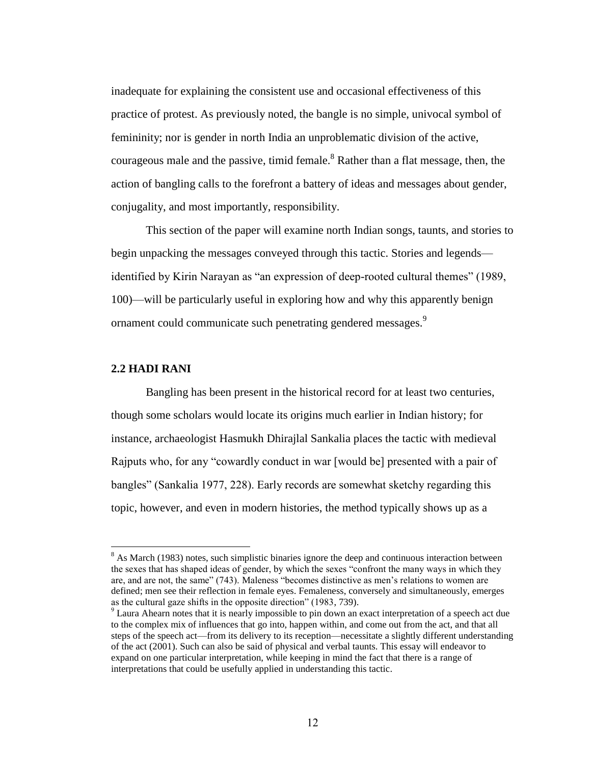inadequate for explaining the consistent use and occasional effectiveness of this practice of protest. As previously noted, the bangle is no simple, univocal symbol of femininity; nor is gender in north India an unproblematic division of the active, courageous male and the passive, timid female.[8] Rather than a flat message, then, the action of bangling calls to the forefront a battery of ideas and messages about gender, conjugality, and most importantly, responsibility.

This section of the paper will examine north Indian songs, taunts, and stories to begin unpacking the messages conveyed through this tactic. Stories and legends—identified by Kirin Narayan as "an expression of deep-rooted cultural themes" (1989, 100)—will be particularly useful in exploring how and why this apparently benign ornament could communicate such penetrating gendered messages.[9]

## 2.2 HADI RANI

Bangling has been present in the historical record for at least two centuries, though some scholars would locate its origins much earlier in Indian history; for instance, archaeologist Hasmukh Dhirajlal Sankalia places the tactic with medieval Rajputs who, for any "cowardly conduct in war [would be] presented with a pair of bangles" (Sankalia 1977, 228). Early records are somewhat sketchy regarding this topic, however, and even in modern histories, the method typically shows up as a

---

[8] As March (1983) notes, such simplistic binaries ignore the deep and continuous interaction between the sexes that has shaped ideas of gender, by which the sexes "confront the many ways in which they are, and are not, the same" (743). Maleness "becomes distinctive as men's relations to women are defined; men see their reflection in female eyes. Femaleness, conversely and simultaneously, emerges as the cultural gaze shifts in the opposite direction" (1983, 739).

[9] Laura Ahearn notes that it is nearly impossible to pin down an exact interpretation of a speech act due to the complex mix of influences that go into, happen within, and come out from the act, and that all steps of the speech act—from its delivery to its reception—necessitate a slightly different understanding of the act (2001). Such can also be said of physical and verbal taunts. This essay will endeavor to expand on one particular interpretation, while keeping in mind the fact that there is a range of interpretations that could be usefully applied in understanding this tactic.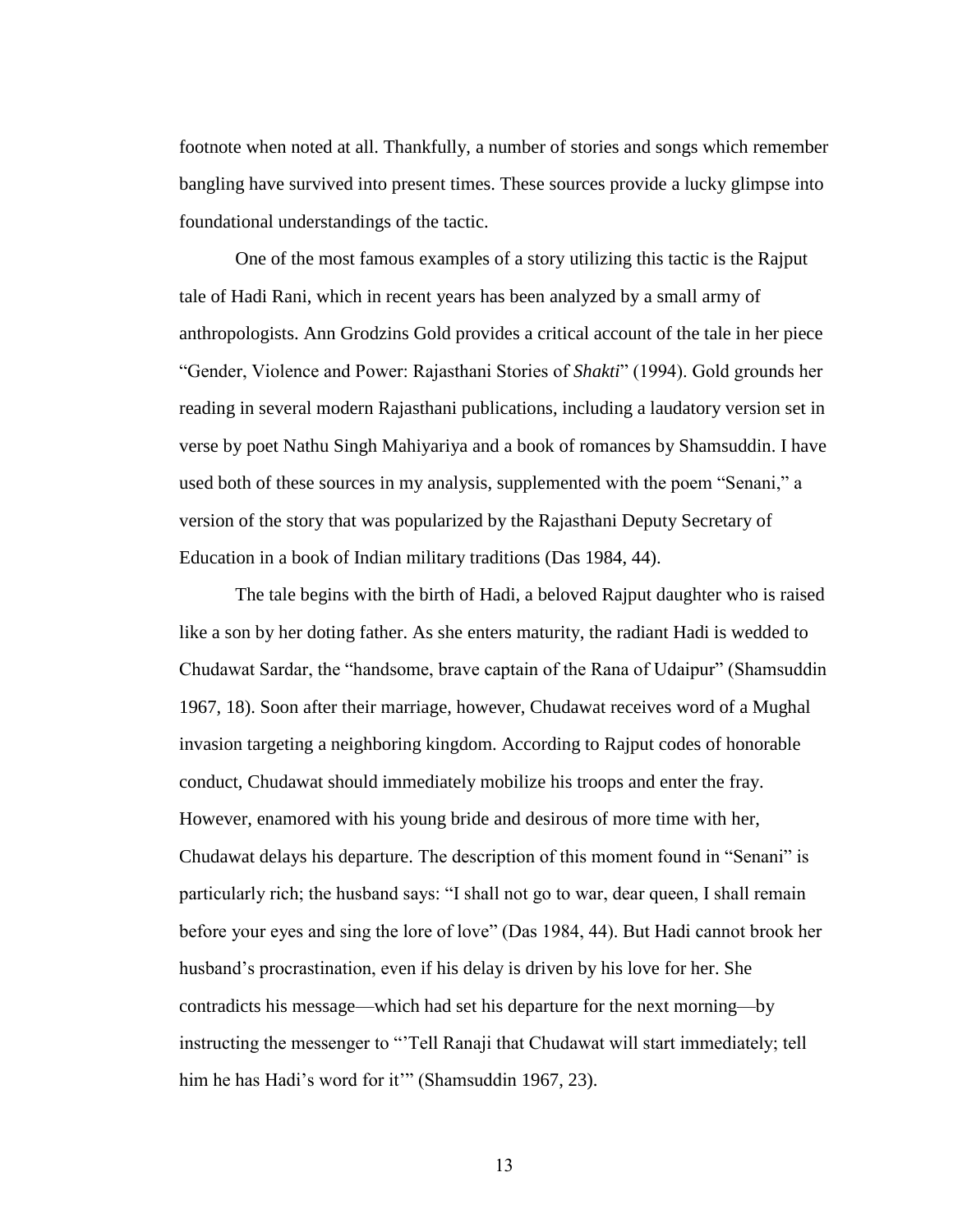footnote when noted at all. Thankfully, a number of stories and songs which remember bangling have survived into present times. These sources provide a lucky glimpse into foundational understandings of the tactic.

One of the most famous examples of a story utilizing this tactic is the Rajput tale of Hadi Rani, which in recent years has been analyzed by a small army of anthropologists. Ann Grodzins Gold provides a critical account of the tale in her piece "Gender, Violence and Power: Rajasthani Stories of *Shakti*" (1994). Gold grounds her reading in several modern Rajasthani publications, including a laudatory version set in verse by poet Nathu Singh Mahiyariya and a book of romances by Shamsuddin. I have used both of these sources in my analysis, supplemented with the poem "Senani," a version of the story that was popularized by the Rajasthani Deputy Secretary of Education in a book of Indian military traditions (Das 1984, 44).

The tale begins with the birth of Hadi, a beloved Rajput daughter who is raised like a son by her doting father. As she enters maturity, the radiant Hadi is wedded to Chudawat Sardar, the "handsome, brave captain of the Rana of Udaipur" (Shamsuddin 1967, 18). Soon after their marriage, however, Chudawat receives word of a Mughal invasion targeting a neighboring kingdom. According to Rajput codes of honorable conduct, Chudawat should immediately mobilize his troops and enter the fray. However, enamored with his young bride and desirous of more time with her, Chudawat delays his departure. The description of this moment found in "Senani" is particularly rich; the husband says: "I shall not go to war, dear queen, I shall remain before your eyes and sing the lore of love" (Das 1984, 44). But Hadi cannot brook her husband's procrastination, even if his delay is driven by his love for her. She contradicts his message—which had set his departure for the next morning—by instructing the messenger to "'Tell Ranaji that Chudawat will start immediately; tell him he has Hadi's word for it'" (Shamsuddin 1967, 23).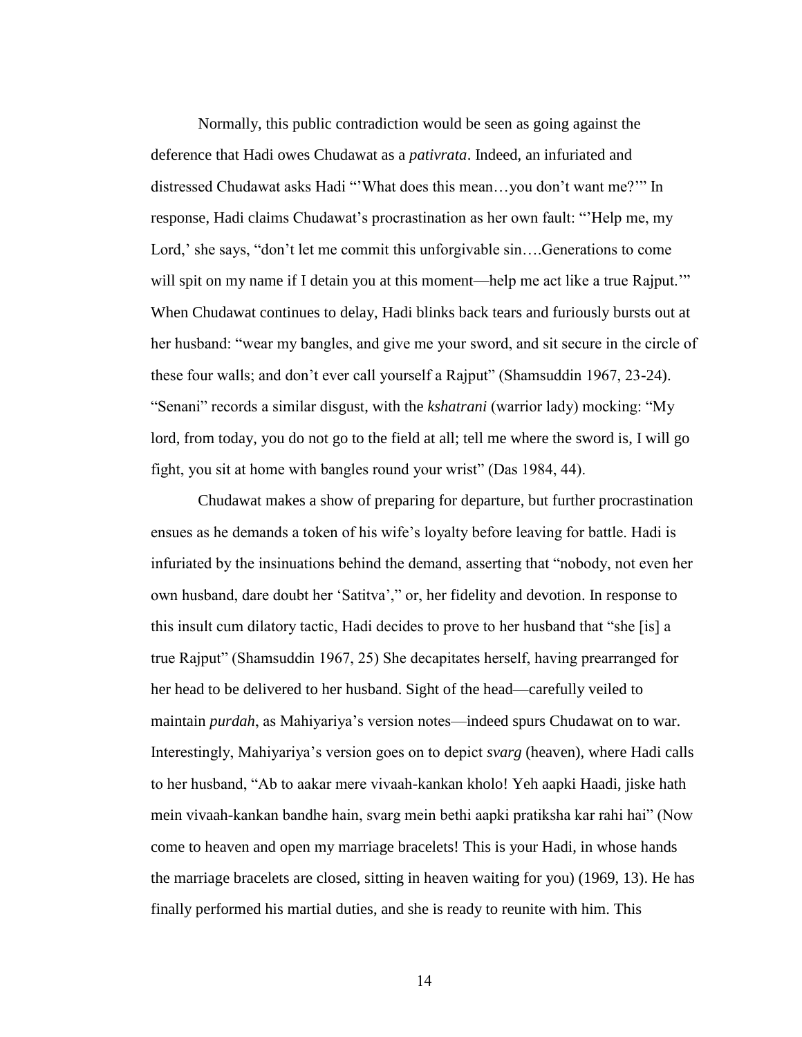Normally, this public contradiction would be seen as going against the deference that Hadi owes Chudawat as a *pativrata*. Indeed, an infuriated and distressed Chudawat asks Hadi "'What does this mean…you don't want me?'" In response, Hadi claims Chudawat's procrastination as her own fault: "'Help me, my Lord,' she says, "don't let me commit this unforgivable sin….Generations to come will spit on my name if I detain you at this moment—help me act like a true Rajput.'" When Chudawat continues to delay, Hadi blinks back tears and furiously bursts out at her husband: "wear my bangles, and give me your sword, and sit secure in the circle of these four walls; and don't ever call yourself a Rajput" (Shamsuddin 1967, 23-24). "Senani" records a similar disgust, with the *kshatrani* (warrior lady) mocking: "My lord, from today, you do not go to the field at all; tell me where the sword is, I will go fight, you sit at home with bangles round your wrist" (Das 1984, 44).

Chudawat makes a show of preparing for departure, but further procrastination ensues as he demands a token of his wife's loyalty before leaving for battle. Hadi is infuriated by the insinuations behind the demand, asserting that "nobody, not even her own husband, dare doubt her 'Satitva'," or, her fidelity and devotion. In response to this insult cum dilatory tactic, Hadi decides to prove to her husband that "she [is] a true Rajput" (Shamsuddin 1967, 25) She decapitates herself, having prearranged for her head to be delivered to her husband. Sight of the head—carefully veiled to maintain *purdah*, as Mahiyariya's version notes—indeed spurs Chudawat on to war. Interestingly, Mahiyariya's version goes on to depict *svarg* (heaven), where Hadi calls to her husband, "Ab to aakar mere vivaah-kankan kholo! Yeh aapki Haadi, jiske hath mein vivaah-kankan bandhe hain, svarg mein bethi aapki pratiksha kar rahi hai" (Now come to heaven and open my marriage bracelets! This is your Hadi, in whose hands the marriage bracelets are closed, sitting in heaven waiting for you) (1969, 13). He has finally performed his martial duties, and she is ready to reunite with him. This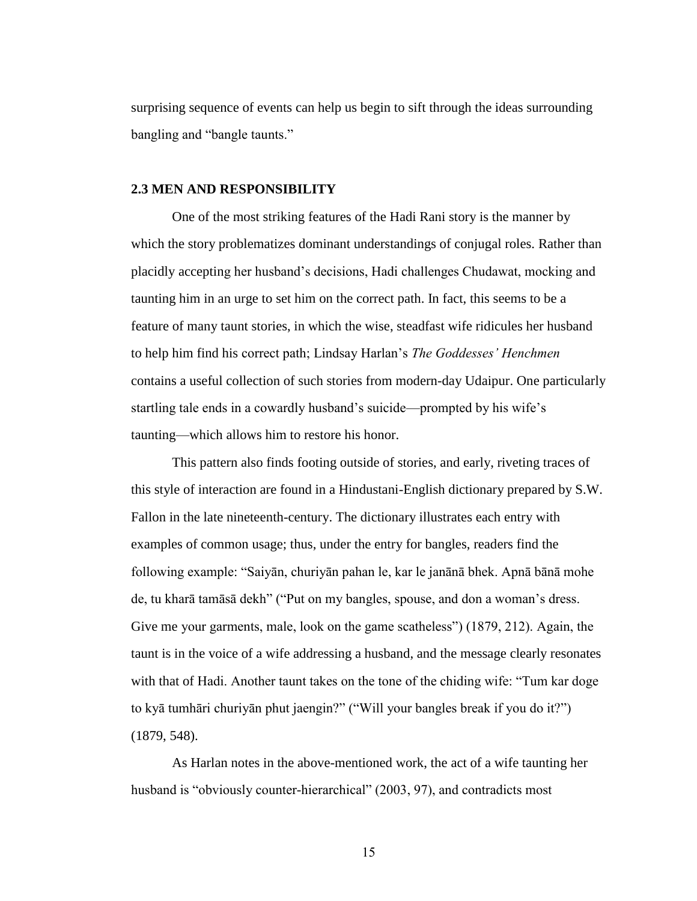surprising sequence of events can help us begin to sift through the ideas surrounding bangling and "bangle taunts."

### 2.3 MEN AND RESPONSIBILITY

One of the most striking features of the Hadi Rani story is the manner by which the story problematizes dominant understandings of conjugal roles. Rather than placidly accepting her husband's decisions, Hadi challenges Chudawat, mocking and taunting him in an urge to set him on the correct path. In fact, this seems to be a feature of many taunt stories, in which the wise, steadfast wife ridicules her husband to help him find his correct path; Lindsay Harlan's *The Goddesses' Henchmen* contains a useful collection of such stories from modern-day Udaipur. One particularly startling tale ends in a cowardly husband's suicide—prompted by his wife's taunting—which allows him to restore his honor.

This pattern also finds footing outside of stories, and early, riveting traces of this style of interaction are found in a Hindustani-English dictionary prepared by S.W. Fallon in the late nineteenth-century. The dictionary illustrates each entry with examples of common usage; thus, under the entry for bangles, readers find the following example: "Saiyān, churiyān pahan le, kar le janānā bhek. Apnā bānā mohe de, tu kharā tamāsā dekh" ("Put on my bangles, spouse, and don a woman's dress. Give me your garments, male, look on the game scatheless") (1879, 212). Again, the taunt is in the voice of a wife addressing a husband, and the message clearly resonates with that of Hadi. Another taunt takes on the tone of the chiding wife: "Tum kar doge to kyā tumhāri churiyān phut jaengin?" ("Will your bangles break if you do it?") (1879, 548).

As Harlan notes in the above-mentioned work, the act of a wife taunting her husband is "obviously counter-hierarchical" (2003, 97), and contradicts most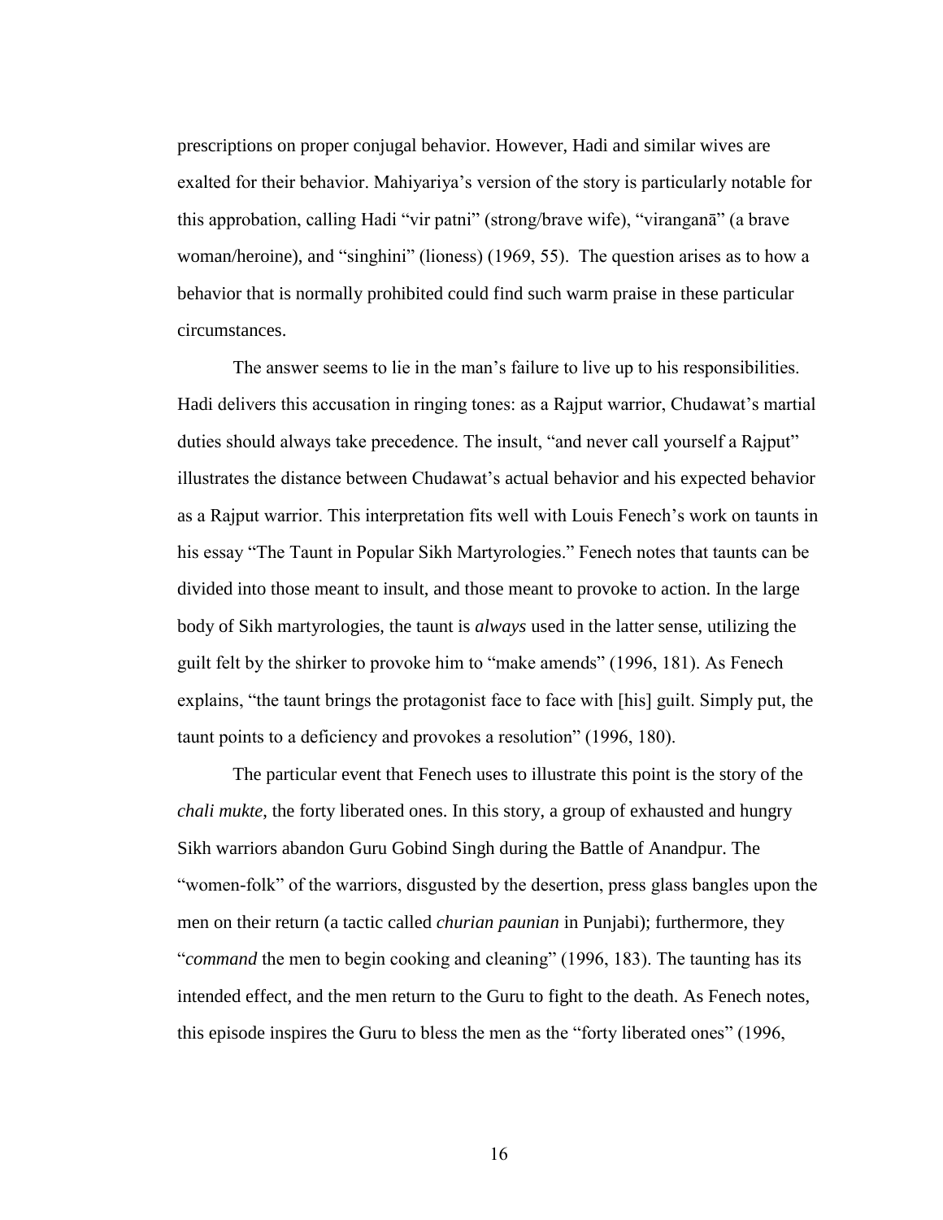prescriptions on proper conjugal behavior. However, Hadi and similar wives are exalted for their behavior. Mahiyariya's version of the story is particularly notable for this approbation, calling Hadi "vir patni" (strong/brave wife), "viranganā" (a brave woman/heroine), and "singhini" (lioness) (1969, 55). The question arises as to how a behavior that is normally prohibited could find such warm praise in these particular circumstances.

The answer seems to lie in the man's failure to live up to his responsibilities. Hadi delivers this accusation in ringing tones: as a Rajput warrior, Chudawat's martial duties should always take precedence. The insult, "and never call yourself a Rajput" illustrates the distance between Chudawat's actual behavior and his expected behavior as a Rajput warrior. This interpretation fits well with Louis Fenech's work on taunts in his essay "The Taunt in Popular Sikh Martyrologies." Fenech notes that taunts can be divided into those meant to insult, and those meant to provoke to action. In the large body of Sikh martyrologies, the taunt is *always* used in the latter sense, utilizing the guilt felt by the shirker to provoke him to "make amends" (1996, 181). As Fenech explains, "the taunt brings the protagonist face to face with [his] guilt. Simply put, the taunt points to a deficiency and provokes a resolution" (1996, 180).

The particular event that Fenech uses to illustrate this point is the story of the *chali mukte*, the forty liberated ones. In this story, a group of exhausted and hungry Sikh warriors abandon Guru Gobind Singh during the Battle of Anandpur. The "women-folk" of the warriors, disgusted by the desertion, press glass bangles upon the men on their return (a tactic called *churian paunian* in Punjabi); furthermore, they "*command* the men to begin cooking and cleaning" (1996, 183). The taunting has its intended effect, and the men return to the Guru to fight to the death. As Fenech notes, this episode inspires the Guru to bless the men as the "forty liberated ones" (1996,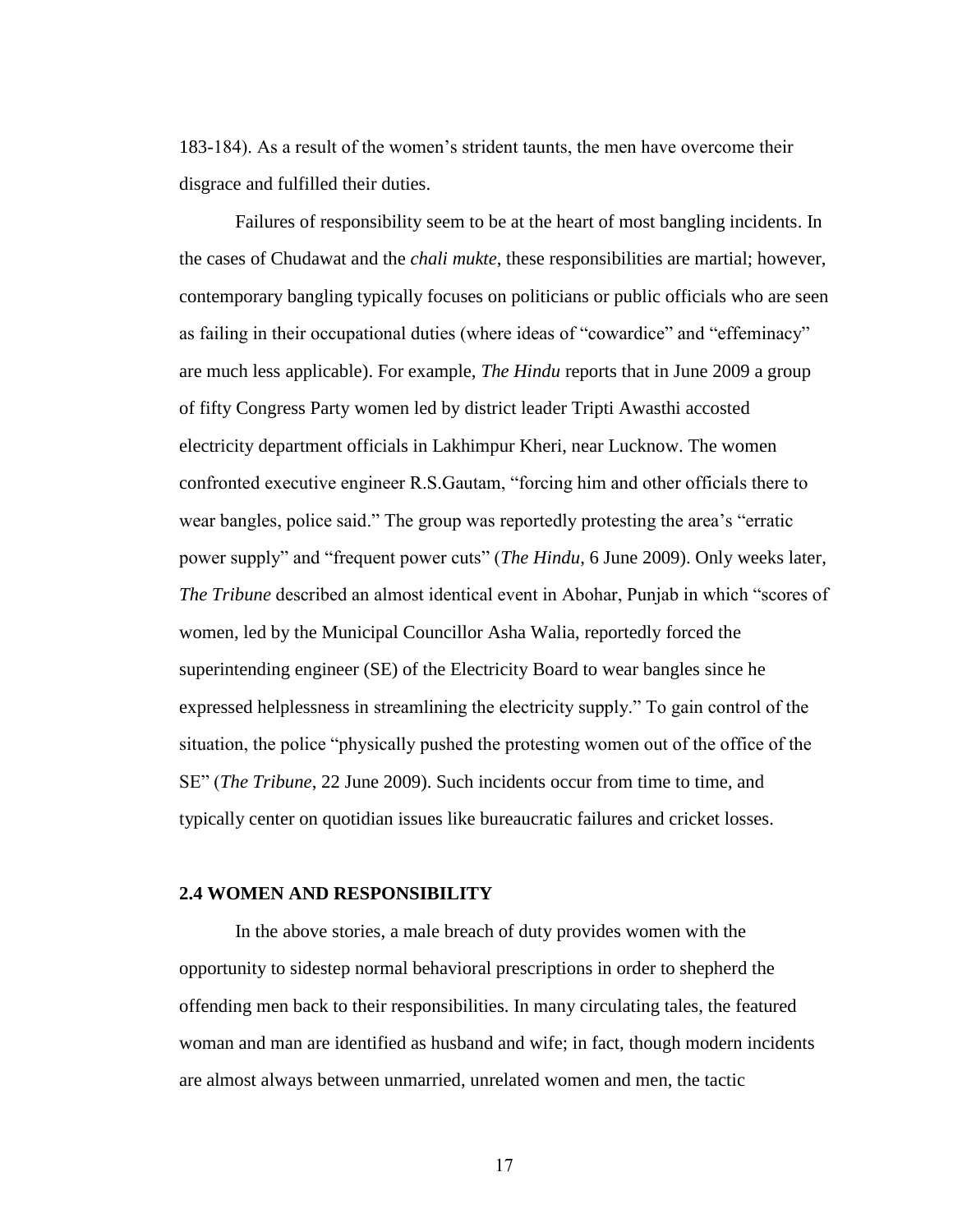183-184). As a result of the women's strident taunts, the men have overcome their disgrace and fulfilled their duties.

Failures of responsibility seem to be at the heart of most bangling incidents. In the cases of Chudawat and the *chali mukte*, these responsibilities are martial; however, contemporary bangling typically focuses on politicians or public officials who are seen as failing in their occupational duties (where ideas of "cowardice" and "effeminacy" are much less applicable). For example, *The Hindu* reports that in June 2009 a group of fifty Congress Party women led by district leader Tripti Awasthi accosted electricity department officials in Lakhimpur Kheri, near Lucknow. The women confronted executive engineer R.S.Gautam, "forcing him and other officials there to wear bangles, police said." The group was reportedly protesting the area's "erratic power supply" and "frequent power cuts" (*The Hindu,* 6 June 2009). Only weeks later, *The Tribune* described an almost identical event in Abohar, Punjab in which "scores of women, led by the Municipal Councillor Asha Walia, reportedly forced the superintending engineer (SE) of the Electricity Board to wear bangles since he expressed helplessness in streamlining the electricity supply." To gain control of the situation, the police "physically pushed the protesting women out of the office of the SE" (*The Tribune*, 22 June 2009). Such incidents occur from time to time, and typically center on quotidian issues like bureaucratic failures and cricket losses.

## 2.4 WOMEN AND RESPONSIBILITY

In the above stories, a male breach of duty provides women with the opportunity to sidestep normal behavioral prescriptions in order to shepherd the offending men back to their responsibilities. In many circulating tales, the featured woman and man are identified as husband and wife; in fact, though modern incidents are almost always between unmarried, unrelated women and men, the tactic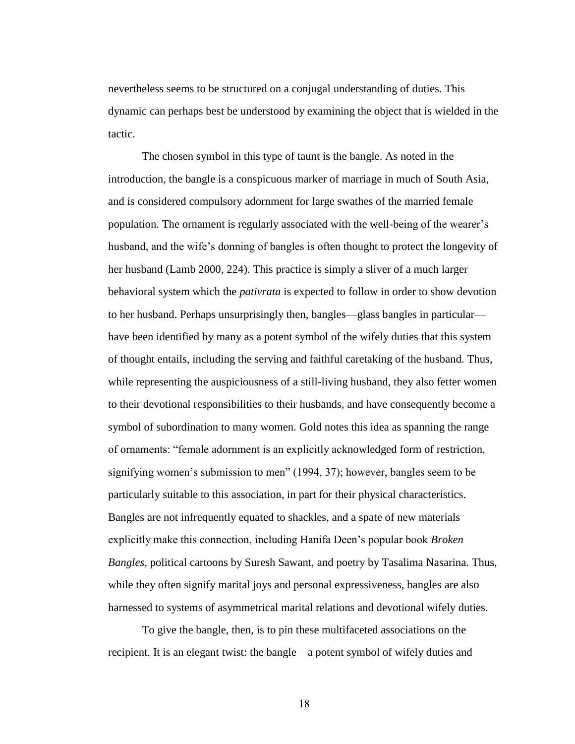nevertheless seems to be structured on a conjugal understanding of duties. This dynamic can perhaps best be understood by examining the object that is wielded in the tactic.

The chosen symbol in this type of taunt is the bangle. As noted in the introduction, the bangle is a conspicuous marker of marriage in much of South Asia, and is considered compulsory adornment for large swathes of the married female population. The ornament is regularly associated with the well-being of the wearer's husband, and the wife's donning of bangles is often thought to protect the longevity of her husband (Lamb 2000, 224). This practice is simply a sliver of a much larger behavioral system which the *pativrata* is expected to follow in order to show devotion to her husband. Perhaps unsurprisingly then, bangles—glass bangles in particular—have been identified by many as a potent symbol of the wifely duties that this system of thought entails, including the serving and faithful caretaking of the husband. Thus, while representing the auspiciousness of a still-living husband, they also fetter women to their devotional responsibilities to their husbands, and have consequently become a symbol of subordination to many women. Gold notes this idea as spanning the range of ornaments: "female adornment is an explicitly acknowledged form of restriction, signifying women's submission to men" (1994, 37); however, bangles seem to be particularly suitable to this association, in part for their physical characteristics. Bangles are not infrequently equated to shackles, and a spate of new materials explicitly make this connection, including Hanifa Deen's popular book *Broken Bangles*, political cartoons by Suresh Sawant, and poetry by Tasalima Nasarina. Thus, while they often signify marital joys and personal expressiveness, bangles are also harnessed to systems of asymmetrical marital relations and devotional wifely duties.

To give the bangle, then, is to pin these multifaceted associations on the recipient. It is an elegant twist: the bangle—a potent symbol of wifely duties and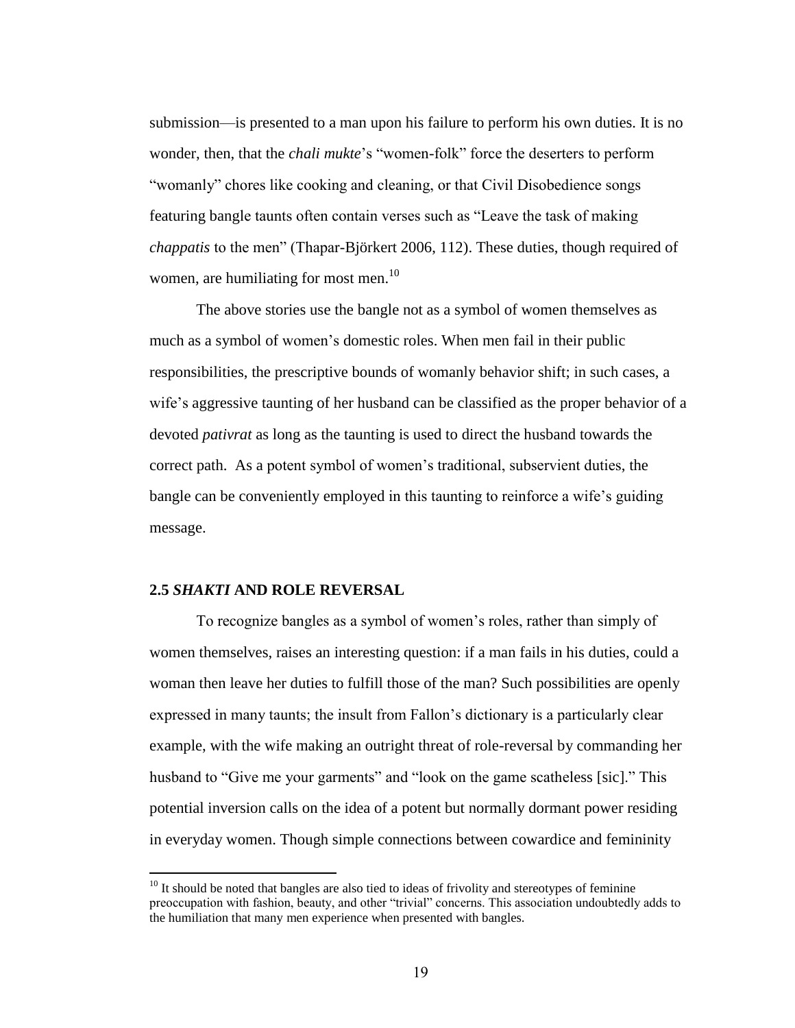submission—is presented to a man upon his failure to perform his own duties. It is no wonder, then, that the *chali mukte*'s "women-folk" force the deserters to perform "womanly" chores like cooking and cleaning, or that Civil Disobedience songs featuring bangle taunts often contain verses such as "Leave the task of making *chappatis* to the men" (Thapar-Björkert 2006, 112). These duties, though required of women, are humiliating for most men.[10]

The above stories use the bangle not as a symbol of women themselves as much as a symbol of women's domestic roles. When men fail in their public responsibilities, the prescriptive bounds of womanly behavior shift; in such cases, a wife's aggressive taunting of her husband can be classified as the proper behavior of a devoted *pativrat* as long as the taunting is used to direct the husband towards the correct path. As a potent symbol of women's traditional, subservient duties, the bangle can be conveniently employed in this taunting to reinforce a wife's guiding message.

### 2.5 *SHAKTI* AND ROLE REVERSAL

To recognize bangles as a symbol of women's roles, rather than simply of women themselves, raises an interesting question: if a man fails in his duties, could a woman then leave her duties to fulfill those of the man? Such possibilities are openly expressed in many taunts; the insult from Fallon's dictionary is a particularly clear example, with the wife making an outright threat of role-reversal by commanding her husband to "Give me your garments" and "look on the game scatheless [sic]." This potential inversion calls on the idea of a potent but normally dormant power residing in everyday women. Though simple connections between cowardice and femininity

[10] It should be noted that bangles are also tied to ideas of frivolity and stereotypes of feminine preoccupation with fashion, beauty, and other "trivial" concerns. This association undoubtedly adds to the humiliation that many men experience when presented with bangles.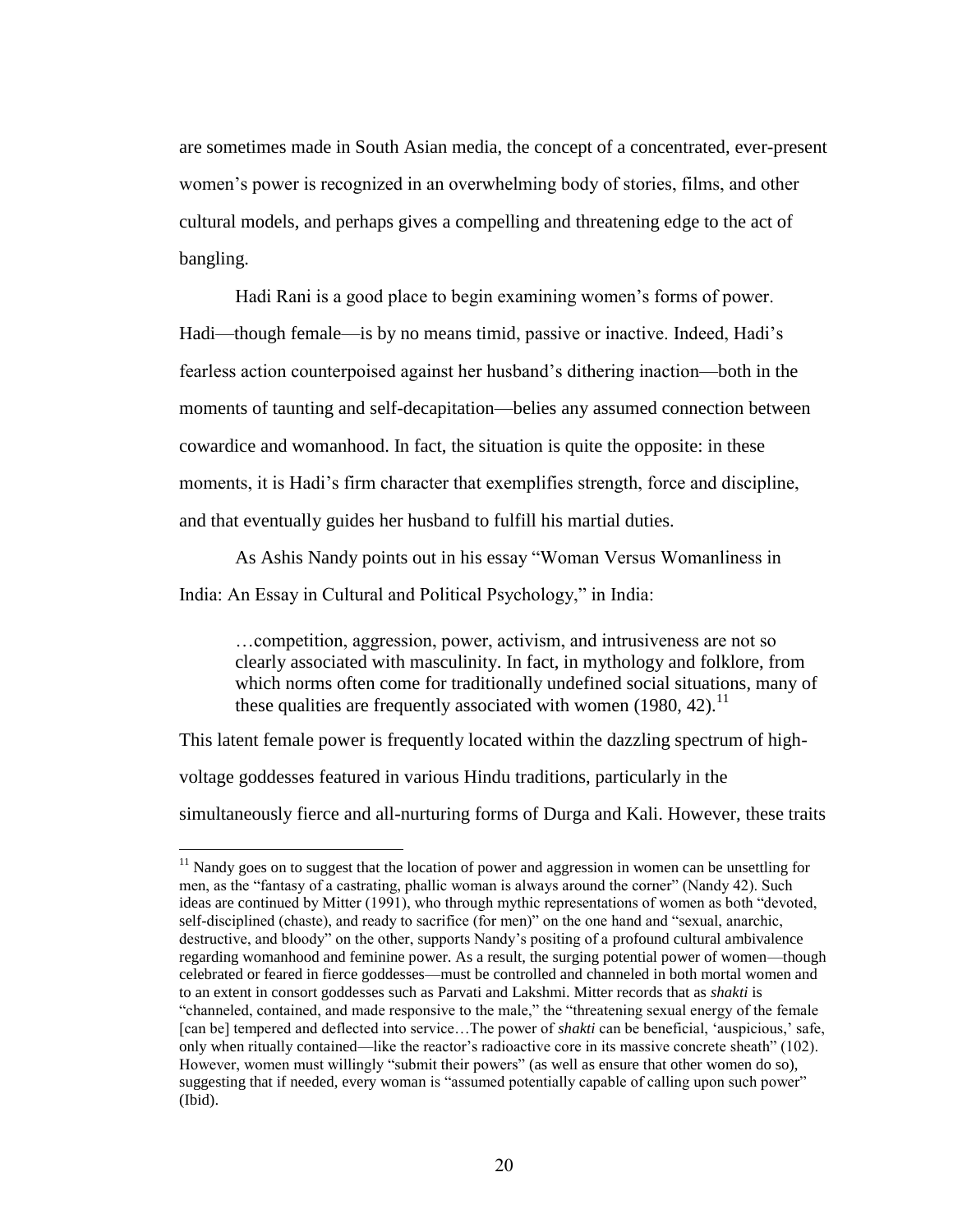are sometimes made in South Asian media, the concept of a concentrated, ever-present women's power is recognized in an overwhelming body of stories, films, and other cultural models, and perhaps gives a compelling and threatening edge to the act of bangling.

Hadi Rani is a good place to begin examining women's forms of power. Hadi—though female—is by no means timid, passive or inactive. Indeed, Hadi's fearless action counterpoised against her husband's dithering inaction—both in the moments of taunting and self-decapitation—belies any assumed connection between cowardice and womanhood. In fact, the situation is quite the opposite: in these moments, it is Hadi's firm character that exemplifies strength, force and discipline, and that eventually guides her husband to fulfill his martial duties.

As Ashis Nandy points out in his essay "Woman Versus Womanliness in India: An Essay in Cultural and Political Psychology," in India:

> …competition, aggression, power, activism, and intrusiveness are not so clearly associated with masculinity. In fact, in mythology and folklore, from which norms often come for traditionally undefined social situations, many of these qualities are frequently associated with women (1980, 42).[11]

This latent female power is frequently located within the dazzling spectrum of high-voltage goddesses featured in various Hindu traditions, particularly in the simultaneously fierce and all-nurturing forms of Durga and Kali. However, these traits

---

[11] Nandy goes on to suggest that the location of power and aggression in women can be unsettling for men, as the "fantasy of a castrating, phallic woman is always around the corner" (Nandy 42). Such ideas are continued by Mitter (1991), who through mythic representations of women as both "devoted, self-disciplined (chaste), and ready to sacrifice (for men)" on the one hand and "sexual, anarchic, destructive, and bloody" on the other, supports Nandy's positing of a profound cultural ambivalence regarding womanhood and feminine power. As a result, the surging potential power of women—though celebrated or feared in fierce goddesses—must be controlled and channeled in both mortal women and to an extent in consort goddesses such as Parvati and Lakshmi. Mitter records that as *shakti* is "channeled, contained, and made responsive to the male," the "threatening sexual energy of the female [can be] tempered and deflected into service…The power of *shakti* can be beneficial, 'auspicious,' safe, only when ritually contained—like the reactor's radioactive core in its massive concrete sheath" (102). However, women must willingly "submit their powers" (as well as ensure that other women do so), suggesting that if needed, every woman is "assumed potentially capable of calling upon such power" (Ibid).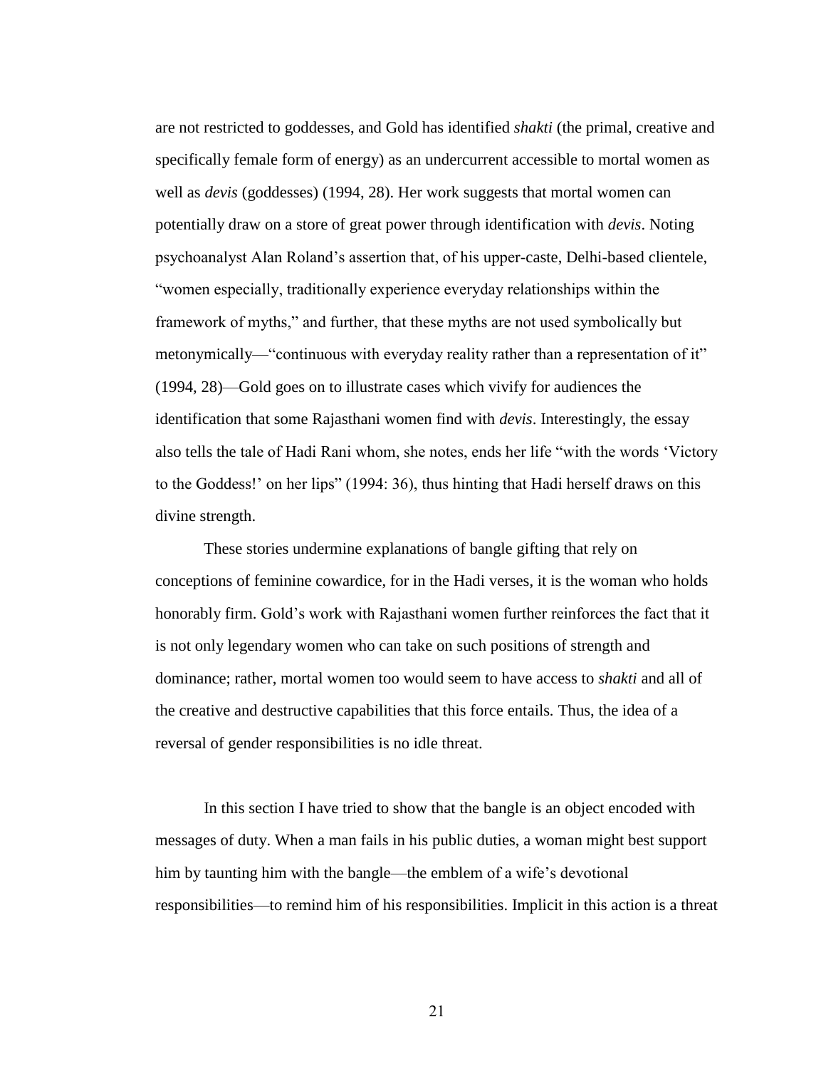are not restricted to goddesses, and Gold has identified *shakti* (the primal, creative and specifically female form of energy) as an undercurrent accessible to mortal women as well as *devis* (goddesses) (1994, 28). Her work suggests that mortal women can potentially draw on a store of great power through identification with *devis*. Noting psychoanalyst Alan Roland's assertion that, of his upper-caste, Delhi-based clientele, "women especially, traditionally experience everyday relationships within the framework of myths," and further, that these myths are not used symbolically but metonymically—"continuous with everyday reality rather than a representation of it" (1994, 28)—Gold goes on to illustrate cases which vivify for audiences the identification that some Rajasthani women find with *devis*. Interestingly, the essay also tells the tale of Hadi Rani whom, she notes, ends her life "with the words 'Victory to the Goddess!' on her lips" (1994: 36), thus hinting that Hadi herself draws on this divine strength.

These stories undermine explanations of bangle gifting that rely on conceptions of feminine cowardice, for in the Hadi verses, it is the woman who holds honorably firm. Gold's work with Rajasthani women further reinforces the fact that it is not only legendary women who can take on such positions of strength and dominance; rather, mortal women too would seem to have access to *shakti* and all of the creative and destructive capabilities that this force entails. Thus, the idea of a reversal of gender responsibilities is no idle threat.

In this section I have tried to show that the bangle is an object encoded with messages of duty. When a man fails in his public duties, a woman might best support him by taunting him with the bangle—the emblem of a wife's devotional responsibilities—to remind him of his responsibilities. Implicit in this action is a threat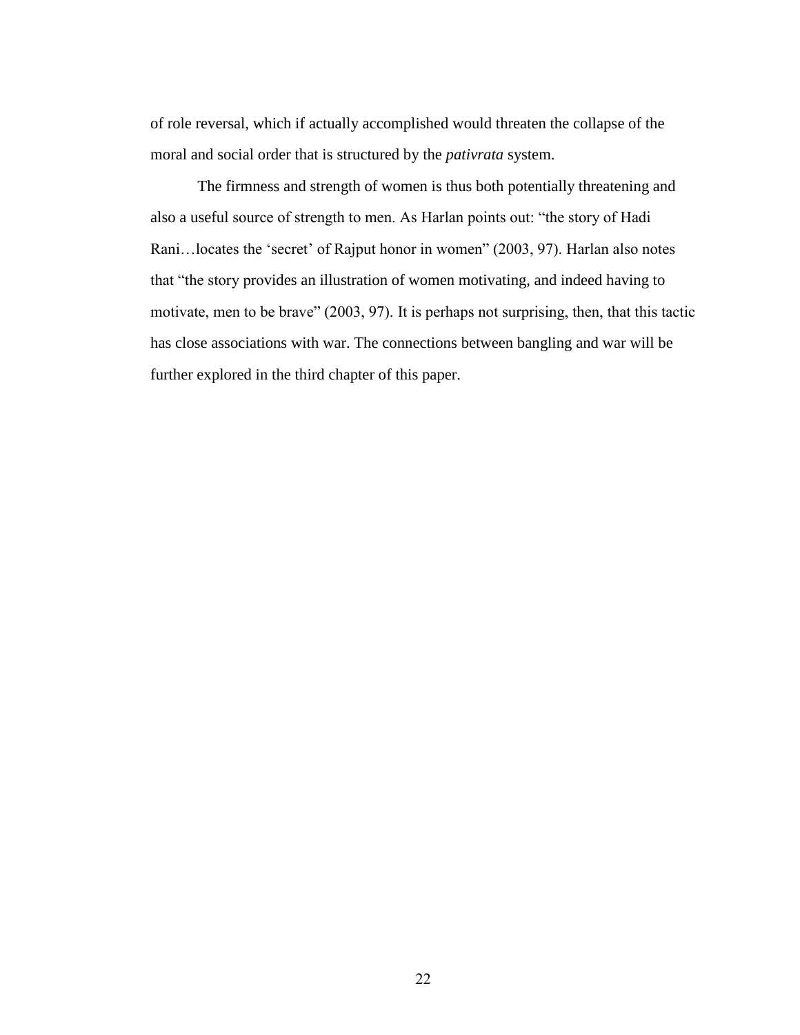of role reversal, which if actually accomplished would threaten the collapse of the moral and social order that is structured by the *pativrata* system.

The firmness and strength of women is thus both potentially threatening and also a useful source of strength to men. As Harlan points out: "the story of Hadi Rani…locates the 'secret' of Rajput honor in women" (2003, 97). Harlan also notes that "the story provides an illustration of women motivating, and indeed having to motivate, men to be brave" (2003, 97). It is perhaps not surprising, then, that this tactic has close associations with war. The connections between bangling and war will be further explored in the third chapter of this paper.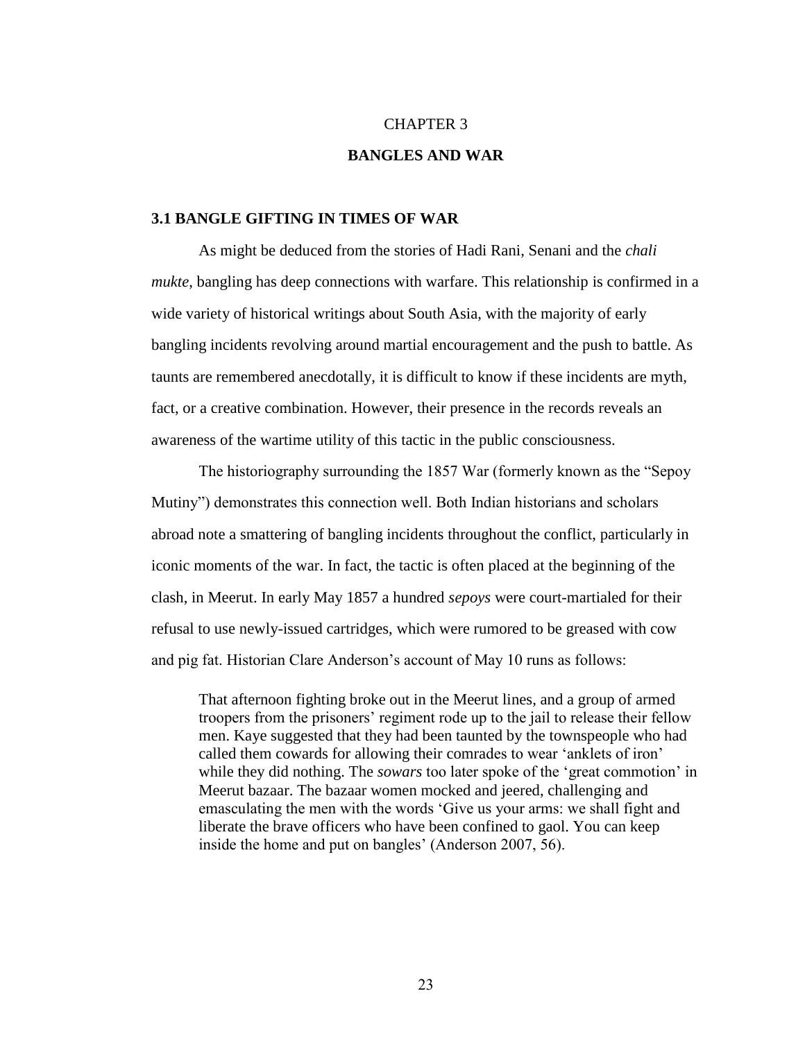# CHAPTER 3

# BANGLES AND WAR

## 3.1 BANGLE GIFTING IN TIMES OF WAR

As might be deduced from the stories of Hadi Rani, Senani and the *chali mukte*, bangling has deep connections with warfare. This relationship is confirmed in a wide variety of historical writings about South Asia, with the majority of early bangling incidents revolving around martial encouragement and the push to battle. As taunts are remembered anecdotally, it is difficult to know if these incidents are myth, fact, or a creative combination. However, their presence in the records reveals an awareness of the wartime utility of this tactic in the public consciousness.

The historiography surrounding the 1857 War (formerly known as the "Sepoy Mutiny") demonstrates this connection well. Both Indian historians and scholars abroad note a smattering of bangling incidents throughout the conflict, particularly in iconic moments of the war. In fact, the tactic is often placed at the beginning of the clash, in Meerut. In early May 1857 a hundred *sepoys* were court-martialed for their refusal to use newly-issued cartridges, which were rumored to be greased with cow and pig fat. Historian Clare Anderson's account of May 10 runs as follows:

> That afternoon fighting broke out in the Meerut lines, and a group of armed troopers from the prisoners' regiment rode up to the jail to release their fellow men. Kaye suggested that they had been taunted by the townspeople who had called them cowards for allowing their comrades to wear 'anklets of iron' while they did nothing. The *sowars* too later spoke of the 'great commotion' in Meerut bazaar. The bazaar women mocked and jeered, challenging and emasculating the men with the words 'Give us your arms: we shall fight and liberate the brave officers who have been confined to gaol. You can keep inside the home and put on bangles' (Anderson 2007, 56).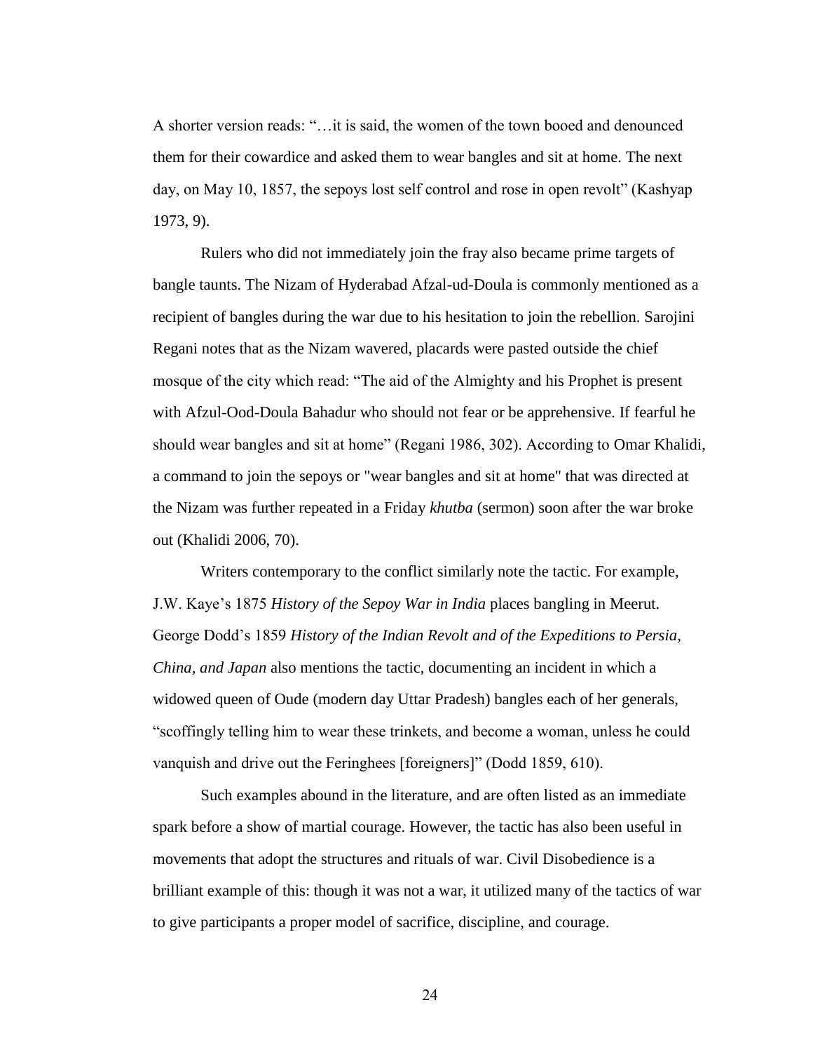A shorter version reads: "…it is said, the women of the town booed and denounced them for their cowardice and asked them to wear bangles and sit at home. The next day, on May 10, 1857, the sepoys lost self control and rose in open revolt" (Kashyap 1973, 9).

Rulers who did not immediately join the fray also became prime targets of bangle taunts. The Nizam of Hyderabad Afzal-ud-Doula is commonly mentioned as a recipient of bangles during the war due to his hesitation to join the rebellion. Sarojini Regani notes that as the Nizam wavered, placards were pasted outside the chief mosque of the city which read: "The aid of the Almighty and his Prophet is present with Afzul-Ood-Doula Bahadur who should not fear or be apprehensive. If fearful he should wear bangles and sit at home" (Regani 1986, 302). According to Omar Khalidi, a command to join the sepoys or "wear bangles and sit at home" that was directed at the Nizam was further repeated in a Friday *khutba* (sermon) soon after the war broke out (Khalidi 2006, 70).

Writers contemporary to the conflict similarly note the tactic. For example, J.W. Kaye's 1875 *History of the Sepoy War in India* places bangling in Meerut. George Dodd's 1859 *History of the Indian Revolt and of the Expeditions to Persia, China, and Japan* also mentions the tactic, documenting an incident in which a widowed queen of Oude (modern day Uttar Pradesh) bangles each of her generals, "scoffingly telling him to wear these trinkets, and become a woman, unless he could vanquish and drive out the Feringhees [foreigners]" (Dodd 1859, 610).

Such examples abound in the literature, and are often listed as an immediate spark before a show of martial courage. However, the tactic has also been useful in movements that adopt the structures and rituals of war. Civil Disobedience is a brilliant example of this: though it was not a war, it utilized many of the tactics of war to give participants a proper model of sacrifice, discipline, and courage.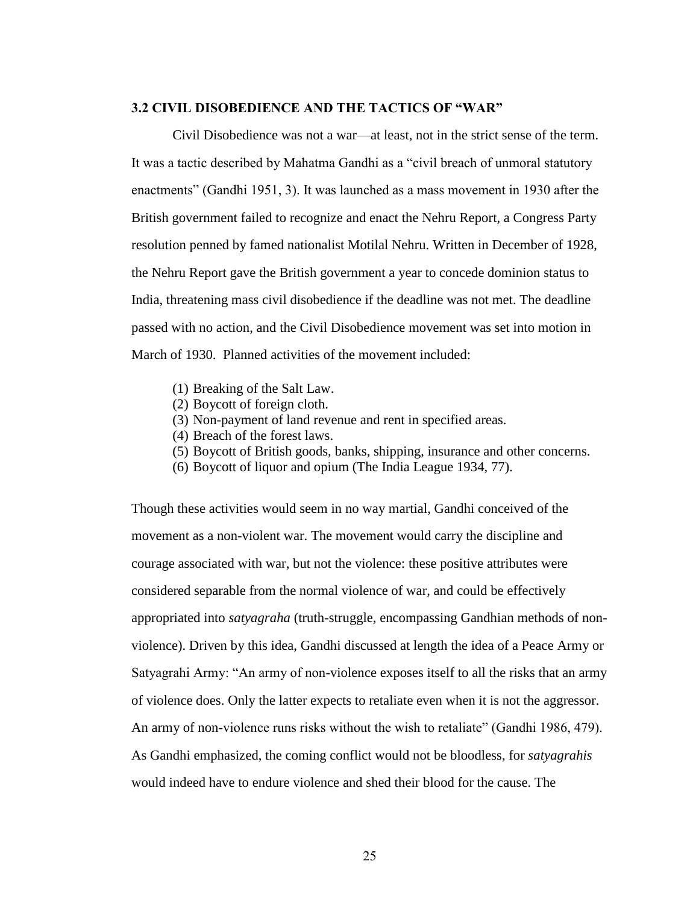### 3.2 CIVIL DISOBEDIENCE AND THE TACTICS OF "WAR"

Civil Disobedience was not a war—at least, not in the strict sense of the term. It was a tactic described by Mahatma Gandhi as a "civil breach of unmoral statutory enactments" (Gandhi 1951, 3). It was launched as a mass movement in 1930 after the British government failed to recognize and enact the Nehru Report, a Congress Party resolution penned by famed nationalist Motilal Nehru. Written in December of 1928, the Nehru Report gave the British government a year to concede dominion status to India, threatening mass civil disobedience if the deadline was not met. The deadline passed with no action, and the Civil Disobedience movement was set into motion in March of 1930. Planned activities of the movement included:

(1) Breaking of the Salt Law.
(2) Boycott of foreign cloth.
(3) Non-payment of land revenue and rent in specified areas.
(4) Breach of the forest laws.
(5) Boycott of British goods, banks, shipping, insurance and other concerns.
(6) Boycott of liquor and opium (The India League 1934, 77).

Though these activities would seem in no way martial, Gandhi conceived of the movement as a non-violent war. The movement would carry the discipline and courage associated with war, but not the violence: these positive attributes were considered separable from the normal violence of war, and could be effectively appropriated into *satyagraha* (truth-struggle, encompassing Gandhian methods of non-violence). Driven by this idea, Gandhi discussed at length the idea of a Peace Army or Satyagrahi Army: "An army of non-violence exposes itself to all the risks that an army of violence does. Only the latter expects to retaliate even when it is not the aggressor. An army of non-violence runs risks without the wish to retaliate" (Gandhi 1986, 479). As Gandhi emphasized, the coming conflict would not be bloodless, for *satyagrahis* would indeed have to endure violence and shed their blood for the cause. The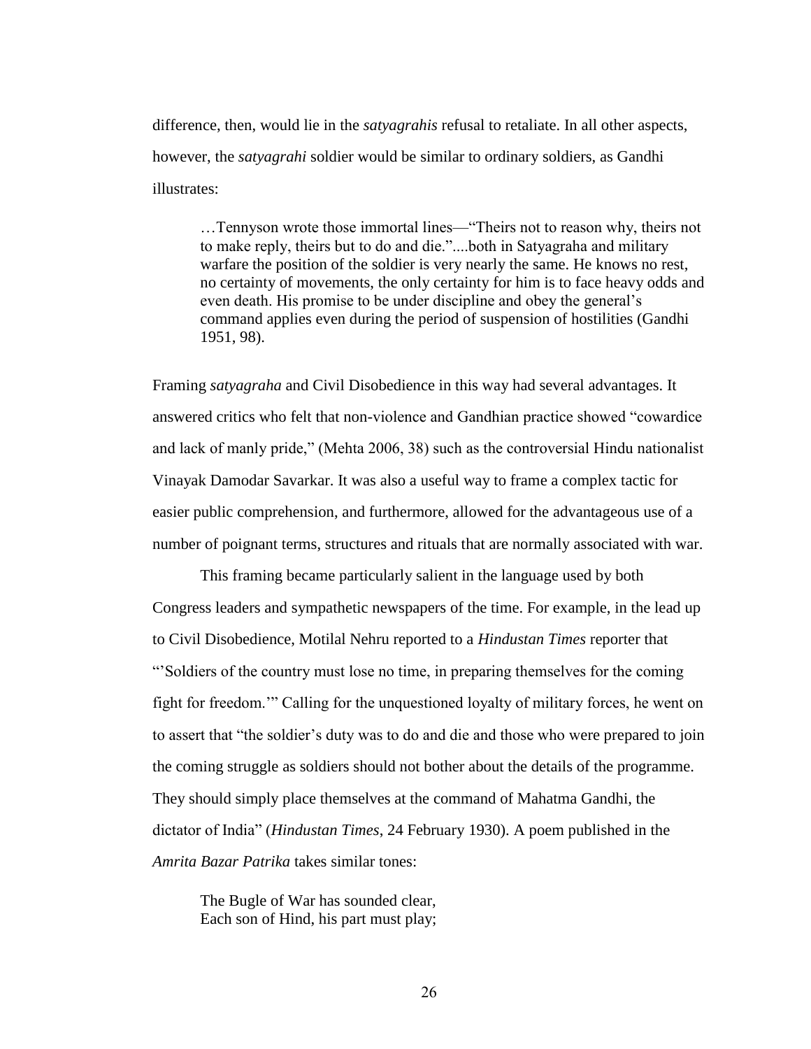difference, then, would lie in the *satyagrahis* refusal to retaliate. In all other aspects, however, the *satyagrahi* soldier would be similar to ordinary soldiers, as Gandhi illustrates:

> …Tennyson wrote those immortal lines—"Theirs not to reason why, theirs not to make reply, theirs but to do and die."....both in Satyagraha and military warfare the position of the soldier is very nearly the same. He knows no rest, no certainty of movements, the only certainty for him is to face heavy odds and even death. His promise to be under discipline and obey the general's command applies even during the period of suspension of hostilities (Gandhi 1951, 98).

Framing *satyagraha* and Civil Disobedience in this way had several advantages. It answered critics who felt that non-violence and Gandhian practice showed "cowardice and lack of manly pride," (Mehta 2006, 38) such as the controversial Hindu nationalist Vinayak Damodar Savarkar. It was also a useful way to frame a complex tactic for easier public comprehension, and furthermore, allowed for the advantageous use of a number of poignant terms, structures and rituals that are normally associated with war.

This framing became particularly salient in the language used by both Congress leaders and sympathetic newspapers of the time. For example, in the lead up to Civil Disobedience, Motilal Nehru reported to a *Hindustan Times* reporter that "'Soldiers of the country must lose no time, in preparing themselves for the coming fight for freedom.'" Calling for the unquestioned loyalty of military forces, he went on to assert that "the soldier's duty was to do and die and those who were prepared to join the coming struggle as soldiers should not bother about the details of the programme. They should simply place themselves at the command of Mahatma Gandhi, the dictator of India" (*Hindustan Times*, 24 February 1930). A poem published in the *Amrita Bazar Patrika* takes similar tones:

> The Bugle of War has sounded clear,
> Each son of Hind, his part must play;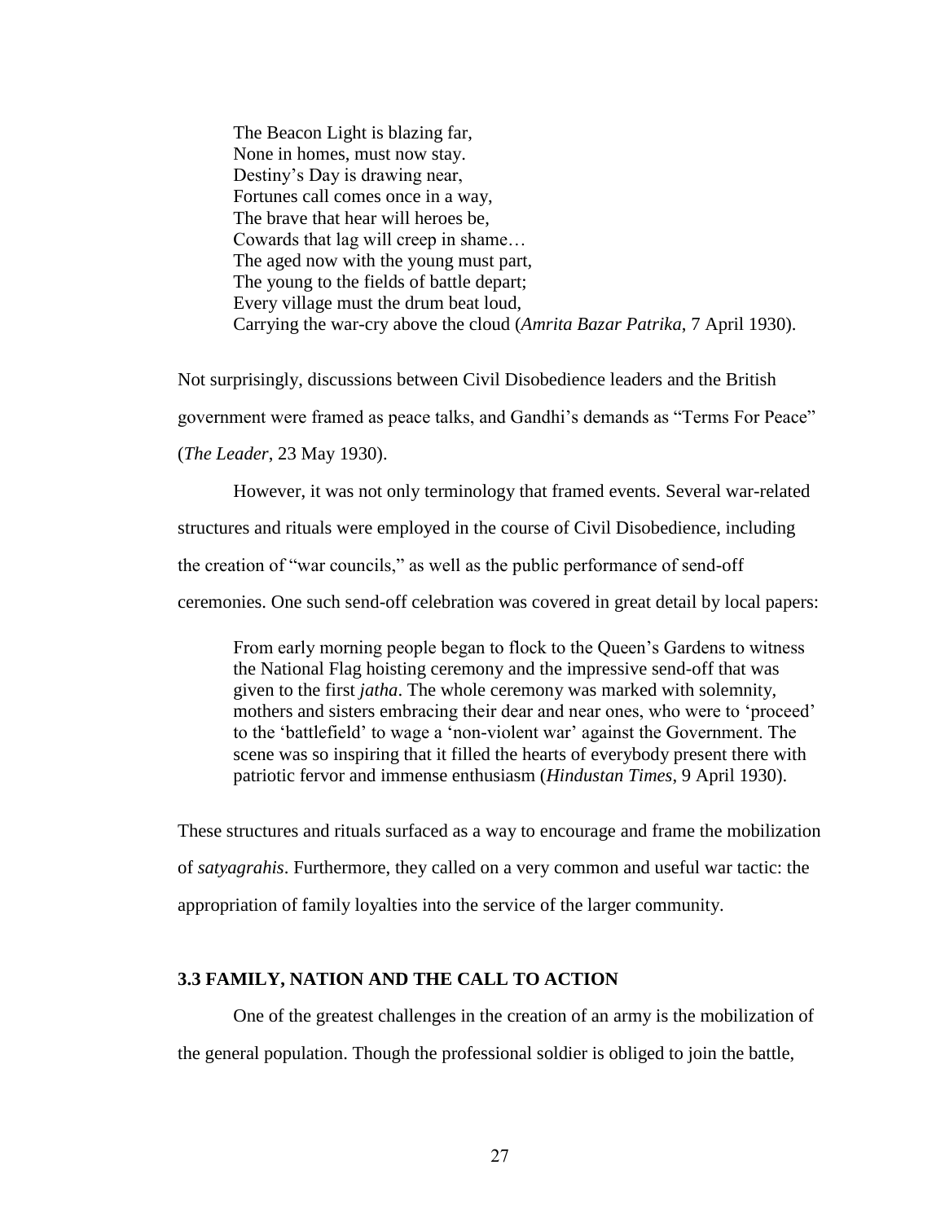> The Beacon Light is blazing far,
> None in homes, must now stay.
> Destiny's Day is drawing near,
> Fortunes call comes once in a way,
> The brave that hear will heroes be,
> Cowards that lag will creep in shame…
> The aged now with the young must part,
> The young to the fields of battle depart;
> Every village must the drum beat loud,
> Carrying the war-cry above the cloud (*Amrita Bazar Patrika*, 7 April 1930).

Not surprisingly, discussions between Civil Disobedience leaders and the British government were framed as peace talks, and Gandhi's demands as "Terms For Peace" (*The Leader*, 23 May 1930).

However, it was not only terminology that framed events. Several war-related structures and rituals were employed in the course of Civil Disobedience, including the creation of "war councils," as well as the public performance of send-off ceremonies. One such send-off celebration was covered in great detail by local papers:

> From early morning people began to flock to the Queen's Gardens to witness the National Flag hoisting ceremony and the impressive send-off that was given to the first *jatha*. The whole ceremony was marked with solemnity, mothers and sisters embracing their dear and near ones, who were to 'proceed' to the 'battlefield' to wage a 'non-violent war' against the Government. The scene was so inspiring that it filled the hearts of everybody present there with patriotic fervor and immense enthusiasm (*Hindustan Times*, 9 April 1930).

These structures and rituals surfaced as a way to encourage and frame the mobilization of *satyagrahis*. Furthermore, they called on a very common and useful war tactic: the appropriation of family loyalties into the service of the larger community.

### 3.3 FAMILY, NATION AND THE CALL TO ACTION

One of the greatest challenges in the creation of an army is the mobilization of the general population. Though the professional soldier is obliged to join the battle,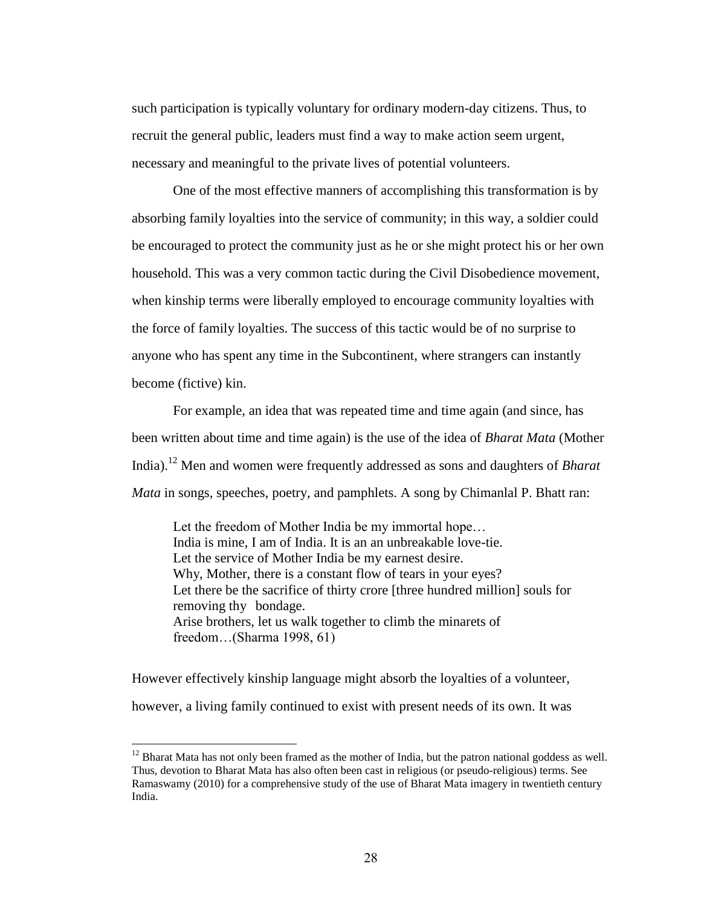such participation is typically voluntary for ordinary modern-day citizens. Thus, to recruit the general public, leaders must find a way to make action seem urgent, necessary and meaningful to the private lives of potential volunteers.

One of the most effective manners of accomplishing this transformation is by absorbing family loyalties into the service of community; in this way, a soldier could be encouraged to protect the community just as he or she might protect his or her own household. This was a very common tactic during the Civil Disobedience movement, when kinship terms were liberally employed to encourage community loyalties with the force of family loyalties. The success of this tactic would be of no surprise to anyone who has spent any time in the Subcontinent, where strangers can instantly become (fictive) kin.

For example, an idea that was repeated time and time again (and since, has been written about time and time again) is the use of the idea of *Bharat Mata* (Mother India).[12] Men and women were frequently addressed as sons and daughters of *Bharat Mata* in songs, speeches, poetry, and pamphlets. A song by Chimanlal P. Bhatt ran:

> Let the freedom of Mother India be my immortal hope…
> India is mine, I am of India. It is an an unbreakable love-tie.
> Let the service of Mother India be my earnest desire.
> Why, Mother, there is a constant flow of tears in your eyes?
> Let there be the sacrifice of thirty crore [three hundred million] souls for removing thy bondage.
> Arise brothers, let us walk together to climb the minarets of freedom…(Sharma 1998, 61)

However effectively kinship language might absorb the loyalties of a volunteer, however, a living family continued to exist with present needs of its own. It was

---

[12] Bharat Mata has not only been framed as the mother of India, but the patron national goddess as well. Thus, devotion to Bharat Mata has also often been cast in religious (or pseudo-religious) terms. See Ramaswamy (2010) for a comprehensive study of the use of Bharat Mata imagery in twentieth century India.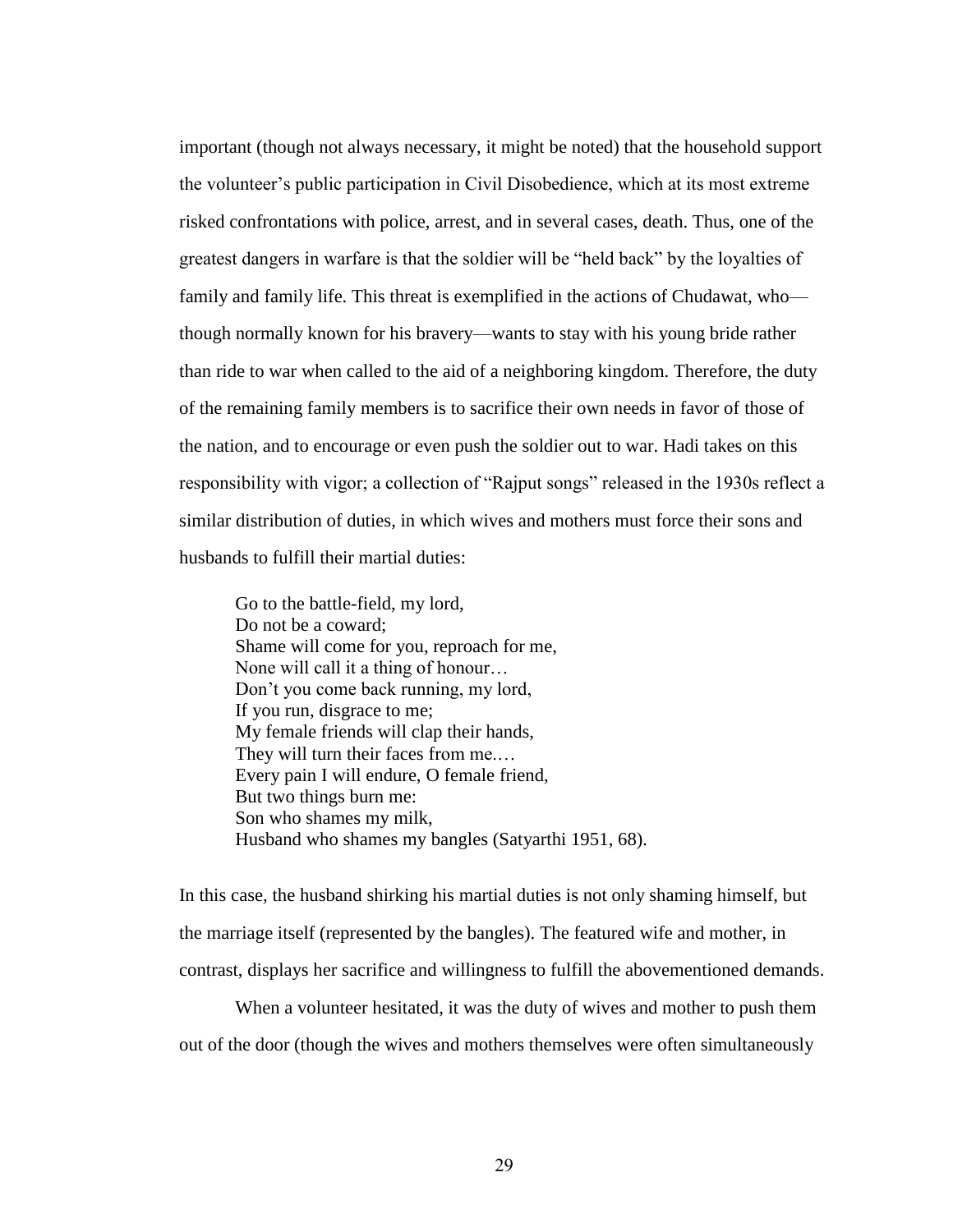important (though not always necessary, it might be noted) that the household support the volunteer's public participation in Civil Disobedience, which at its most extreme risked confrontations with police, arrest, and in several cases, death. Thus, one of the greatest dangers in warfare is that the soldier will be "held back" by the loyalties of family and family life. This threat is exemplified in the actions of Chudawat, who—though normally known for his bravery—wants to stay with his young bride rather than ride to war when called to the aid of a neighboring kingdom. Therefore, the duty of the remaining family members is to sacrifice their own needs in favor of those of the nation, and to encourage or even push the soldier out to war. Hadi takes on this responsibility with vigor; a collection of "Rajput songs" released in the 1930s reflect a similar distribution of duties, in which wives and mothers must force their sons and husbands to fulfill their martial duties:

> Go to the battle-field, my lord,
> Do not be a coward;
> Shame will come for you, reproach for me,
> None will call it a thing of honour…
> Don't you come back running, my lord,
> If you run, disgrace to me;
> My female friends will clap their hands,
> They will turn their faces from me.…
> Every pain I will endure, O female friend,
> But two things burn me:
> Son who shames my milk,
> Husband who shames my bangles (Satyarthi 1951, 68).

In this case, the husband shirking his martial duties is not only shaming himself, but the marriage itself (represented by the bangles). The featured wife and mother, in contrast, displays her sacrifice and willingness to fulfill the abovementioned demands.

When a volunteer hesitated, it was the duty of wives and mother to push them out of the door (though the wives and mothers themselves were often simultaneously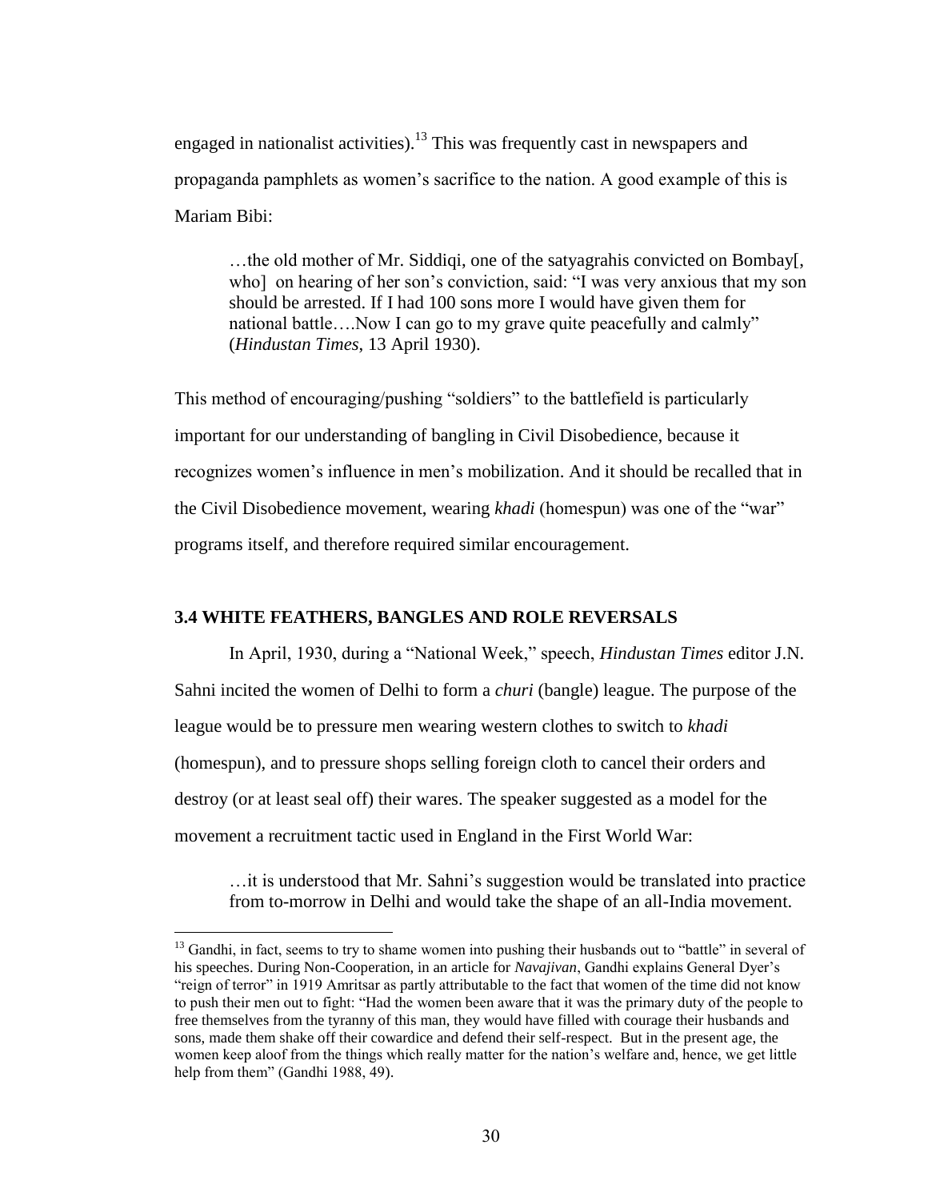engaged in nationalist activities).[13] This was frequently cast in newspapers and propaganda pamphlets as women's sacrifice to the nation. A good example of this is Mariam Bibi:

> …the old mother of Mr. Siddiqi, one of the satyagrahis convicted on Bombay[, who] on hearing of her son's conviction, said: "I was very anxious that my son should be arrested. If I had 100 sons more I would have given them for national battle….Now I can go to my grave quite peacefully and calmly" (*Hindustan Times*, 13 April 1930).

This method of encouraging/pushing "soldiers" to the battlefield is particularly important for our understanding of bangling in Civil Disobedience, because it recognizes women's influence in men's mobilization. And it should be recalled that in the Civil Disobedience movement, wearing *khadi* (homespun) was one of the "war" programs itself, and therefore required similar encouragement.

### 3.4 WHITE FEATHERS, BANGLES AND ROLE REVERSALS

In April, 1930, during a "National Week," speech, *Hindustan Times* editor J.N. Sahni incited the women of Delhi to form a *churi* (bangle) league. The purpose of the league would be to pressure men wearing western clothes to switch to *khadi* (homespun), and to pressure shops selling foreign cloth to cancel their orders and destroy (or at least seal off) their wares. The speaker suggested as a model for the movement a recruitment tactic used in England in the First World War:

> …it is understood that Mr. Sahni's suggestion would be translated into practice from to-morrow in Delhi and would take the shape of an all-India movement.

---

[13] Gandhi, in fact, seems to try to shame women into pushing their husbands out to "battle" in several of his speeches. During Non-Cooperation, in an article for *Navajivan*, Gandhi explains General Dyer's "reign of terror" in 1919 Amritsar as partly attributable to the fact that women of the time did not know to push their men out to fight: "Had the women been aware that it was the primary duty of the people to free themselves from the tyranny of this man, they would have filled with courage their husbands and sons, made them shake off their cowardice and defend their self-respect. But in the present age, the women keep aloof from the things which really matter for the nation's welfare and, hence, we get little help from them" (Gandhi 1988, 49).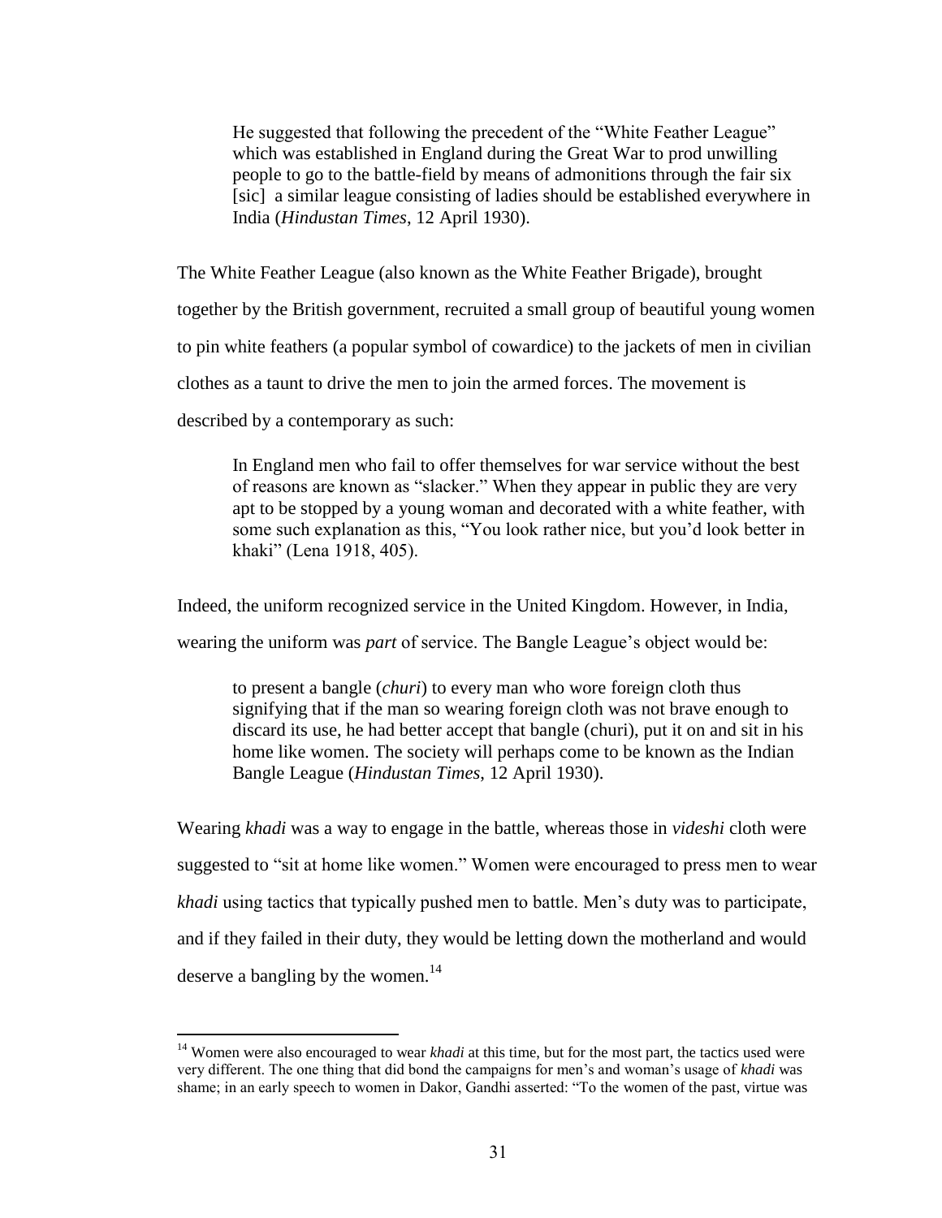> He suggested that following the precedent of the “White Feather League” which was established in England during the Great War to prod unwilling people to go to the battle-field by means of admonitions through the fair six [sic] a similar league consisting of ladies should be established everywhere in India (*Hindustan Times*, 12 April 1930).

The White Feather League (also known as the White Feather Brigade), brought together by the British government, recruited a small group of beautiful young women to pin white feathers (a popular symbol of cowardice) to the jackets of men in civilian clothes as a taunt to drive the men to join the armed forces. The movement is described by a contemporary as such:

> In England men who fail to offer themselves for war service without the best of reasons are known as “slacker.” When they appear in public they are very apt to be stopped by a young woman and decorated with a white feather, with some such explanation as this, “You look rather nice, but you’d look better in khaki” (Lena 1918, 405).

Indeed, the uniform recognized service in the United Kingdom. However, in India, wearing the uniform was *part* of service. The Bangle League’s object would be:

> to present a bangle (*churi*) to every man who wore foreign cloth thus signifying that if the man so wearing foreign cloth was not brave enough to discard its use, he had better accept that bangle (churi), put it on and sit in his home like women. The society will perhaps come to be known as the Indian Bangle League (*Hindustan Times*, 12 April 1930).

Wearing *khadi* was a way to engage in the battle, whereas those in *videshi* cloth were suggested to “sit at home like women.” Women were encouraged to press men to wear *khadi* using tactics that typically pushed men to battle. Men’s duty was to participate, and if they failed in their duty, they would be letting down the motherland and would deserve a bangling by the women.[14]

---

[14] Women were also encouraged to wear *khadi* at this time, but for the most part, the tactics used were very different. The one thing that did bond the campaigns for men’s and woman’s usage of *khadi* was shame; in an early speech to women in Dakor, Gandhi asserted: “To the women of the past, virtue was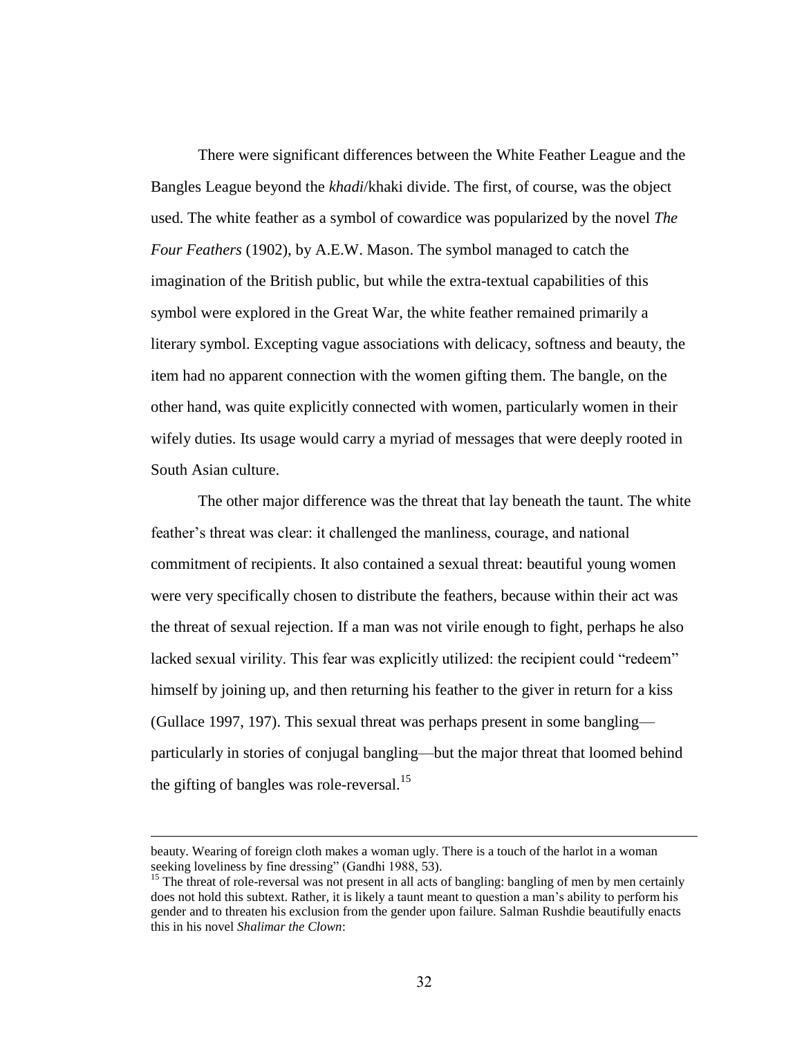There were significant differences between the White Feather League and the Bangles League beyond the *khadi*/khaki divide. The first, of course, was the object used. The white feather as a symbol of cowardice was popularized by the novel *The Four Feathers* (1902), by A.E.W. Mason. The symbol managed to catch the imagination of the British public, but while the extra-textual capabilities of this symbol were explored in the Great War, the white feather remained primarily a literary symbol. Excepting vague associations with delicacy, softness and beauty, the item had no apparent connection with the women gifting them. The bangle, on the other hand, was quite explicitly connected with women, particularly women in their wifely duties. Its usage would carry a myriad of messages that were deeply rooted in South Asian culture.

The other major difference was the threat that lay beneath the taunt. The white feather's threat was clear: it challenged the manliness, courage, and national commitment of recipients. It also contained a sexual threat: beautiful young women were very specifically chosen to distribute the feathers, because within their act was the threat of sexual rejection. If a man was not virile enough to fight, perhaps he also lacked sexual virility. This fear was explicitly utilized: the recipient could "redeem" himself by joining up, and then returning his feather to the giver in return for a kiss (Gullace 1997, 197). This sexual threat was perhaps present in some bangling—particularly in stories of conjugal bangling—but the major threat that loomed behind the gifting of bangles was role-reversal.[15]

---

beauty. Wearing of foreign cloth makes a woman ugly. There is a touch of the harlot in a woman seeking loveliness by fine dressing" (Gandhi 1988, 53).

[15] The threat of role-reversal was not present in all acts of bangling: bangling of men by men certainly does not hold this subtext. Rather, it is likely a taunt meant to question a man's ability to perform his gender and to threaten his exclusion from the gender upon failure. Salman Rushdie beautifully enacts this in his novel *Shalimar the Clown*: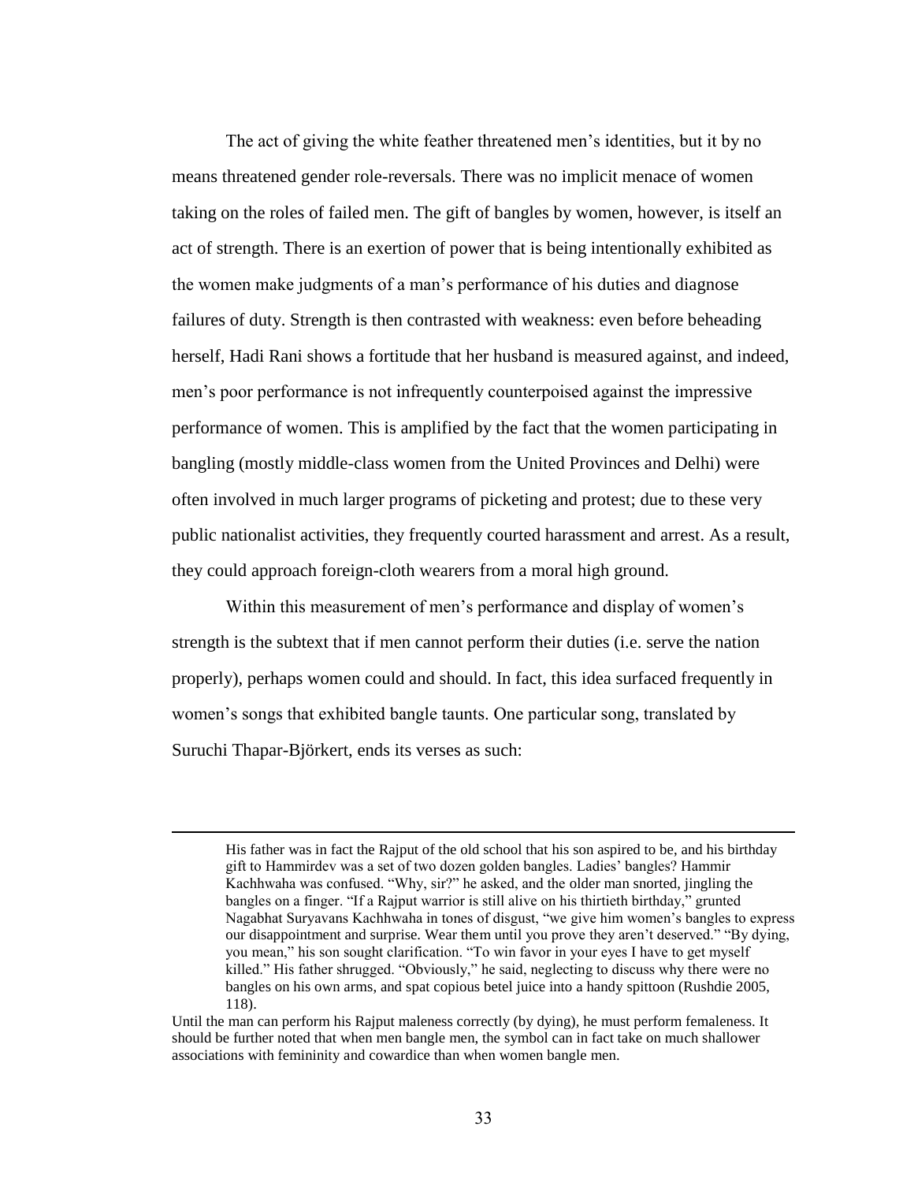The act of giving the white feather threatened men's identities, but it by no means threatened gender role-reversals. There was no implicit menace of women taking on the roles of failed men. The gift of bangles by women, however, is itself an act of strength. There is an exertion of power that is being intentionally exhibited as the women make judgments of a man's performance of his duties and diagnose failures of duty. Strength is then contrasted with weakness: even before beheading herself, Hadi Rani shows a fortitude that her husband is measured against, and indeed, men's poor performance is not infrequently counterpoised against the impressive performance of women. This is amplified by the fact that the women participating in bangling (mostly middle-class women from the United Provinces and Delhi) were often involved in much larger programs of picketing and protest; due to these very public nationalist activities, they frequently courted harassment and arrest. As a result, they could approach foreign-cloth wearers from a moral high ground.

Within this measurement of men's performance and display of women's strength is the subtext that if men cannot perform their duties (i.e. serve the nation properly), perhaps women could and should. In fact, this idea surfaced frequently in women's songs that exhibited bangle taunts. One particular song, translated by Suruchi Thapar-Björkert, ends its verses as such:

---

> His father was in fact the Rajput of the old school that his son aspired to be, and his birthday gift to Hammirdev was a set of two dozen golden bangles. Ladies' bangles? Hammir Kachhwaha was confused. "Why, sir?" he asked, and the older man snorted, jingling the bangles on a finger. "If a Rajput warrior is still alive on his thirtieth birthday," grunted Nagabhat Suryavans Kachhwaha in tones of disgust, "we give him women's bangles to express our disappointment and surprise. Wear them until you prove they aren't deserved." "By dying, you mean," his son sought clarification. "To win favor in your eyes I have to get myself killed." His father shrugged. "Obviously," he said, neglecting to discuss why there were no bangles on his own arms, and spat copious betel juice into a handy spittoon (Rushdie 2005, 118).

Until the man can perform his Rajput maleness correctly (by dying), he must perform femaleness. It should be further noted that when men bangle men, the symbol can in fact take on much shallower associations with femininity and cowardice than when women bangle men.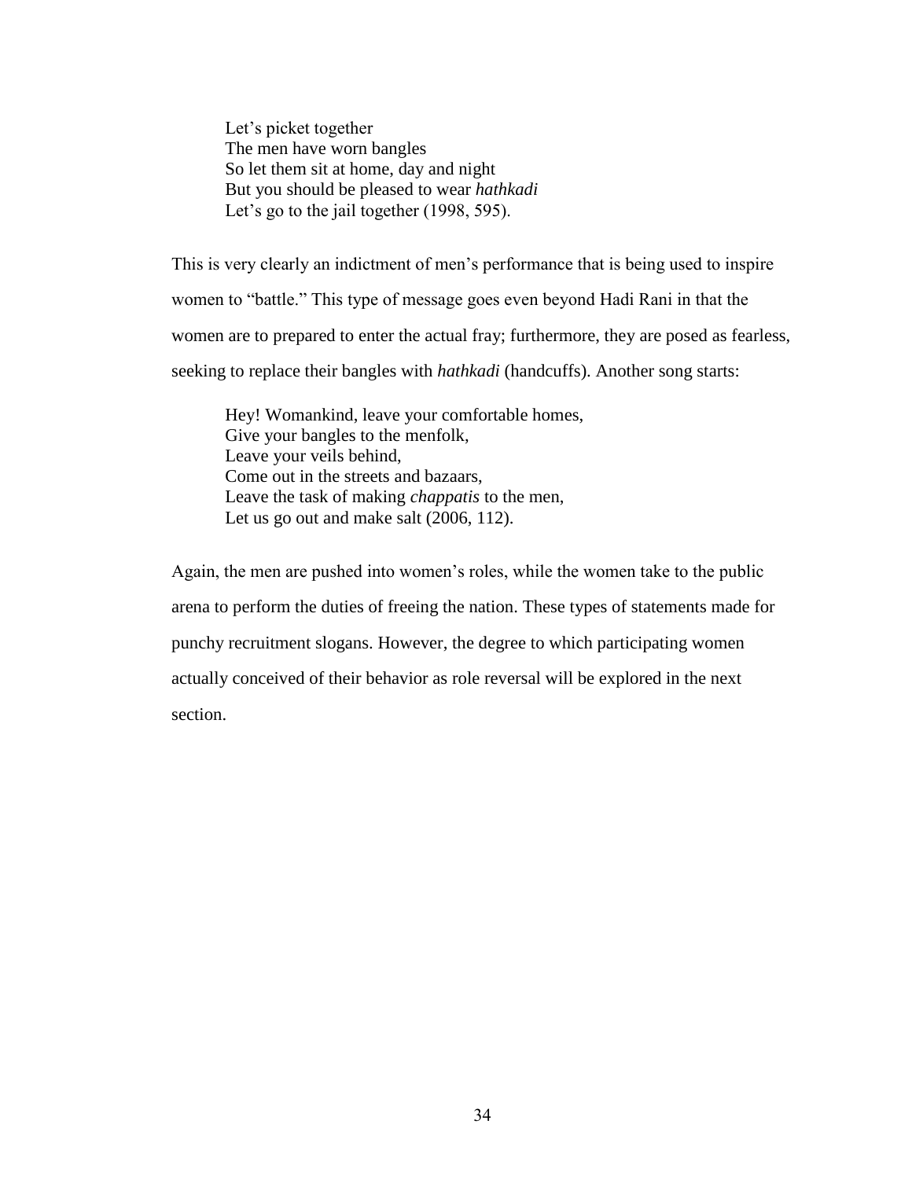> Let's picket together  
> The men have worn bangles  
> So let them sit at home, day and night  
> But you should be pleased to wear *hathkadi*  
> Let's go to the jail together (1998, 595).

This is very clearly an indictment of men's performance that is being used to inspire women to "battle." This type of message goes even beyond Hadi Rani in that the women are to prepared to enter the actual fray; furthermore, they are posed as fearless, seeking to replace their bangles with *hathkadi* (handcuffs). Another song starts:

> Hey! Womankind, leave your comfortable homes,  
> Give your bangles to the menfolk,  
> Leave your veils behind,  
> Come out in the streets and bazaars,  
> Leave the task of making *chappatis* to the men,  
> Let us go out and make salt (2006, 112).

Again, the men are pushed into women's roles, while the women take to the public arena to perform the duties of freeing the nation. These types of statements made for punchy recruitment slogans. However, the degree to which participating women actually conceived of their behavior as role reversal will be explored in the next section.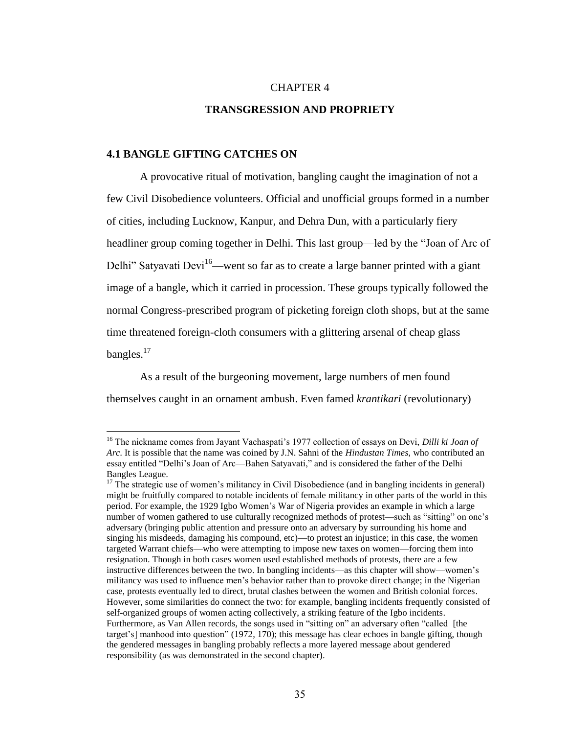# CHAPTER 4

# TRANSGRESSION AND PROPRIETY

## 4.1 BANGLE GIFTING CATCHES ON

A provocative ritual of motivation, bangling caught the imagination of not a few Civil Disobedience volunteers. Official and unofficial groups formed in a number of cities, including Lucknow, Kanpur, and Dehra Dun, with a particularly fiery headliner group coming together in Delhi. This last group—led by the "Joan of Arc of Delhi" Satyavati Devi[16]—went so far as to create a large banner printed with a giant image of a bangle, which it carried in procession. These groups typically followed the normal Congress-prescribed program of picketing foreign cloth shops, but at the same time threatened foreign-cloth consumers with a glittering arsenal of cheap glass bangles.[17]

As a result of the burgeoning movement, large numbers of men found themselves caught in an ornament ambush. Even famed *krantikari* (revolutionary)

---

[16] The nickname comes from Jayant Vachaspati's 1977 collection of essays on Devi, *Dilli ki Joan of Arc*. It is possible that the name was coined by J.N. Sahni of the *Hindustan Times*, who contributed an essay entitled "Delhi's Joan of Arc—Bahen Satyavati," and is considered the father of the Delhi Bangles League.

[17] The strategic use of women's militancy in Civil Disobedience (and in bangling incidents in general) might be fruitfully compared to notable incidents of female militancy in other parts of the world in this period. For example, the 1929 Igbo Women's War of Nigeria provides an example in which a large number of women gathered to use culturally recognized methods of protest—such as "sitting" on one's adversary (bringing public attention and pressure onto an adversary by surrounding his home and singing his misdeeds, damaging his compound, etc)—to protest an injustice; in this case, the women targeted Warrant chiefs—who were attempting to impose new taxes on women—forcing them into resignation. Though in both cases women used established methods of protests, there are a few instructive differences between the two. In bangling incidents—as this chapter will show—women's militancy was used to influence men's behavior rather than to provoke direct change; in the Nigerian case, protests eventually led to direct, brutal clashes between the women and British colonial forces. However, some similarities do connect the two: for example, bangling incidents frequently consisted of self-organized groups of women acting collectively, a striking feature of the Igbo incidents. Furthermore, as Van Allen records, the songs used in "sitting on" an adversary often "called [the target's] manhood into question" (1972, 170); this message has clear echoes in bangle gifting, though the gendered messages in bangling probably reflects a more layered message about gendered responsibility (as was demonstrated in the second chapter).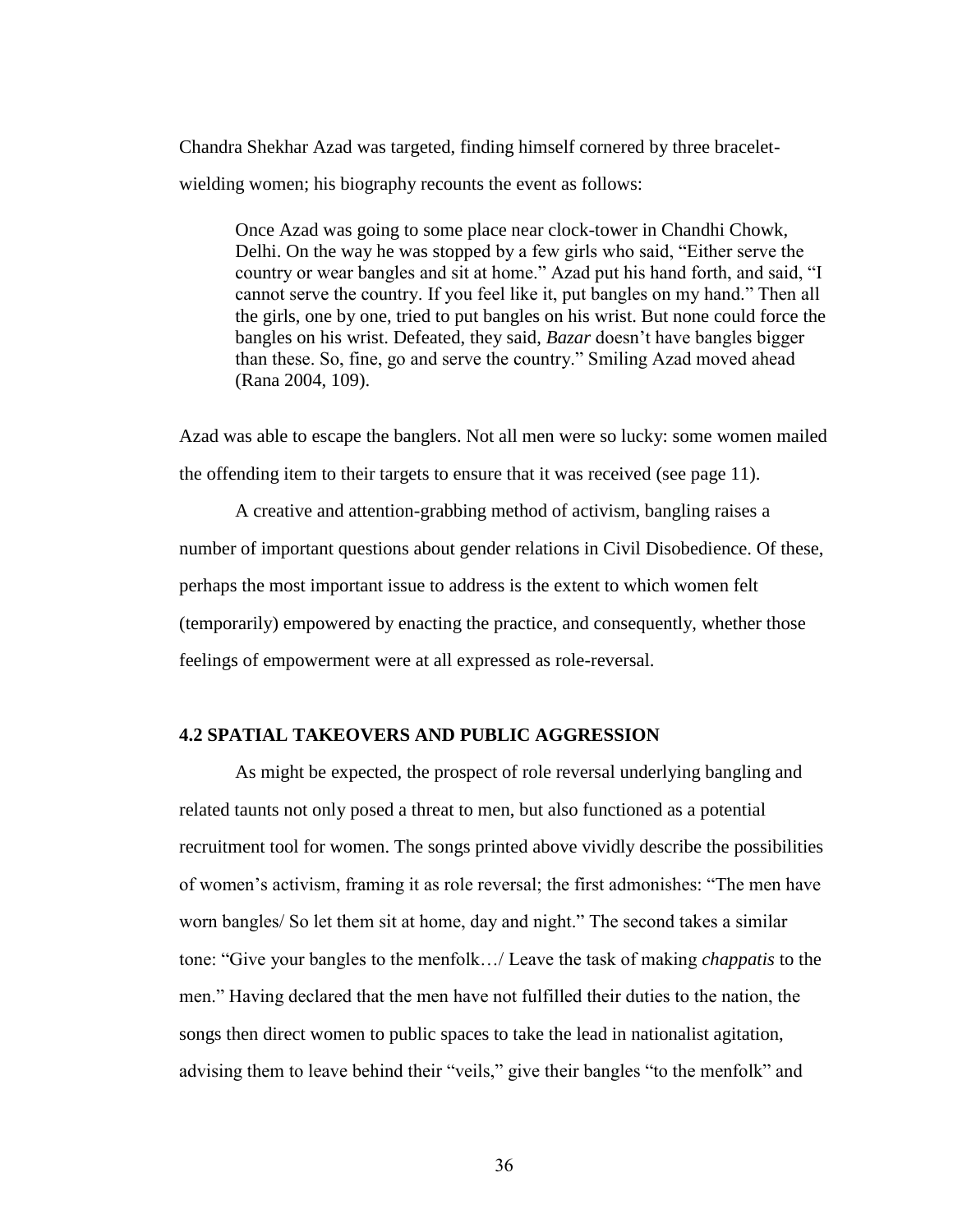Chandra Shekhar Azad was targeted, finding himself cornered by three bracelet-wielding women; his biography recounts the event as follows:

> Once Azad was going to some place near clock-tower in Chandhi Chowk, Delhi. On the way he was stopped by a few girls who said, "Either serve the country or wear bangles and sit at home." Azad put his hand forth, and said, "I cannot serve the country. If you feel like it, put bangles on my hand." Then all the girls, one by one, tried to put bangles on his wrist. But none could force the bangles on his wrist. Defeated, they said, *Bazar* doesn't have bangles bigger than these. So, fine, go and serve the country." Smiling Azad moved ahead (Rana 2004, 109).

Azad was able to escape the banglers. Not all men were so lucky: some women mailed the offending item to their targets to ensure that it was received (see page 11).

A creative and attention-grabbing method of activism, bangling raises a number of important questions about gender relations in Civil Disobedience. Of these, perhaps the most important issue to address is the extent to which women felt (temporarily) empowered by enacting the practice, and consequently, whether those feelings of empowerment were at all expressed as role-reversal.

### 4.2 SPATIAL TAKEOVERS AND PUBLIC AGGRESSION

As might be expected, the prospect of role reversal underlying bangling and related taunts not only posed a threat to men, but also functioned as a potential recruitment tool for women. The songs printed above vividly describe the possibilities of women's activism, framing it as role reversal; the first admonishes: "The men have worn bangles/ So let them sit at home, day and night." The second takes a similar tone: "Give your bangles to the menfolk…/ Leave the task of making *chappatis* to the men." Having declared that the men have not fulfilled their duties to the nation, the songs then direct women to public spaces to take the lead in nationalist agitation, advising them to leave behind their "veils," give their bangles "to the menfolk" and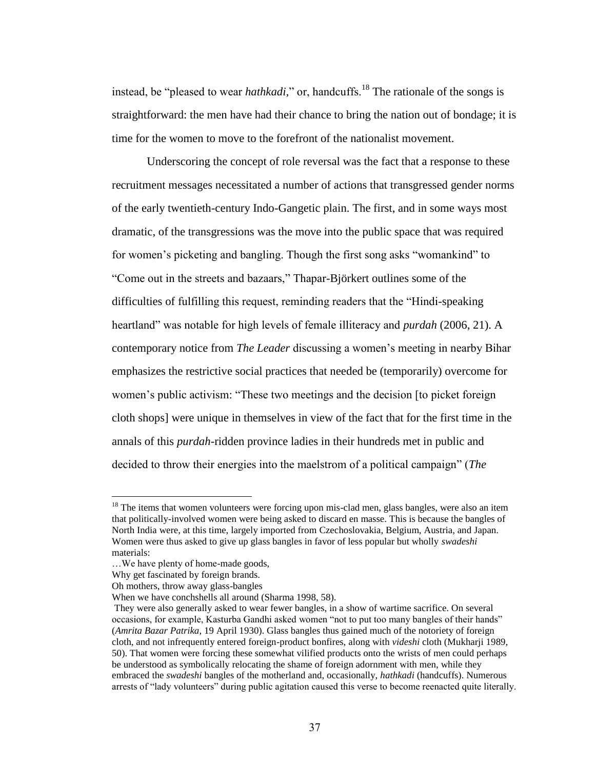instead, be "pleased to wear *hathkadi*," or, handcuffs.[18] The rationale of the songs is straightforward: the men have had their chance to bring the nation out of bondage; it is time for the women to move to the forefront of the nationalist movement.

Underscoring the concept of role reversal was the fact that a response to these recruitment messages necessitated a number of actions that transgressed gender norms of the early twentieth-century Indo-Gangetic plain. The first, and in some ways most dramatic, of the transgressions was the move into the public space that was required for women's picketing and bangling. Though the first song asks "womankind" to "Come out in the streets and bazaars," Thapar-Björkert outlines some of the difficulties of fulfilling this request, reminding readers that the "Hindi-speaking heartland" was notable for high levels of female illiteracy and *purdah* (2006, 21). A contemporary notice from *The Leader* discussing a women's meeting in nearby Bihar emphasizes the restrictive social practices that needed be (temporarily) overcome for women's public activism: "These two meetings and the decision [to picket foreign cloth shops] were unique in themselves in view of the fact that for the first time in the annals of this *purdah*-ridden province ladies in their hundreds met in public and decided to throw their energies into the maelstrom of a political campaign" (*The*

---

[18] The items that women volunteers were forcing upon mis-clad men, glass bangles, were also an item that politically-involved women were being asked to discard en masse. This is because the bangles of North India were, at this time, largely imported from Czechoslovakia, Belgium, Austria, and Japan. Women were thus asked to give up glass bangles in favor of less popular but wholly *swadeshi* materials:

…We have plenty of home-made goods,
Why get fascinated by foreign brands.
Oh mothers, throw away glass-bangles
When we have conchshells all around (Sharma 1998, 58).

They were also generally asked to wear fewer bangles, in a show of wartime sacrifice. On several occasions, for example, Kasturba Gandhi asked women "not to put too many bangles of their hands" (*Amrita Bazar Patrika*, 19 April 1930). Glass bangles thus gained much of the notoriety of foreign cloth, and not infrequently entered foreign-product bonfires, along with *videshi* cloth (Mukharji 1989, 50). That women were forcing these somewhat vilified products onto the wrists of men could perhaps be understood as symbolically relocating the shame of foreign adornment with men, while they embraced the *swadeshi* bangles of the motherland and, occasionally, *hathkadi* (handcuffs). Numerous arrests of "lady volunteers" during public agitation caused this verse to become reenacted quite literally.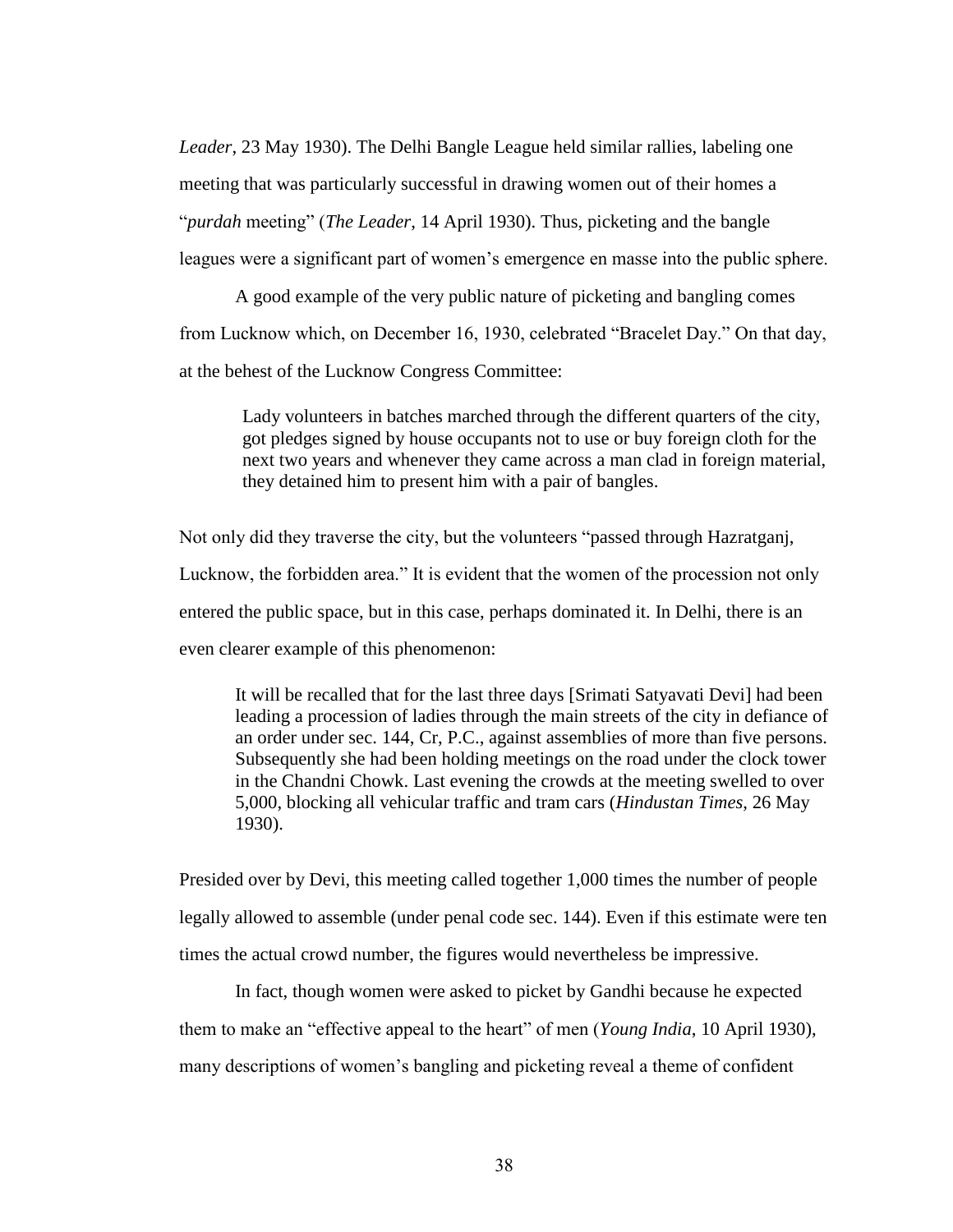*Leader*, 23 May 1930). The Delhi Bangle League held similar rallies, labeling one meeting that was particularly successful in drawing women out of their homes a "*purdah* meeting" (*The Leader*, 14 April 1930). Thus, picketing and the bangle leagues were a significant part of women's emergence en masse into the public sphere.

A good example of the very public nature of picketing and bangling comes from Lucknow which, on December 16, 1930, celebrated "Bracelet Day." On that day, at the behest of the Lucknow Congress Committee:

> Lady volunteers in batches marched through the different quarters of the city, got pledges signed by house occupants not to use or buy foreign cloth for the next two years and whenever they came across a man clad in foreign material, they detained him to present him with a pair of bangles.

Not only did they traverse the city, but the volunteers "passed through Hazratganj, Lucknow, the forbidden area." It is evident that the women of the procession not only entered the public space, but in this case, perhaps dominated it. In Delhi, there is an even clearer example of this phenomenon:

> It will be recalled that for the last three days [Srimati Satyavati Devi] had been leading a procession of ladies through the main streets of the city in defiance of an order under sec. 144, Cr, P.C., against assemblies of more than five persons. Subsequently she had been holding meetings on the road under the clock tower in the Chandni Chowk. Last evening the crowds at the meeting swelled to over 5,000, blocking all vehicular traffic and tram cars (*Hindustan Times*, 26 May 1930).

Presided over by Devi, this meeting called together 1,000 times the number of people legally allowed to assemble (under penal code sec. 144). Even if this estimate were ten times the actual crowd number, the figures would nevertheless be impressive.

In fact, though women were asked to picket by Gandhi because he expected them to make an "effective appeal to the heart" of men (*Young India*, 10 April 1930), many descriptions of women's bangling and picketing reveal a theme of confident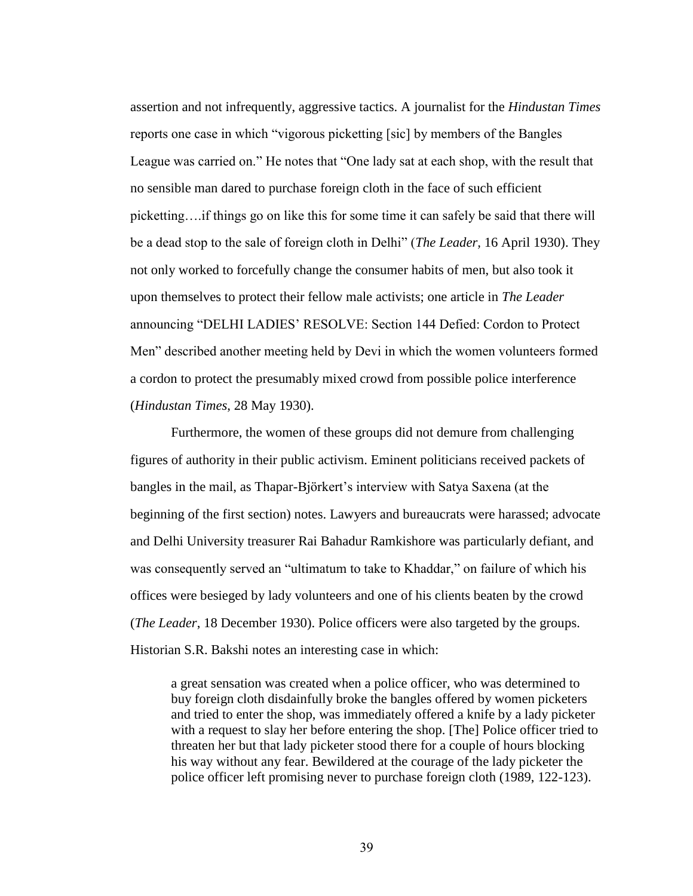assertion and not infrequently, aggressive tactics. A journalist for the *Hindustan Times* reports one case in which "vigorous picketting [sic] by members of the Bangles League was carried on." He notes that "One lady sat at each shop, with the result that no sensible man dared to purchase foreign cloth in the face of such efficient picketting….if things go on like this for some time it can safely be said that there will be a dead stop to the sale of foreign cloth in Delhi" (*The Leader*, 16 April 1930). They not only worked to forcefully change the consumer habits of men, but also took it upon themselves to protect their fellow male activists; one article in *The Leader* announcing "DELHI LADIES' RESOLVE: Section 144 Defied: Cordon to Protect Men" described another meeting held by Devi in which the women volunteers formed a cordon to protect the presumably mixed crowd from possible police interference (*Hindustan Times*, 28 May 1930).

Furthermore, the women of these groups did not demure from challenging figures of authority in their public activism. Eminent politicians received packets of bangles in the mail, as Thapar-Björkert's interview with Satya Saxena (at the beginning of the first section) notes. Lawyers and bureaucrats were harassed; advocate and Delhi University treasurer Rai Bahadur Ramkishore was particularly defiant, and was consequently served an "ultimatum to take to Khaddar," on failure of which his offices were besieged by lady volunteers and one of his clients beaten by the crowd (*The Leader*, 18 December 1930). Police officers were also targeted by the groups. Historian S.R. Bakshi notes an interesting case in which:

> a great sensation was created when a police officer, who was determined to buy foreign cloth disdainfully broke the bangles offered by women picketers and tried to enter the shop, was immediately offered a knife by a lady picketer with a request to slay her before entering the shop. [The] Police officer tried to threaten her but that lady picketer stood there for a couple of hours blocking his way without any fear. Bewildered at the courage of the lady picketer the police officer left promising never to purchase foreign cloth (1989, 122-123).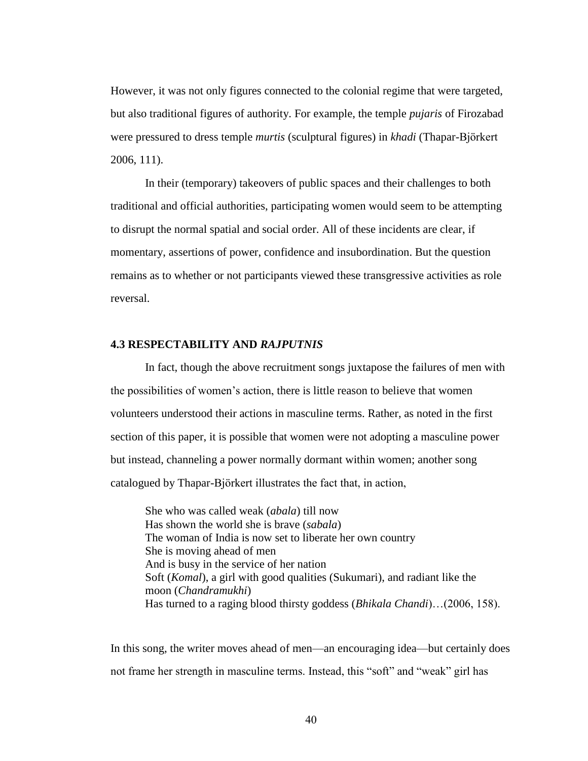However, it was not only figures connected to the colonial regime that were targeted, but also traditional figures of authority. For example, the temple *pujaris* of Firozabad were pressured to dress temple *murtis* (sculptural figures) in *khadi* (Thapar-Björkert 2006, 111).

In their (temporary) takeovers of public spaces and their challenges to both traditional and official authorities, participating women would seem to be attempting to disrupt the normal spatial and social order. All of these incidents are clear, if momentary, assertions of power, confidence and insubordination. But the question remains as to whether or not participants viewed these transgressive activities as role reversal.

### 4.3 RESPECTABILITY AND *RAJPUTNIS*

In fact, though the above recruitment songs juxtapose the failures of men with the possibilities of women's action, there is little reason to believe that women volunteers understood their actions in masculine terms. Rather, as noted in the first section of this paper, it is possible that women were not adopting a masculine power but instead, channeling a power normally dormant within women; another song catalogued by Thapar-Björkert illustrates the fact that, in action,

> She who was called weak (*abala*) till now
> Has shown the world she is brave (*sabala*)
> The woman of India is now set to liberate her own country
> She is moving ahead of men
> And is busy in the service of her nation
> Soft (*Komal*), a girl with good qualities (Sukumari), and radiant like the moon (*Chandramukhi*)
> Has turned to a raging blood thirsty goddess (*Bhikala Chandi*)…(2006, 158).

In this song, the writer moves ahead of men—an encouraging idea—but certainly does not frame her strength in masculine terms. Instead, this "soft" and "weak" girl has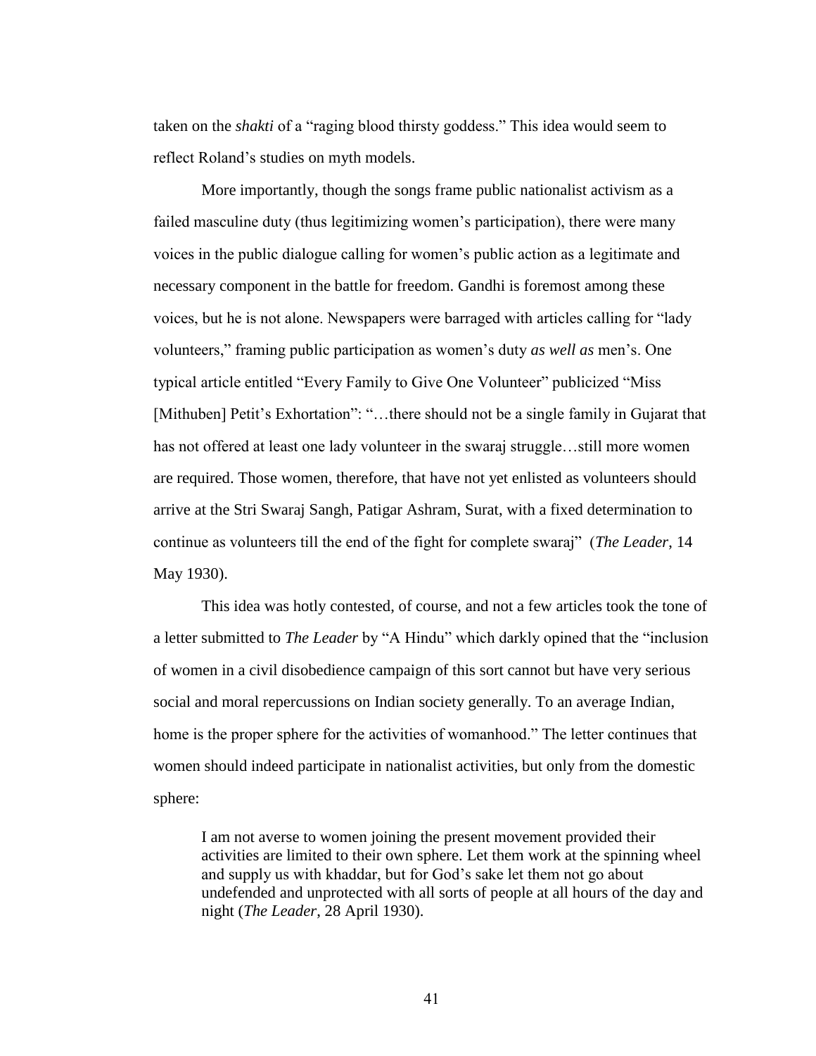taken on the *shakti* of a "raging blood thirsty goddess." This idea would seem to reflect Roland's studies on myth models.

More importantly, though the songs frame public nationalist activism as a failed masculine duty (thus legitimizing women's participation), there were many voices in the public dialogue calling for women's public action as a legitimate and necessary component in the battle for freedom. Gandhi is foremost among these voices, but he is not alone. Newspapers were barraged with articles calling for "lady volunteers," framing public participation as women's duty *as well as* men's. One typical article entitled "Every Family to Give One Volunteer" publicized "Miss [Mithuben] Petit's Exhortation": "…there should not be a single family in Gujarat that has not offered at least one lady volunteer in the swaraj struggle…still more women are required. Those women, therefore, that have not yet enlisted as volunteers should arrive at the Stri Swaraj Sangh, Patigar Ashram, Surat, with a fixed determination to continue as volunteers till the end of the fight for complete swaraj" (*The Leader*, 14 May 1930).

This idea was hotly contested, of course, and not a few articles took the tone of a letter submitted to *The Leader* by "A Hindu" which darkly opined that the "inclusion of women in a civil disobedience campaign of this sort cannot but have very serious social and moral repercussions on Indian society generally. To an average Indian, home is the proper sphere for the activities of womanhood." The letter continues that women should indeed participate in nationalist activities, but only from the domestic sphere:

> I am not averse to women joining the present movement provided their activities are limited to their own sphere. Let them work at the spinning wheel and supply us with khaddar, but for God's sake let them not go about undefended and unprotected with all sorts of people at all hours of the day and night (*The Leader*, 28 April 1930).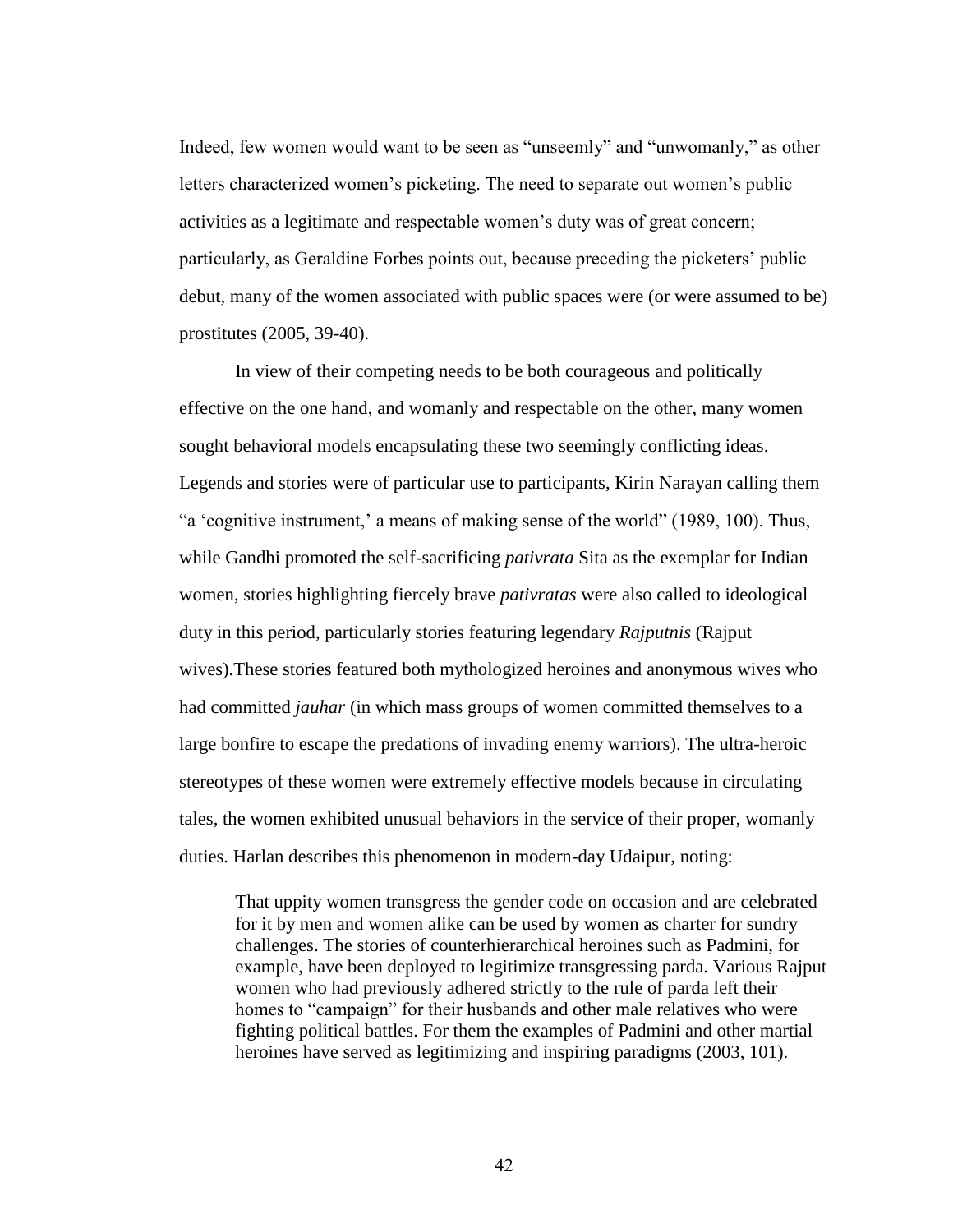Indeed, few women would want to be seen as "unseemly" and "unwomanly," as other letters characterized women's picketing. The need to separate out women's public activities as a legitimate and respectable women's duty was of great concern; particularly, as Geraldine Forbes points out, because preceding the picketers' public debut, many of the women associated with public spaces were (or were assumed to be) prostitutes (2005, 39-40).

In view of their competing needs to be both courageous and politically effective on the one hand, and womanly and respectable on the other, many women sought behavioral models encapsulating these two seemingly conflicting ideas. Legends and stories were of particular use to participants, Kirin Narayan calling them "a 'cognitive instrument,' a means of making sense of the world" (1989, 100). Thus, while Gandhi promoted the self-sacrificing *pativrata* Sita as the exemplar for Indian women, stories highlighting fiercely brave *pativratas* were also called to ideological duty in this period, particularly stories featuring legendary *Rajputnis* (Rajput wives).These stories featured both mythologized heroines and anonymous wives who had committed *jauhar* (in which mass groups of women committed themselves to a large bonfire to escape the predations of invading enemy warriors). The ultra-heroic stereotypes of these women were extremely effective models because in circulating tales, the women exhibited unusual behaviors in the service of their proper, womanly duties. Harlan describes this phenomenon in modern-day Udaipur, noting:

> That uppity women transgress the gender code on occasion and are celebrated for it by men and women alike can be used by women as charter for sundry challenges. The stories of counterhierarchical heroines such as Padmini, for example, have been deployed to legitimize transgressing parda. Various Rajput women who had previously adhered strictly to the rule of parda left their homes to "campaign" for their husbands and other male relatives who were fighting political battles. For them the examples of Padmini and other martial heroines have served as legitimizing and inspiring paradigms (2003, 101).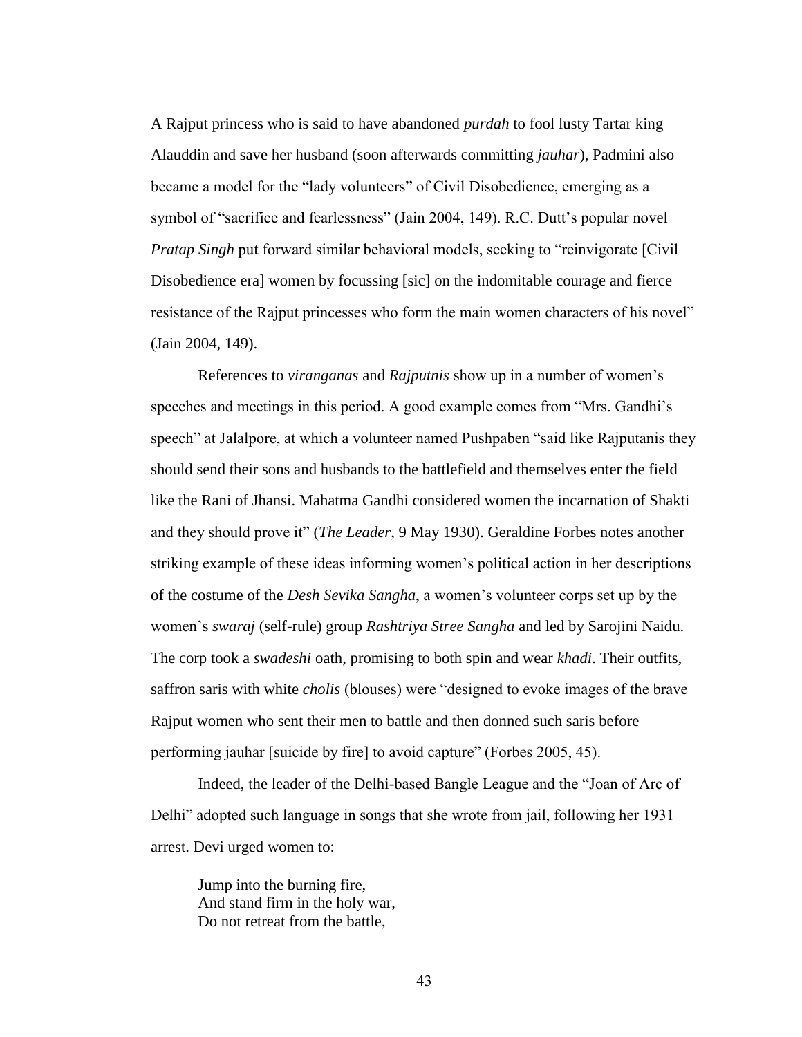A Rajput princess who is said to have abandoned *purdah* to fool lusty Tartar king Alauddin and save her husband (soon afterwards committing *jauhar*), Padmini also became a model for the "lady volunteers" of Civil Disobedience, emerging as a symbol of "sacrifice and fearlessness" (Jain 2004, 149). R.C. Dutt's popular novel *Pratap Singh* put forward similar behavioral models, seeking to "reinvigorate [Civil Disobedience era] women by focussing [sic] on the indomitable courage and fierce resistance of the Rajput princesses who form the main women characters of his novel" (Jain 2004, 149).

References to *viranganas* and *Rajputnis* show up in a number of women's speeches and meetings in this period. A good example comes from "Mrs. Gandhi's speech" at Jalalpore, at which a volunteer named Pushpaben "said like Rajputanis they should send their sons and husbands to the battlefield and themselves enter the field like the Rani of Jhansi. Mahatma Gandhi considered women the incarnation of Shakti and they should prove it" (*The Leader*, 9 May 1930). Geraldine Forbes notes another striking example of these ideas informing women's political action in her descriptions of the costume of the *Desh Sevika Sangha*, a women's volunteer corps set up by the women's *swaraj* (self-rule) group *Rashtriya Stree Sangha* and led by Sarojini Naidu. The corp took a *swadeshi* oath, promising to both spin and wear *khadi*. Their outfits, saffron saris with white *cholis* (blouses) were "designed to evoke images of the brave Rajput women who sent their men to battle and then donned such saris before performing jauhar [suicide by fire] to avoid capture" (Forbes 2005, 45).

Indeed, the leader of the Delhi-based Bangle League and the "Joan of Arc of Delhi" adopted such language in songs that she wrote from jail, following her 1931 arrest. Devi urged women to:

> Jump into the burning fire,
> And stand firm in the holy war,
> Do not retreat from the battle,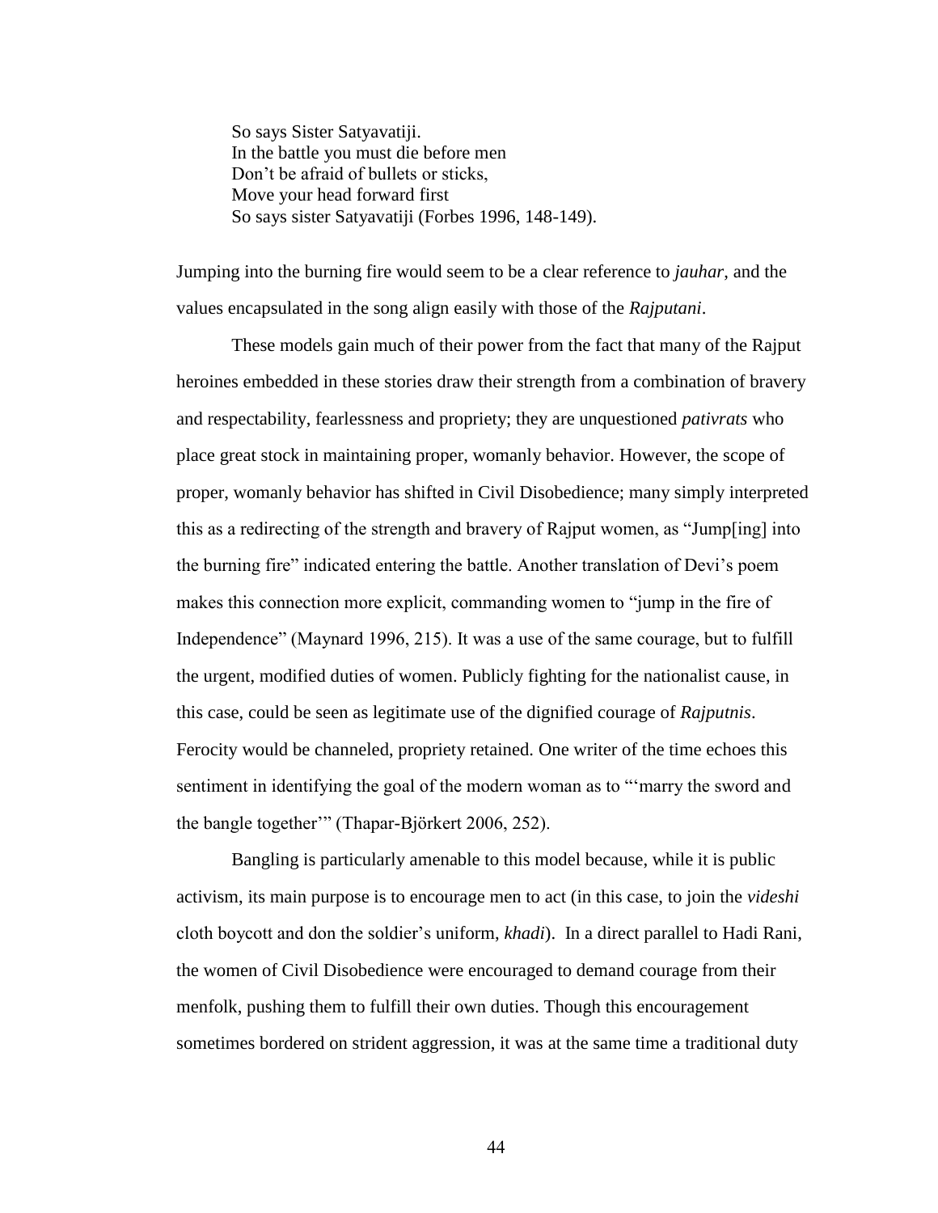> So says Sister Satyavatiji.
> In the battle you must die before men
> Don't be afraid of bullets or sticks,
> Move your head forward first
> So says sister Satyavatiji (Forbes 1996, 148-149).

Jumping into the burning fire would seem to be a clear reference to *jauhar*, and the values encapsulated in the song align easily with those of the *Rajputani*.

These models gain much of their power from the fact that many of the Rajput heroines embedded in these stories draw their strength from a combination of bravery and respectability, fearlessness and propriety; they are unquestioned *pativrats* who place great stock in maintaining proper, womanly behavior. However, the scope of proper, womanly behavior has shifted in Civil Disobedience; many simply interpreted this as a redirecting of the strength and bravery of Rajput women, as "Jump[ing] into the burning fire" indicated entering the battle. Another translation of Devi's poem makes this connection more explicit, commanding women to "jump in the fire of Independence" (Maynard 1996, 215). It was a use of the same courage, but to fulfill the urgent, modified duties of women. Publicly fighting for the nationalist cause, in this case, could be seen as legitimate use of the dignified courage of *Rajputnis*. Ferocity would be channeled, propriety retained. One writer of the time echoes this sentiment in identifying the goal of the modern woman as to "'marry the sword and the bangle together'" (Thapar-Björkert 2006, 252).

Bangling is particularly amenable to this model because, while it is public activism, its main purpose is to encourage men to act (in this case, to join the *videshi* cloth boycott and don the soldier's uniform, *khadi*). In a direct parallel to Hadi Rani, the women of Civil Disobedience were encouraged to demand courage from their menfolk, pushing them to fulfill their own duties. Though this encouragement sometimes bordered on strident aggression, it was at the same time a traditional duty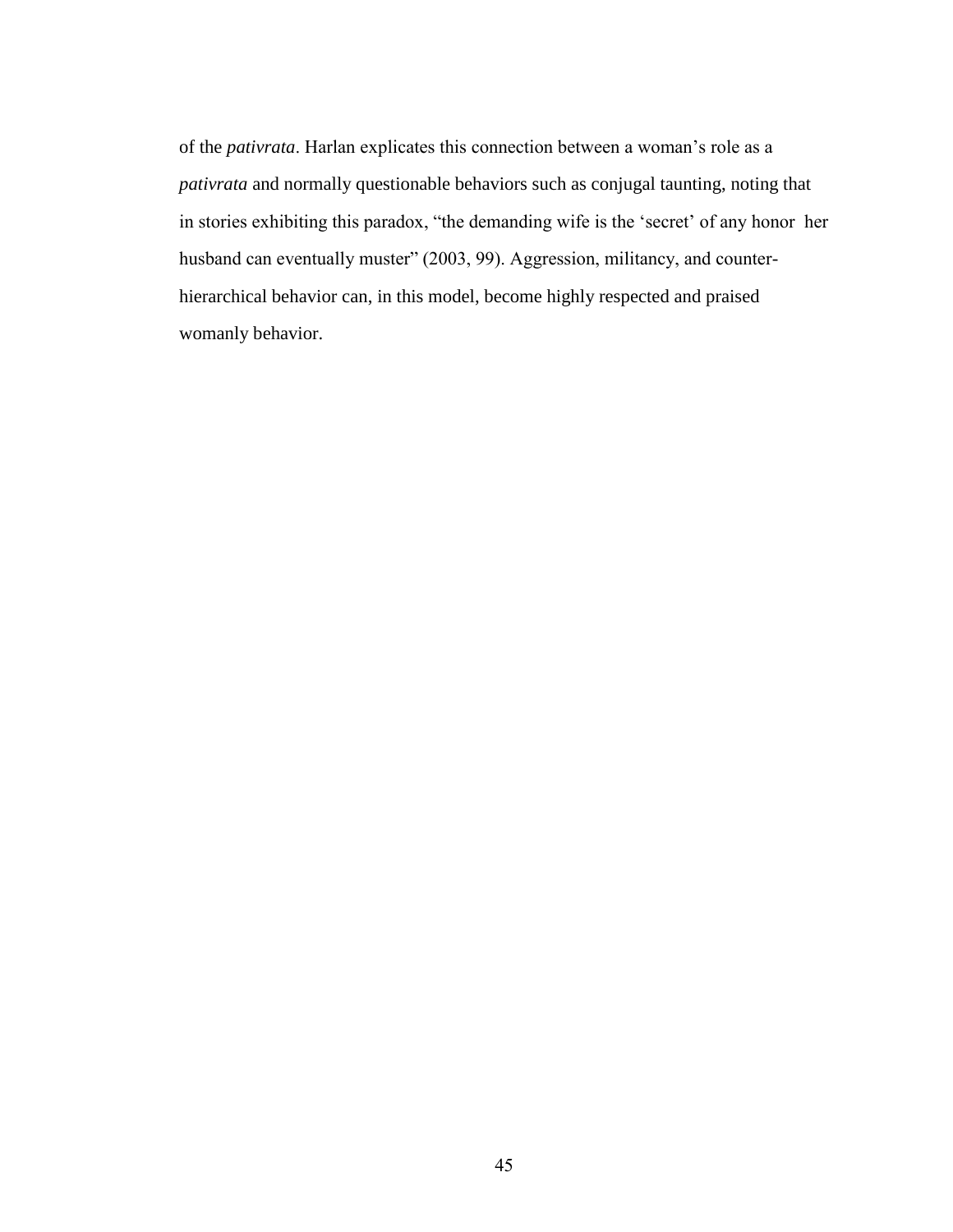of the *pativrata*. Harlan explicates this connection between a woman's role as a *pativrata* and normally questionable behaviors such as conjugal taunting, noting that in stories exhibiting this paradox, "the demanding wife is the 'secret' of any honor her husband can eventually muster" (2003, 99). Aggression, militancy, and counter-hierarchical behavior can, in this model, become highly respected and praised womanly behavior.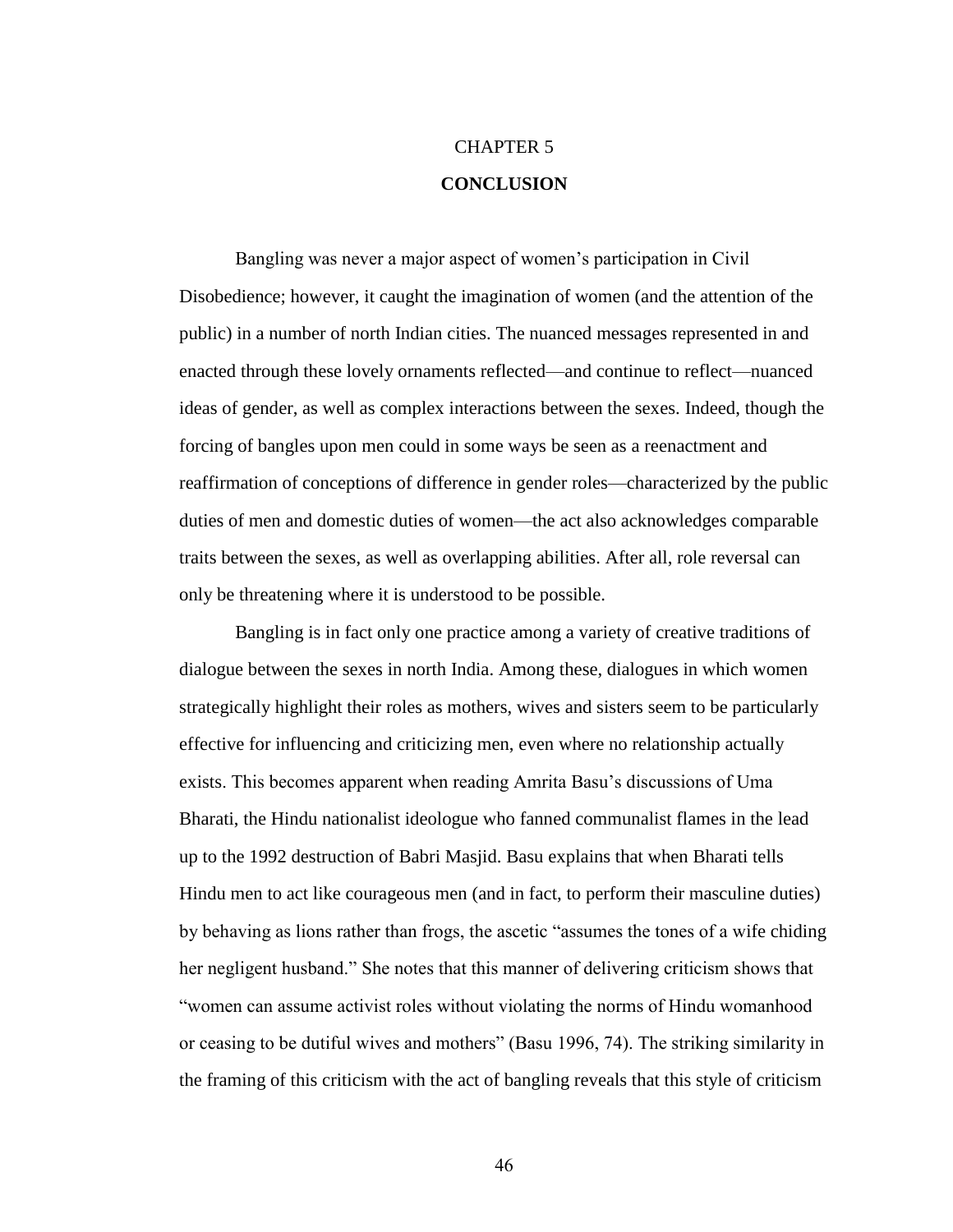# CHAPTER 5

## CONCLUSION

Bangling was never a major aspect of women's participation in Civil Disobedience; however, it caught the imagination of women (and the attention of the public) in a number of north Indian cities. The nuanced messages represented in and enacted through these lovely ornaments reflected—and continue to reflect—nuanced ideas of gender, as well as complex interactions between the sexes. Indeed, though the forcing of bangles upon men could in some ways be seen as a reenactment and reaffirmation of conceptions of difference in gender roles—characterized by the public duties of men and domestic duties of women—the act also acknowledges comparable traits between the sexes, as well as overlapping abilities. After all, role reversal can only be threatening where it is understood to be possible.

Bangling is in fact only one practice among a variety of creative traditions of dialogue between the sexes in north India. Among these, dialogues in which women strategically highlight their roles as mothers, wives and sisters seem to be particularly effective for influencing and criticizing men, even where no relationship actually exists. This becomes apparent when reading Amrita Basu's discussions of Uma Bharati, the Hindu nationalist ideologue who fanned communalist flames in the lead up to the 1992 destruction of Babri Masjid. Basu explains that when Bharati tells Hindu men to act like courageous men (and in fact, to perform their masculine duties) by behaving as lions rather than frogs, the ascetic "assumes the tones of a wife chiding her negligent husband." She notes that this manner of delivering criticism shows that "women can assume activist roles without violating the norms of Hindu womanhood or ceasing to be dutiful wives and mothers" (Basu 1996, 74). The striking similarity in the framing of this criticism with the act of bangling reveals that this style of criticism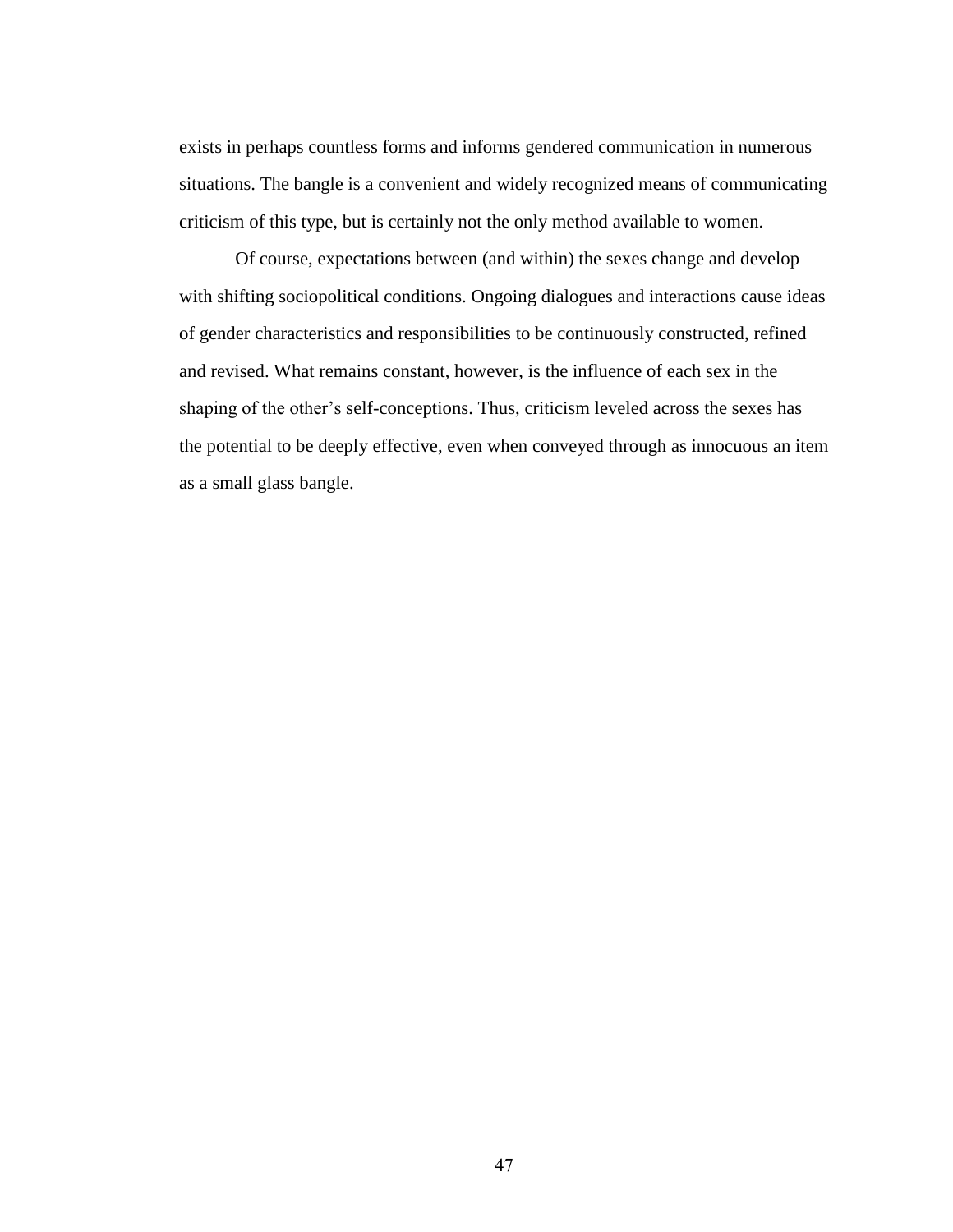exists in perhaps countless forms and informs gendered communication in numerous situations. The bangle is a convenient and widely recognized means of communicating criticism of this type, but is certainly not the only method available to women.

Of course, expectations between (and within) the sexes change and develop with shifting sociopolitical conditions. Ongoing dialogues and interactions cause ideas of gender characteristics and responsibilities to be continuously constructed, refined and revised. What remains constant, however, is the influence of each sex in the shaping of the other's self-conceptions. Thus, criticism leveled across the sexes has the potential to be deeply effective, even when conveyed through as innocuous an item as a small glass bangle.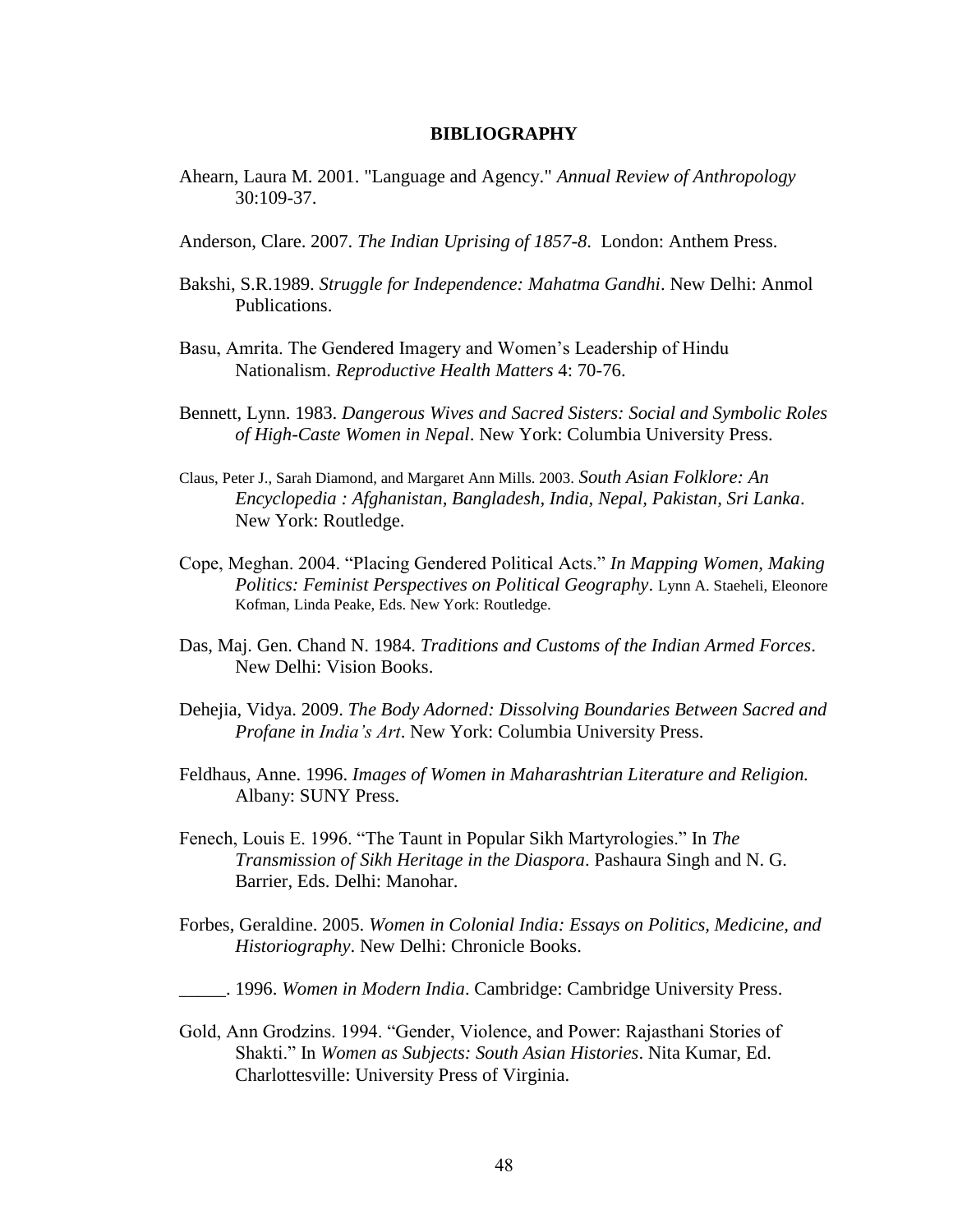# BIBLIOGRAPHY

Ahearn, Laura M. 2001. "Language and Agency." *Annual Review of Anthropology* 30:109-37.

Anderson, Clare. 2007. *The Indian Uprising of 1857-8*. London: Anthem Press.

Bakshi, S.R.1989. *Struggle for Independence: Mahatma Gandhi*. New Delhi: Anmol Publications.

Basu, Amrita. The Gendered Imagery and Women's Leadership of Hindu Nationalism. *Reproductive Health Matters* 4: 70-76.

Bennett, Lynn. 1983. *Dangerous Wives and Sacred Sisters: Social and Symbolic Roles of High-Caste Women in Nepal*. New York: Columbia University Press.

Claus, Peter J., Sarah Diamond, and Margaret Ann Mills. 2003. *South Asian Folklore: An Encyclopedia : Afghanistan, Bangladesh, India, Nepal, Pakistan, Sri Lanka*. New York: Routledge.

Cope, Meghan. 2004. "Placing Gendered Political Acts." *In Mapping Women, Making Politics: Feminist Perspectives on Political Geography*. Lynn A. Staeheli, Eleonore Kofman, Linda Peake, Eds. New York: Routledge.

Das, Maj. Gen. Chand N. 1984. *Traditions and Customs of the Indian Armed Forces*. New Delhi: Vision Books.

Dehejia, Vidya. 2009. *The Body Adorned: Dissolving Boundaries Between Sacred and Profane in India's Art*. New York: Columbia University Press.

Feldhaus, Anne. 1996. *Images of Women in Maharashtrian Literature and Religion.* Albany: SUNY Press.

Fenech, Louis E. 1996. "The Taunt in Popular Sikh Martyrologies." In *The Transmission of Sikh Heritage in the Diaspora*. Pashaura Singh and N. G. Barrier, Eds. Delhi: Manohar.

Forbes, Geraldine. 2005. *Women in Colonial India: Essays on Politics, Medicine, and Historiography*. New Delhi: Chronicle Books.

_____. 1996. *Women in Modern India*. Cambridge: Cambridge University Press.

Gold, Ann Grodzins. 1994. "Gender, Violence, and Power: Rajasthani Stories of Shakti." In *Women as Subjects: South Asian Histories*. Nita Kumar, Ed. Charlottesville: University Press of Virginia.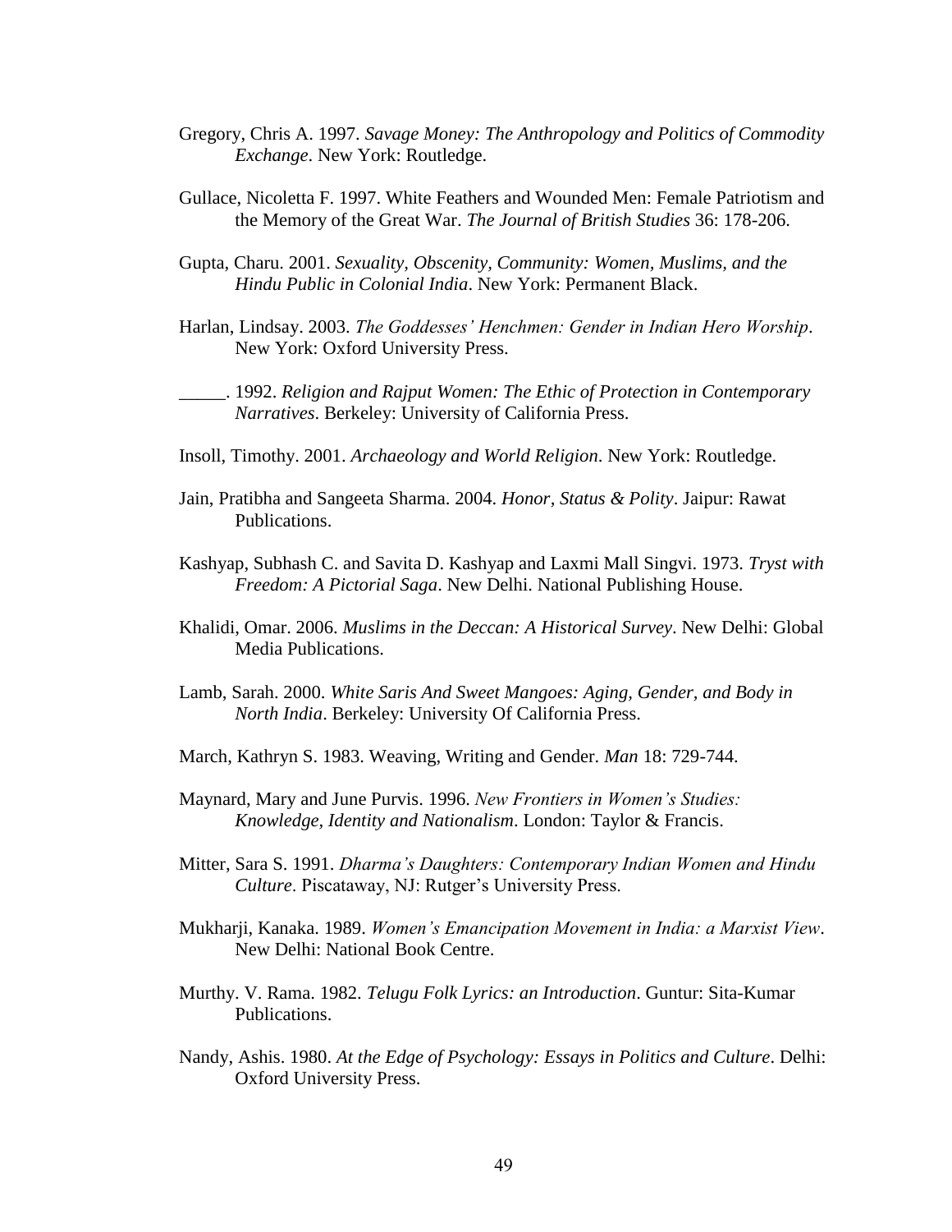Gregory, Chris A. 1997. *Savage Money: The Anthropology and Politics of Commodity Exchange*. New York: Routledge.

Gullace, Nicoletta F. 1997. White Feathers and Wounded Men: Female Patriotism and the Memory of the Great War. *The Journal of British Studies* 36: 178-206.

Gupta, Charu. 2001. *Sexuality, Obscenity, Community: Women, Muslims, and the Hindu Public in Colonial India*. New York: Permanent Black.

Harlan, Lindsay. 2003. *The Goddesses' Henchmen: Gender in Indian Hero Worship*. New York: Oxford University Press.

_____. 1992. *Religion and Rajput Women: The Ethic of Protection in Contemporary Narratives*. Berkeley: University of California Press.

Insoll, Timothy. 2001. *Archaeology and World Religion*. New York: Routledge.

Jain, Pratibha and Sangeeta Sharma. 2004. *Honor, Status & Polity*. Jaipur: Rawat Publications.

Kashyap, Subhash C. and Savita D. Kashyap and Laxmi Mall Singvi. 1973. *Tryst with Freedom: A Pictorial Saga*. New Delhi. National Publishing House.

Khalidi, Omar. 2006. *Muslims in the Deccan: A Historical Survey*. New Delhi: Global Media Publications.

Lamb, Sarah. 2000. *White Saris And Sweet Mangoes: Aging, Gender, and Body in North India*. Berkeley: University Of California Press.

March, Kathryn S. 1983. Weaving, Writing and Gender. *Man* 18: 729-744.

Maynard, Mary and June Purvis. 1996. *New Frontiers in Women's Studies: Knowledge, Identity and Nationalism*. London: Taylor & Francis.

Mitter, Sara S. 1991. *Dharma's Daughters: Contemporary Indian Women and Hindu Culture*. Piscataway, NJ: Rutger's University Press.

Mukharji, Kanaka. 1989. *Women's Emancipation Movement in India: a Marxist View*. New Delhi: National Book Centre.

Murthy. V. Rama. 1982. *Telugu Folk Lyrics: an Introduction*. Guntur: Sita-Kumar Publications.

Nandy, Ashis. 1980. *At the Edge of Psychology: Essays in Politics and Culture*. Delhi: Oxford University Press.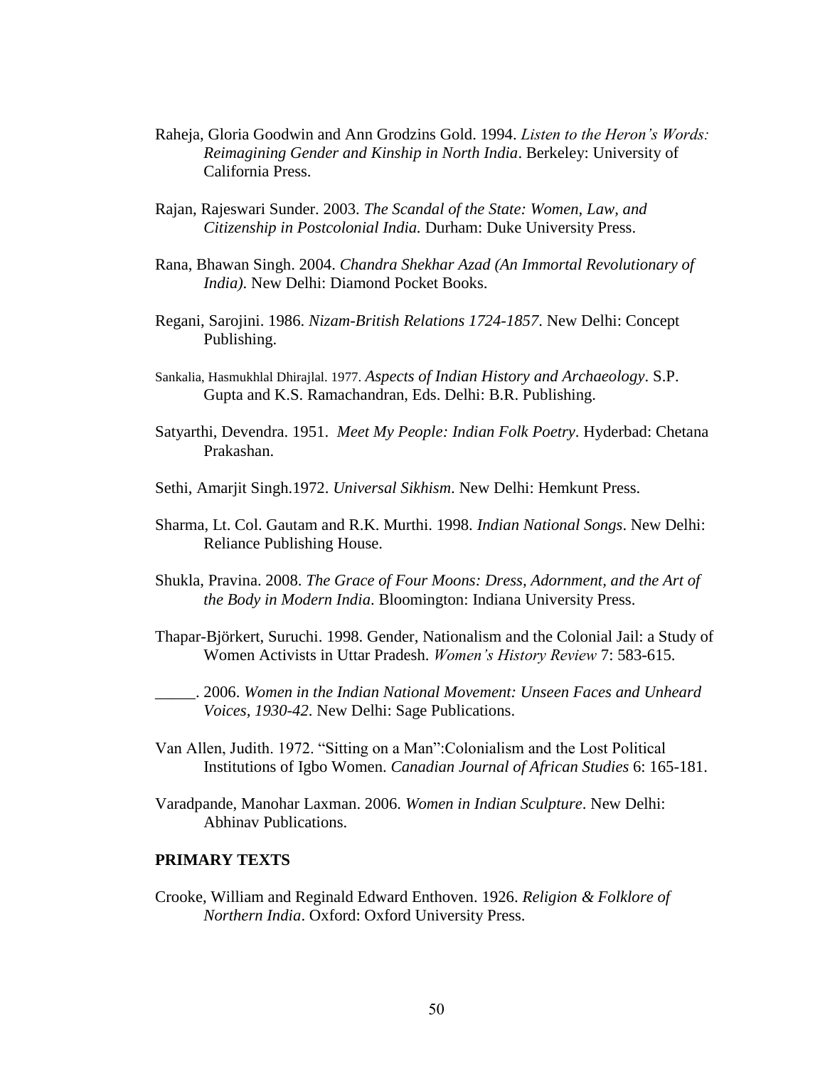Raheja, Gloria Goodwin and Ann Grodzins Gold. 1994. *Listen to the Heron's Words: Reimagining Gender and Kinship in North India*. Berkeley: University of California Press.

Rajan, Rajeswari Sunder. 2003. *The Scandal of the State: Women, Law, and Citizenship in Postcolonial India.* Durham: Duke University Press.

Rana, Bhawan Singh. 2004. *Chandra Shekhar Azad (An Immortal Revolutionary of India)*. New Delhi: Diamond Pocket Books.

Regani, Sarojini. 1986. *Nizam-British Relations 1724-1857*. New Delhi: Concept Publishing.

Sankalia, Hasmukhlal Dhirajlal. 1977. *Aspects of Indian History and Archaeology*. S.P. Gupta and K.S. Ramachandran, Eds. Delhi: B.R. Publishing.

Satyarthi, Devendra. 1951. *Meet My People: Indian Folk Poetry*. Hyderbad: Chetana Prakashan.

Sethi, Amarjit Singh.1972. *Universal Sikhism*. New Delhi: Hemkunt Press.

Sharma, Lt. Col. Gautam and R.K. Murthi. 1998. *Indian National Songs*. New Delhi: Reliance Publishing House.

Shukla, Pravina. 2008. *The Grace of Four Moons: Dress, Adornment, and the Art of the Body in Modern India*. Bloomington: Indiana University Press.

Thapar-Björkert, Suruchi. 1998. Gender, Nationalism and the Colonial Jail: a Study of Women Activists in Uttar Pradesh. *Women's History Review* 7: 583-615.

_____. 2006. *Women in the Indian National Movement: Unseen Faces and Unheard Voices, 1930-42*. New Delhi: Sage Publications.

Van Allen, Judith. 1972. "Sitting on a Man":Colonialism and the Lost Political Institutions of Igbo Women. *Canadian Journal of African Studies* 6: 165-181.

Varadpande, Manohar Laxman. 2006. *Women in Indian Sculpture*. New Delhi: Abhinav Publications.

**PRIMARY TEXTS**

Crooke, William and Reginald Edward Enthoven. 1926. *Religion & Folklore of Northern India*. Oxford: Oxford University Press.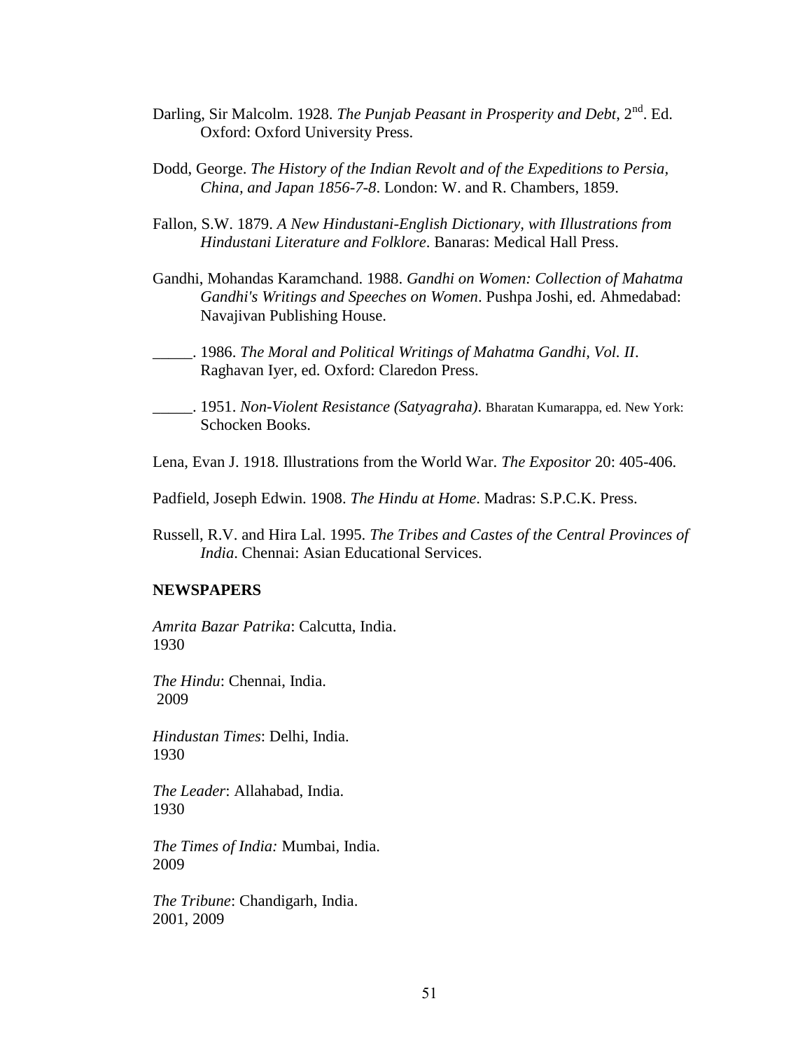Darling, Sir Malcolm. 1928. *The Punjab Peasant in Prosperity and Debt*, 2nd. Ed. Oxford: Oxford University Press.

Dodd, George. *The History of the Indian Revolt and of the Expeditions to Persia, China, and Japan 1856-7-8*. London: W. and R. Chambers, 1859.

Fallon, S.W. 1879. *A New Hindustani-English Dictionary, with Illustrations from Hindustani Literature and Folklore*. Banaras: Medical Hall Press.

Gandhi, Mohandas Karamchand. 1988. *Gandhi on Women: Collection of Mahatma Gandhi's Writings and Speeches on Women*. Pushpa Joshi, ed. Ahmedabad: Navajivan Publishing House.

_____. 1986. *The Moral and Political Writings of Mahatma Gandhi, Vol. II*. Raghavan Iyer, ed. Oxford: Claredon Press.

_____. 1951. *Non-Violent Resistance (Satyagraha)*. Bharatan Kumarappa, ed. New York: Schocken Books.

Lena, Evan J. 1918. Illustrations from the World War. *The Expositor* 20: 405-406.

Padfield, Joseph Edwin. 1908. *The Hindu at Home*. Madras: S.P.C.K. Press.

Russell, R.V. and Hira Lal. 1995. *The Tribes and Castes of the Central Provinces of India*. Chennai: Asian Educational Services.

**NEWSPAPERS**

*Amrita Bazar Patrika*: Calcutta, India.
1930

*The Hindu*: Chennai, India.
2009

*Hindustan Times*: Delhi, India.
1930

*The Leader*: Allahabad, India.
1930

*The Times of India:* Mumbai, India.
2009

*The Tribune*: Chandigarh, India.
2001, 2009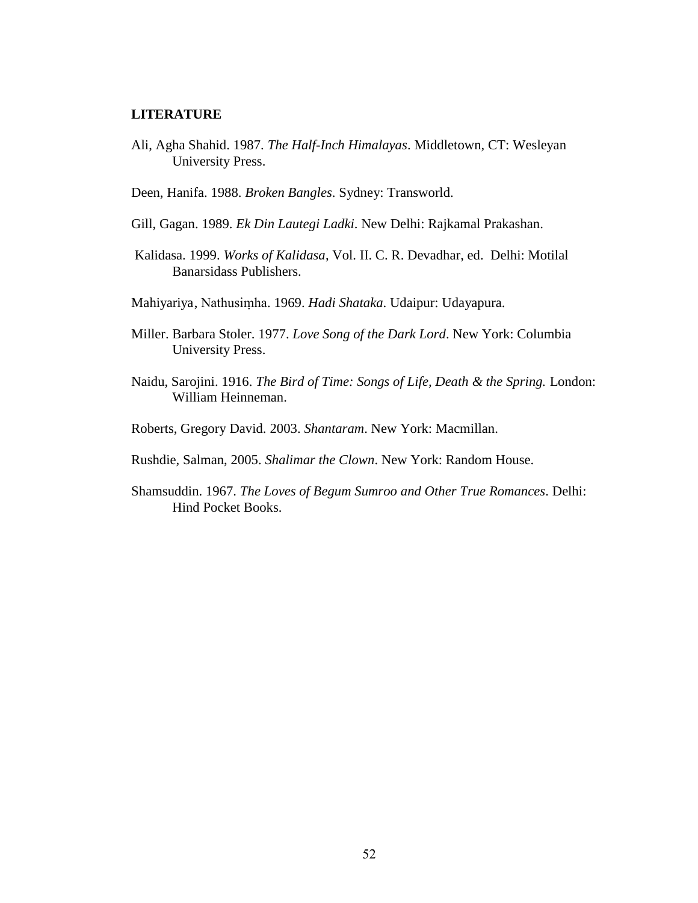**LITERATURE**

Ali, Agha Shahid. 1987. *The Half-Inch Himalayas*. Middletown, CT: Wesleyan University Press.

Deen, Hanifa. 1988. *Broken Bangles*. Sydney: Transworld.

Gill, Gagan. 1989. *Ek Din Lautegi Ladki*. New Delhi: Rajkamal Prakashan.

Kalidasa. 1999. *Works of Kalidasa*, Vol. II. C. R. Devadhar, ed. Delhi: Motilal Banarsidass Publishers.

Mahiyariya, Nathusiṃha. 1969. *Hadi Shataka*. Udaipur: Udayapura.

Miller. Barbara Stoler. 1977. *Love Song of the Dark Lord*. New York: Columbia University Press.

Naidu, Sarojini. 1916. *The Bird of Time: Songs of Life, Death & the Spring.* London: William Heinneman.

Roberts, Gregory David. 2003. *Shantaram*. New York: Macmillan.

Rushdie, Salman, 2005. *Shalimar the Clown*. New York: Random House.

Shamsuddin. 1967. *The Loves of Begum Sumroo and Other True Romances*. Delhi: Hind Pocket Books.